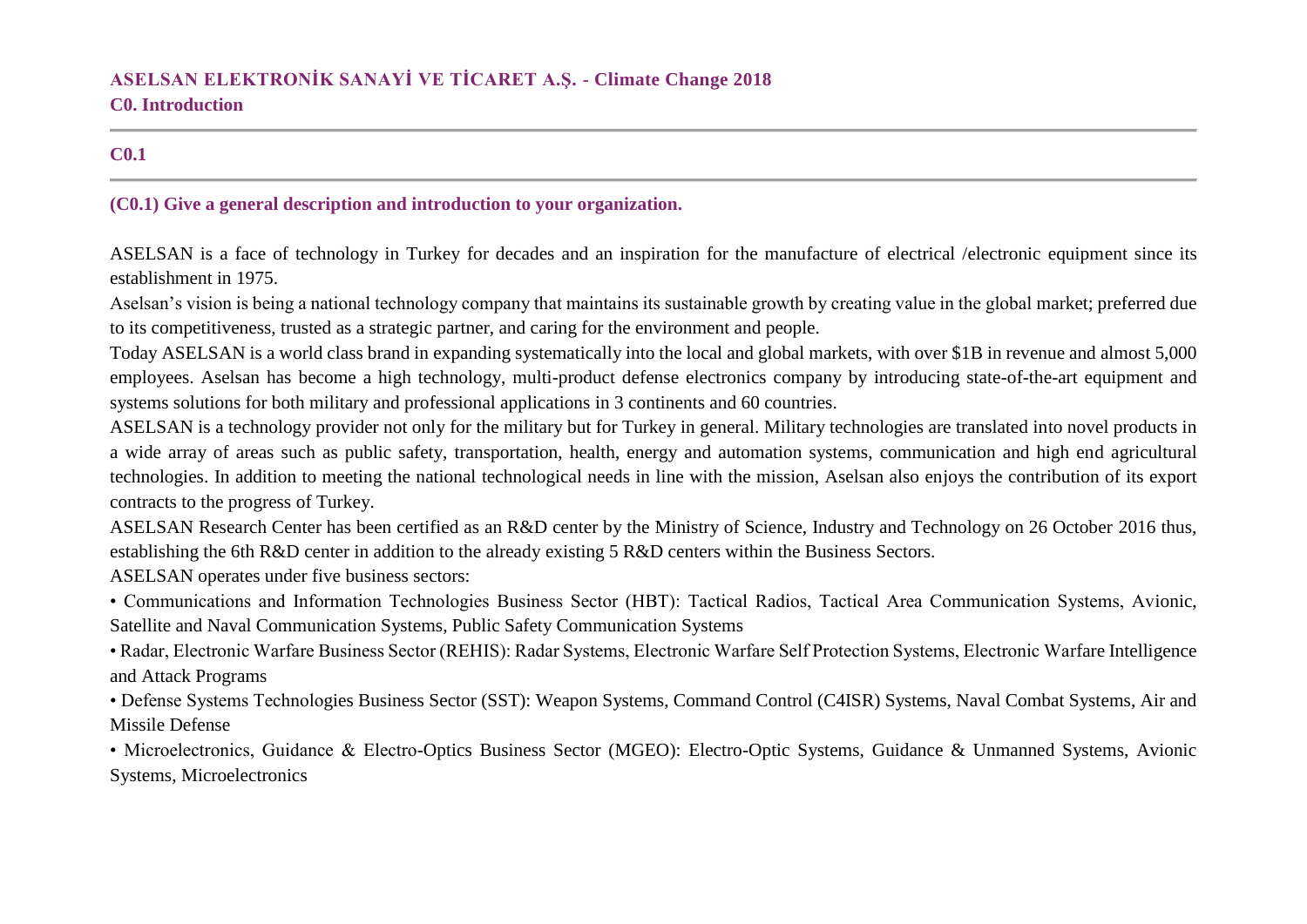# ASELSAN ELEKTRONİK SANAYİ VE TİCARET A.Ş. - Climate Change 2018

## C0. Introduction

### C0.1

**(C0.1) Give a general description and introduction to your organization.**

ASELSAN is a face of technology in Turkey for decades and an inspiration for the manufacture of electrical /electronic equipment since its establishment in 1975.

Aselsan's vision is being a national technology company that maintains its sustainable growth by creating value in the global market; preferred due to its competitiveness, trusted as a strategic partner, and caring for the environment and people.

Today ASELSAN is a world class brand in expanding systematically into the local and global markets, with over $1B in revenue and almost 5,000 employees. Aselsan has become a high technology, multi-product defense electronics company by introducing state-of-the-art equipment and systems solutions for both military and professional applications in 3 continents and 60 countries.

ASELSAN is a technology provider not only for the military but for Turkey in general. Military technologies are translated into novel products in a wide array of areas such as public safety, transportation, health, energy and automation systems, communication and high end agricultural technologies. In addition to meeting the national technological needs in line with the mission, Aselsan also enjoys the contribution of its export contracts to the progress of Turkey.

ASELSAN Research Center has been certified as an R&D center by the Ministry of Science, Industry and Technology on 26 October 2016 thus, establishing the 6th R&D center in addition to the already existing 5 R&D centers within the Business Sectors.

ASELSAN operates under five business sectors:

- Communications and Information Technologies Business Sector (HBT): Tactical Radios, Tactical Area Communication Systems, Avionic, Satellite and Naval Communication Systems, Public Safety Communication Systems
- Radar, Electronic Warfare Business Sector (REHIS): Radar Systems, Electronic Warfare Self Protection Systems, Electronic Warfare Intelligence and Attack Programs
- Defense Systems Technologies Business Sector (SST): Weapon Systems, Command Control (C4ISR) Systems, Naval Combat Systems, Air and Missile Defense
- Microelectronics, Guidance & Electro-Optics Business Sector (MGEO): Electro-Optic Systems, Guidance & Unmanned Systems, Avionic Systems, Microelectronics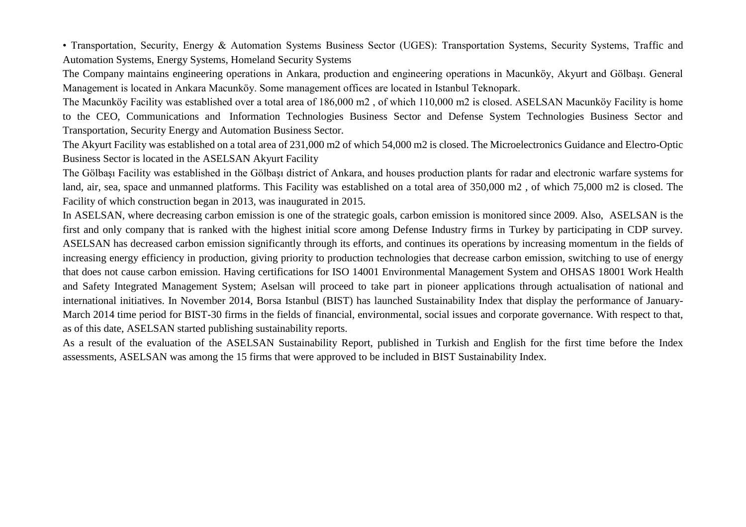- Transportation, Security, Energy & Automation Systems Business Sector (UGES): Transportation Systems, Security Systems, Traffic and Automation Systems, Energy Systems, Homeland Security Systems

The Company maintains engineering operations in Ankara, production and engineering operations in Macunköy, Akyurt and Gölbaşı. General Management is located in Ankara Macunköy. Some management offices are located in Istanbul Teknopark.

The Macunköy Facility was established over a total area of 186,000 m2 , of which 110,000 m2 is closed. ASELSAN Macunköy Facility is home to the CEO, Communications and Information Technologies Business Sector and Defense System Technologies Business Sector and Transportation, Security Energy and Automation Business Sector.

The Akyurt Facility was established on a total area of 231,000 m2 of which 54,000 m2 is closed. The Microelectronics Guidance and Electro-Optic Business Sector is located in the ASELSAN Akyurt Facility

The Gölbaşı Facility was established in the Gölbaşı district of Ankara, and houses production plants for radar and electronic warfare systems for land, air, sea, space and unmanned platforms. This Facility was established on a total area of 350,000 m2 , of which 75,000 m2 is closed. The Facility of which construction began in 2013, was inaugurated in 2015.

In ASELSAN, where decreasing carbon emission is one of the strategic goals, carbon emission is monitored since 2009. Also, ASELSAN is the first and only company that is ranked with the highest initial score among Defense Industry firms in Turkey by participating in CDP survey. ASELSAN has decreased carbon emission significantly through its efforts, and continues its operations by increasing momentum in the fields of increasing energy efficiency in production, giving priority to production technologies that decrease carbon emission, switching to use of energy that does not cause carbon emission. Having certifications for ISO 14001 Environmental Management System and OHSAS 18001 Work Health and Safety Integrated Management System; Aselsan will proceed to take part in pioneer applications through actualisation of national and international initiatives. In November 2014, Borsa Istanbul (BIST) has launched Sustainability Index that display the performance of January-March 2014 time period for BIST-30 firms in the fields of financial, environmental, social issues and corporate governance. With respect to that, as of this date, ASELSAN started publishing sustainability reports.

As a result of the evaluation of the ASELSAN Sustainability Report, published in Turkish and English for the first time before the Index assessments, ASELSAN was among the 15 firms that were approved to be included in BIST Sustainability Index.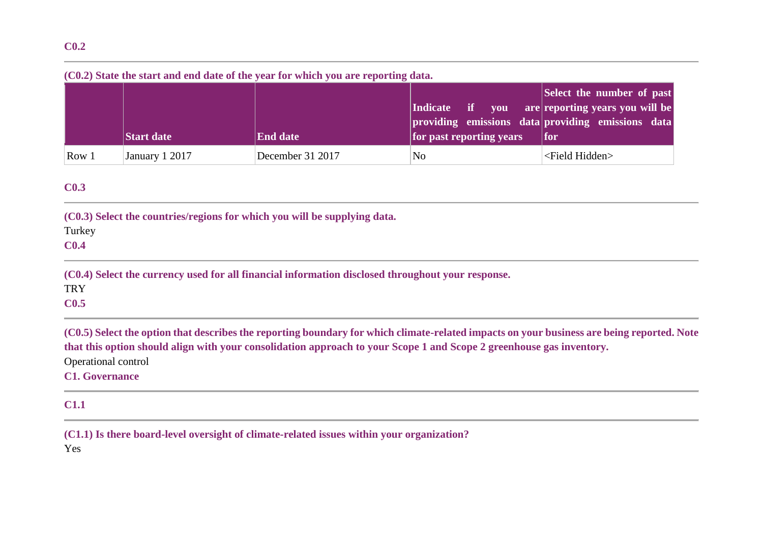### C0.2

**(C0.2) State the start and end date of the year for which you are reporting data.**

| | Start date | End date | Indicate if you are providing emissions data for past reporting years | Select the number of past reporting years you will be providing emissions data for |
|---|---|---|---|---|
| Row 1 | January 1 2017 | December 31 2017 | No | <Field Hidden> |

### C0.3

**(C0.3) Select the countries/regions for which you will be supplying data.**

Turkey

### C0.4

**(C0.4) Select the currency used for all financial information disclosed throughout your response.**

TRY

### C0.5

**(C0.5) Select the option that describes the reporting boundary for which climate-related impacts on your business are being reported. Note that this option should align with your consolidation approach to your Scope 1 and Scope 2 greenhouse gas inventory.**

Operational control

## C1. Governance

### C1.1

**(C1.1) Is there board-level oversight of climate-related issues within your organization?**

Yes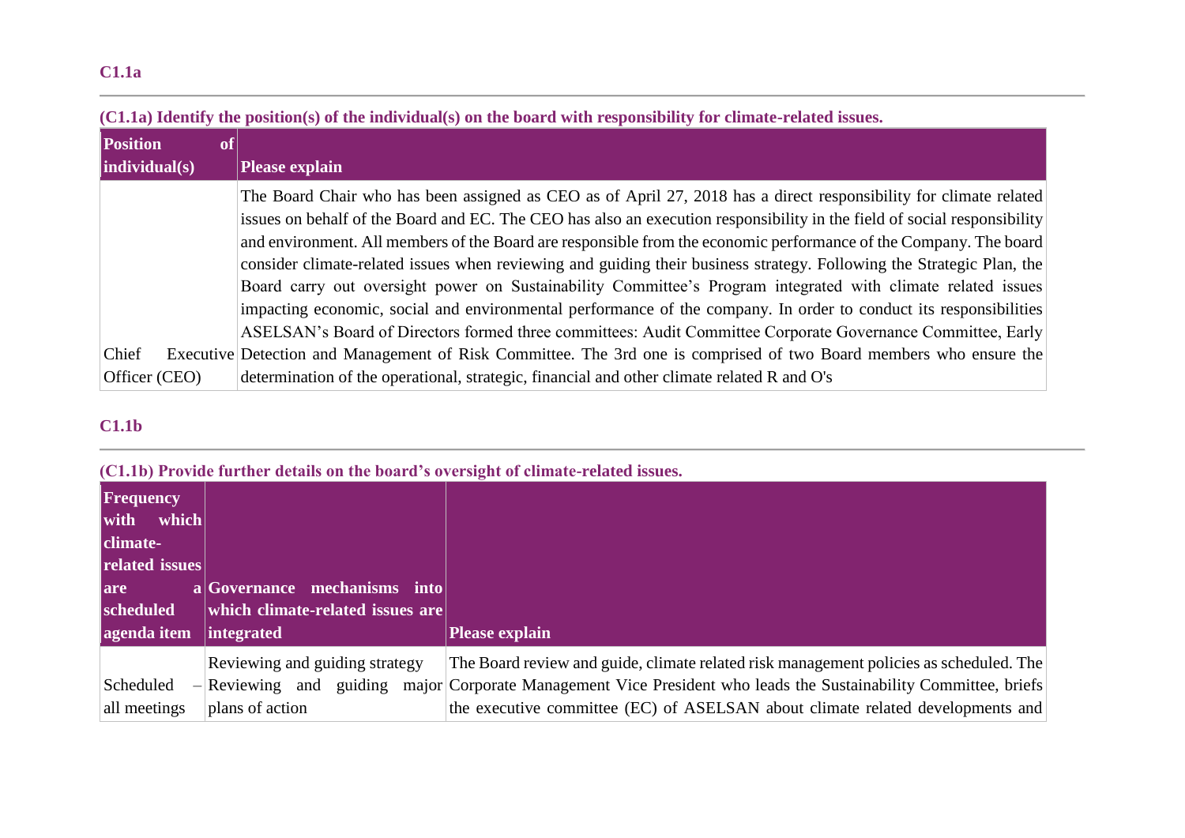### C1.1a

**(C1.1a) Identify the position(s) of the individual(s) on the board with responsibility for climate-related issues.**

| Position of individual(s) | Please explain |
|---|---|
| Chief Executive Officer (CEO) | The Board Chair who has been assigned as CEO as of April 27, 2018 has a direct responsibility for climate related issues on behalf of the Board and EC. The CEO has also an execution responsibility in the field of social responsibility and environment. All members of the Board are responsible from the economic performance of the Company. The board consider climate-related issues when reviewing and guiding their business strategy. Following the Strategic Plan, the Board carry out oversight power on Sustainability Committee's Program integrated with climate related issues impacting economic, social and environmental performance of the company. In order to conduct its responsibilities ASELSAN's Board of Directors formed three committees: Audit Committee Corporate Governance Committee, Early Detection and Management of Risk Committee. The 3rd one is comprised of two Board members who ensure the determination of the operational, strategic, financial and other climate related R and O's |

### C1.1b

**(C1.1b) Provide further details on the board's oversight of climate-related issues.**

| Frequency with which climate-related issues are a scheduled agenda item | Governance mechanisms into which climate-related issues are integrated | Please explain |
|---|---|---|
| Scheduled – all meetings | Reviewing and guiding strategy<br>Reviewing and guiding major plans of action | The Board review and guide, climate related risk management policies as scheduled. The Corporate Management Vice President who leads the Sustainability Committee, briefs the executive committee (EC) of ASELSAN about climate related developments and |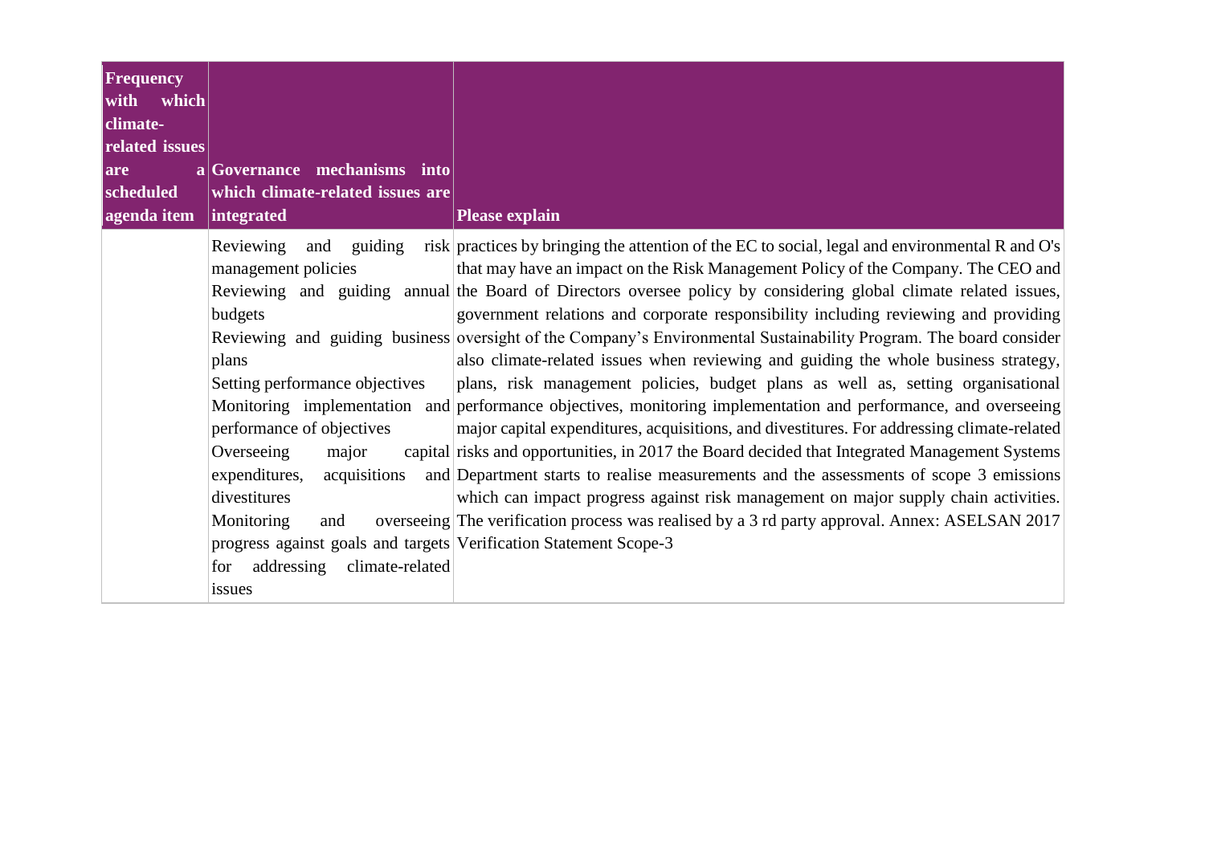| Frequency with which climate-related issues are a scheduled agenda item | Governance mechanisms into which climate-related issues are integrated | Please explain |
|---|---|---|
| | Reviewing and guiding risk management policies<br>Reviewing and guiding annual budgets<br>Reviewing and guiding business plans<br>Setting performance objectives<br>Monitoring implementation and performance of objectives<br>Overseeing major capital expenditures, acquisitions and divestitures<br>Monitoring and overseeing progress against goals and targets for addressing climate-related issues | practices by bringing the attention of the EC to social, legal and environmental R and O's that may have an impact on the Risk Management Policy of the Company. The CEO and the Board of Directors oversee policy by considering global climate related issues, government relations and corporate responsibility including reviewing and providing oversight of the Company's Environmental Sustainability Program. The board consider also climate-related issues when reviewing and guiding the whole business strategy, plans, risk management policies, budget plans as well as, setting organisational performance objectives, monitoring implementation and performance, and overseeing major capital expenditures, acquisitions, and divestitures. For addressing climate-related risks and opportunities, in 2017 the Board decided that Integrated Management Systems Department starts to realise measurements and the assessments of scope 3 emissions which can impact progress against risk management on major supply chain activities. The verification process was realised by a 3 rd party approval. Annex: ASELSAN 2017 Verification Statement Scope-3 |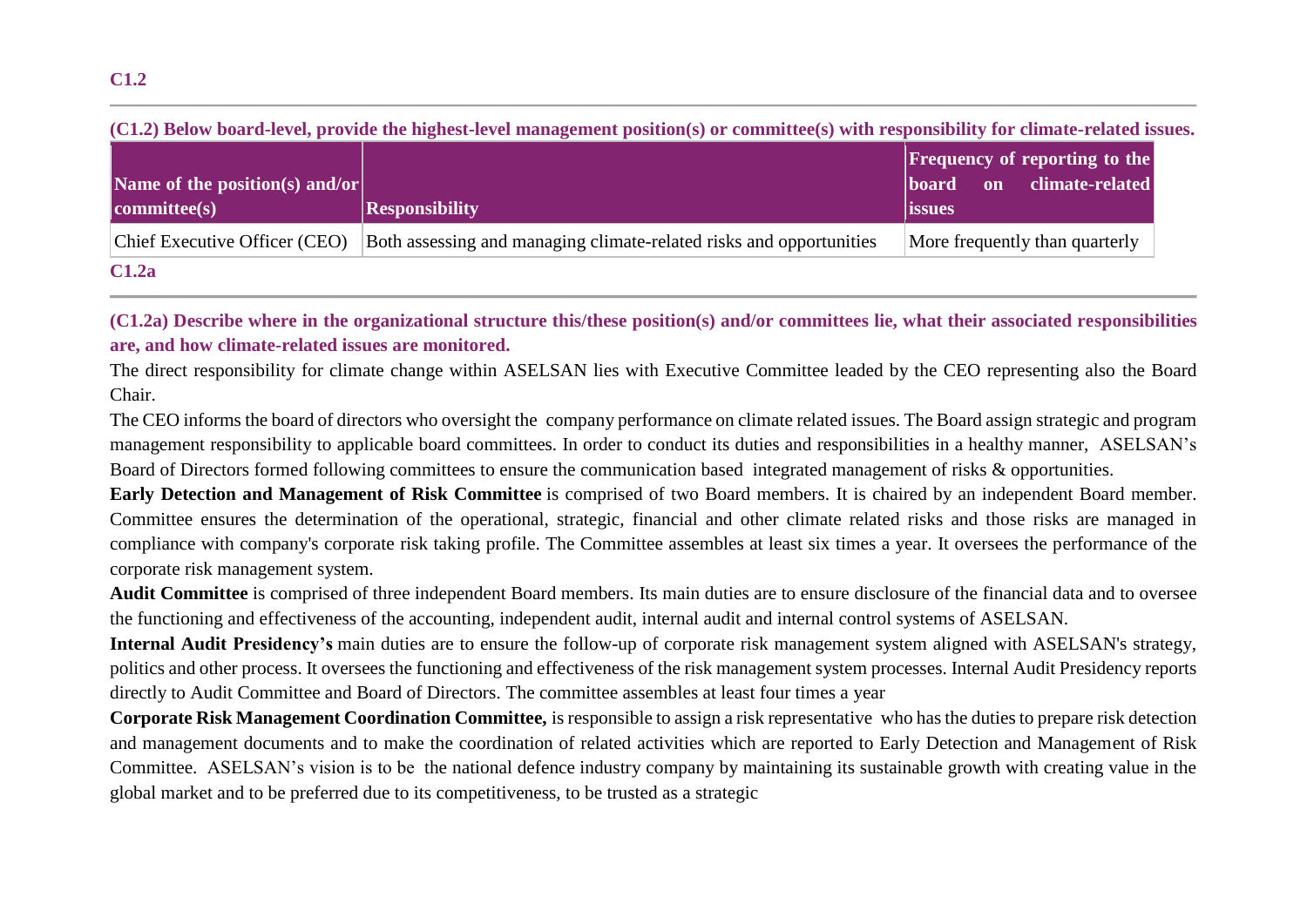## C1.2

**(C1.2) Below board-level, provide the highest-level management position(s) or committee(s) with responsibility for climate-related issues.**

| Name of the position(s) and/or committee(s) | Responsibility | Frequency of reporting to the board on climate-related issues |
|---|---|---|
| Chief Executive Officer (CEO) | Both assessing and managing climate-related risks and opportunities | More frequently than quarterly |

## C1.2a

**(C1.2a) Describe where in the organizational structure this/these position(s) and/or committees lie, what their associated responsibilities are, and how climate-related issues are monitored.**

The direct responsibility for climate change within ASELSAN lies with Executive Committee leaded by the CEO representing also the Board Chair.

The CEO informs the board of directors who oversight the company performance on climate related issues. The Board assign strategic and program management responsibility to applicable board committees. In order to conduct its duties and responsibilities in a healthy manner, ASELSAN's Board of Directors formed following committees to ensure the communication based integrated management of risks & opportunities.

**Early Detection and Management of Risk Committee** is comprised of two Board members. It is chaired by an independent Board member. Committee ensures the determination of the operational, strategic, financial and other climate related risks and those risks are managed in compliance with company's corporate risk taking profile. The Committee assembles at least six times a year. It oversees the performance of the corporate risk management system.

**Audit Committee** is comprised of three independent Board members. Its main duties are to ensure disclosure of the financial data and to oversee the functioning and effectiveness of the accounting, independent audit, internal audit and internal control systems of ASELSAN.

**Internal Audit Presidency's** main duties are to ensure the follow-up of corporate risk management system aligned with ASELSAN's strategy, politics and other process. It oversees the functioning and effectiveness of the risk management system processes. Internal Audit Presidency reports directly to Audit Committee and Board of Directors. The committee assembles at least four times a year

**Corporate Risk Management Coordination Committee,** is responsible to assign a risk representative who has the duties to prepare risk detection and management documents and to make the coordination of related activities which are reported to Early Detection and Management of Risk Committee. ASELSAN's vision is to be the national defence industry company by maintaining its sustainable growth with creating value in the global market and to be preferred due to its competitiveness, to be trusted as a strategic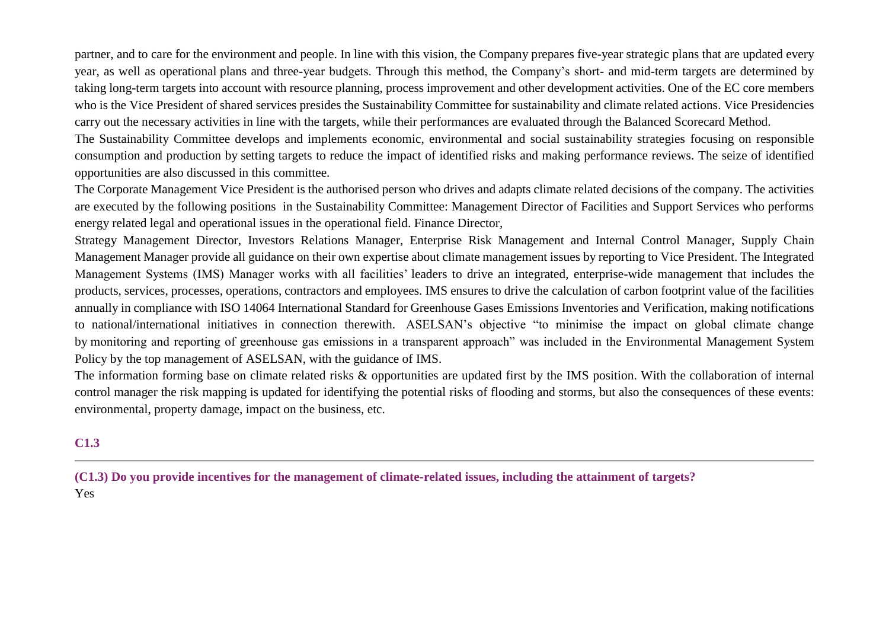partner, and to care for the environment and people. In line with this vision, the Company prepares five-year strategic plans that are updated every year, as well as operational plans and three-year budgets. Through this method, the Company's short- and mid-term targets are determined by taking long-term targets into account with resource planning, process improvement and other development activities. One of the EC core members who is the Vice President of shared services presides the Sustainability Committee for sustainability and climate related actions. Vice Presidencies carry out the necessary activities in line with the targets, while their performances are evaluated through the Balanced Scorecard Method.

The Sustainability Committee develops and implements economic, environmental and social sustainability strategies focusing on responsible consumption and production by setting targets to reduce the impact of identified risks and making performance reviews. The seize of identified opportunities are also discussed in this committee.

The Corporate Management Vice President is the authorised person who drives and adapts climate related decisions of the company. The activities are executed by the following positions in the Sustainability Committee: Management Director of Facilities and Support Services who performs energy related legal and operational issues in the operational field. Finance Director,

Strategy Management Director, Investors Relations Manager, Enterprise Risk Management and Internal Control Manager, Supply Chain Management Manager provide all guidance on their own expertise about climate management issues by reporting to Vice President. The Integrated Management Systems (IMS) Manager works with all facilities' leaders to drive an integrated, enterprise-wide management that includes the products, services, processes, operations, contractors and employees. IMS ensures to drive the calculation of carbon footprint value of the facilities annually in compliance with ISO 14064 International Standard for Greenhouse Gases Emissions Inventories and Verification, making notifications to national/international initiatives in connection therewith. ASELSAN's objective "to minimise the impact on global climate change by monitoring and reporting of greenhouse gas emissions in a transparent approach" was included in the Environmental Management System Policy by the top management of ASELSAN, with the guidance of IMS.

The information forming base on climate related risks & opportunities are updated first by the IMS position. With the collaboration of internal control manager the risk mapping is updated for identifying the potential risks of flooding and storms, but also the consequences of these events: environmental, property damage, impact on the business, etc.

## C1.3

**(C1.3) Do you provide incentives for the management of climate-related issues, including the attainment of targets?**

Yes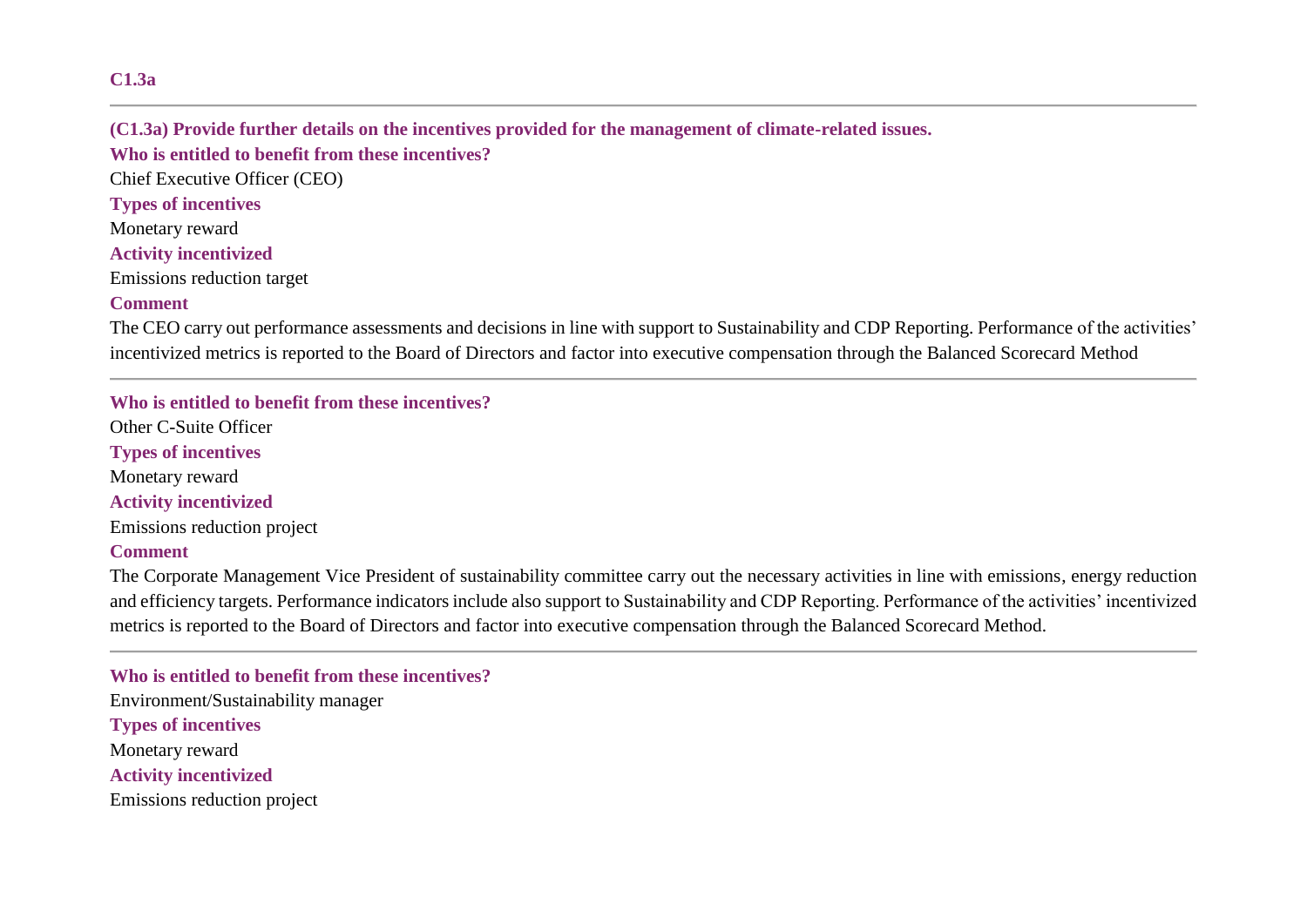### C1.3a

---

**(C1.3a) Provide further details on the incentives provided for the management of climate-related issues.**

**Who is entitled to benefit from these incentives?**

Chief Executive Officer (CEO)

**Types of incentives**

Monetary reward

**Activity incentivized**

Emissions reduction target

**Comment**

The CEO carry out performance assessments and decisions in line with support to Sustainability and CDP Reporting. Performance of the activities' incentivized metrics is reported to the Board of Directors and factor into executive compensation through the Balanced Scorecard Method

---

**Who is entitled to benefit from these incentives?**

Other C-Suite Officer

**Types of incentives**

Monetary reward

**Activity incentivized**

Emissions reduction project

**Comment**

The Corporate Management Vice President of sustainability committee carry out the necessary activities in line with emissions, energy reduction and efficiency targets. Performance indicators include also support to Sustainability and CDP Reporting. Performance of the activities' incentivized metrics is reported to the Board of Directors and factor into executive compensation through the Balanced Scorecard Method.

---

**Who is entitled to benefit from these incentives?**

Environment/Sustainability manager

**Types of incentives**

Monetary reward

**Activity incentivized**

Emissions reduction project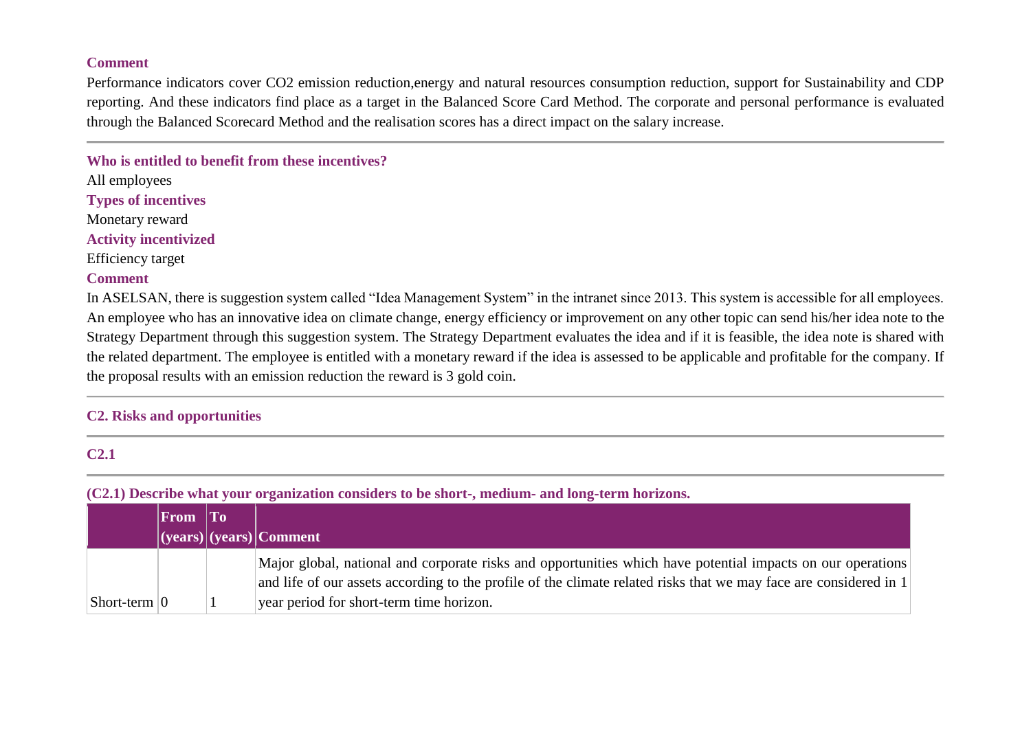**Comment**

Performance indicators cover $CO_2$ emission reduction,energy and natural resources consumption reduction, support for Sustainability and CDP reporting. And these indicators find place as a target in the Balanced Score Card Method. The corporate and personal performance is evaluated through the Balanced Scorecard Method and the realisation scores has a direct impact on the salary increase.

---

**Who is entitled to benefit from these incentives?**

All employees

**Types of incentives**

Monetary reward

**Activity incentivized**

Efficiency target

**Comment**

In ASELSAN, there is suggestion system called "Idea Management System" in the intranet since 2013. This system is accessible for all employees. An employee who has an innovative idea on climate change, energy efficiency or improvement on any other topic can send his/her idea note to the Strategy Department through this suggestion system. The Strategy Department evaluates the idea and if it is feasible, the idea note is shared with the related department. The employee is entitled with a monetary reward if the idea is assessed to be applicable and profitable for the company. If the proposal results with an emission reduction the reward is 3 gold coin.

---

## C2. Risks and opportunities

---

### C2.1

---

**(C2.1) Describe what your organization considers to be short-, medium- and long-term horizons.**

| | From (years) | To (years) | Comment |
|---|---|---|---|
| Short-term | 0 | 1 | Major global, national and corporate risks and opportunities which have potential impacts on our operations and life of our assets according to the profile of the climate related risks that we may face are considered in 1 year period for short-term time horizon. |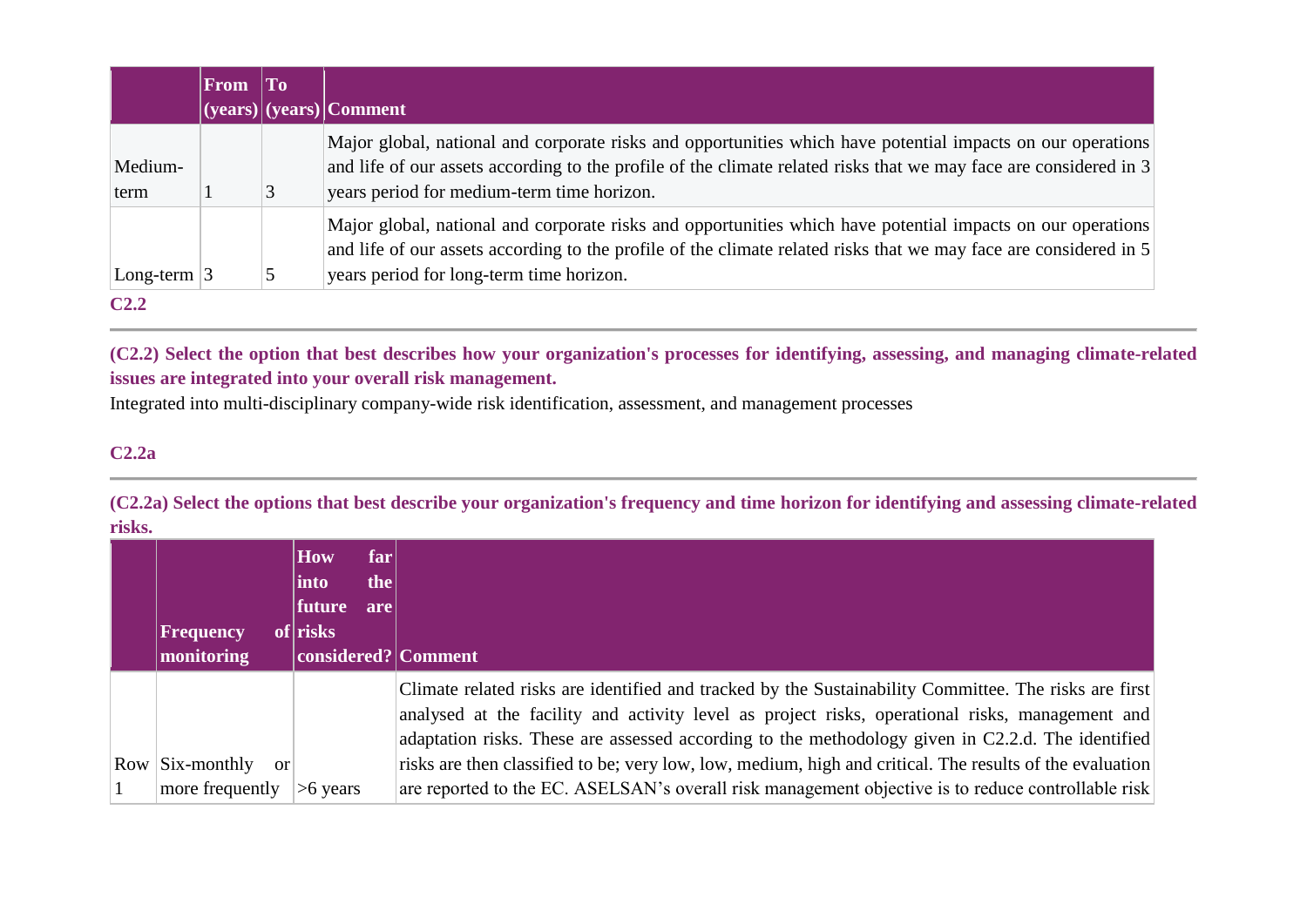| | From (years) | To (years) | Comment |
|---|---|---|---|
| Medium-term | 1 | 3 | Major global, national and corporate risks and opportunities which have potential impacts on our operations and life of our assets according to the profile of the climate related risks that we may face are considered in 3 years period for medium-term time horizon. |
| Long-term | 3 | 5 | Major global, national and corporate risks and opportunities which have potential impacts on our operations and life of our assets according to the profile of the climate related risks that we may face are considered in 5 years period for long-term time horizon. |

### C2.2

**(C2.2) Select the option that best describes how your organization's processes for identifying, assessing, and managing climate-related issues are integrated into your overall risk management.**

Integrated into multi-disciplinary company-wide risk identification, assessment, and management processes

### C2.2a

**(C2.2a) Select the options that best describe your organization's frequency and time horizon for identifying and assessing climate-related risks.**

| | Frequency of monitoring | How far into the future are risks considered? | Comment |
|---|---|---|---|
| Row 1 | Six-monthly or more frequently | >6 years | Climate related risks are identified and tracked by the Sustainability Committee. The risks are first analysed at the facility and activity level as project risks, operational risks, management and adaptation risks. These are assessed according to the methodology given in C2.2.d. The identified risks are then classified to be; very low, low, medium, high and critical. The results of the evaluation are reported to the EC. ASELSAN's overall risk management objective is to reduce controllable risk |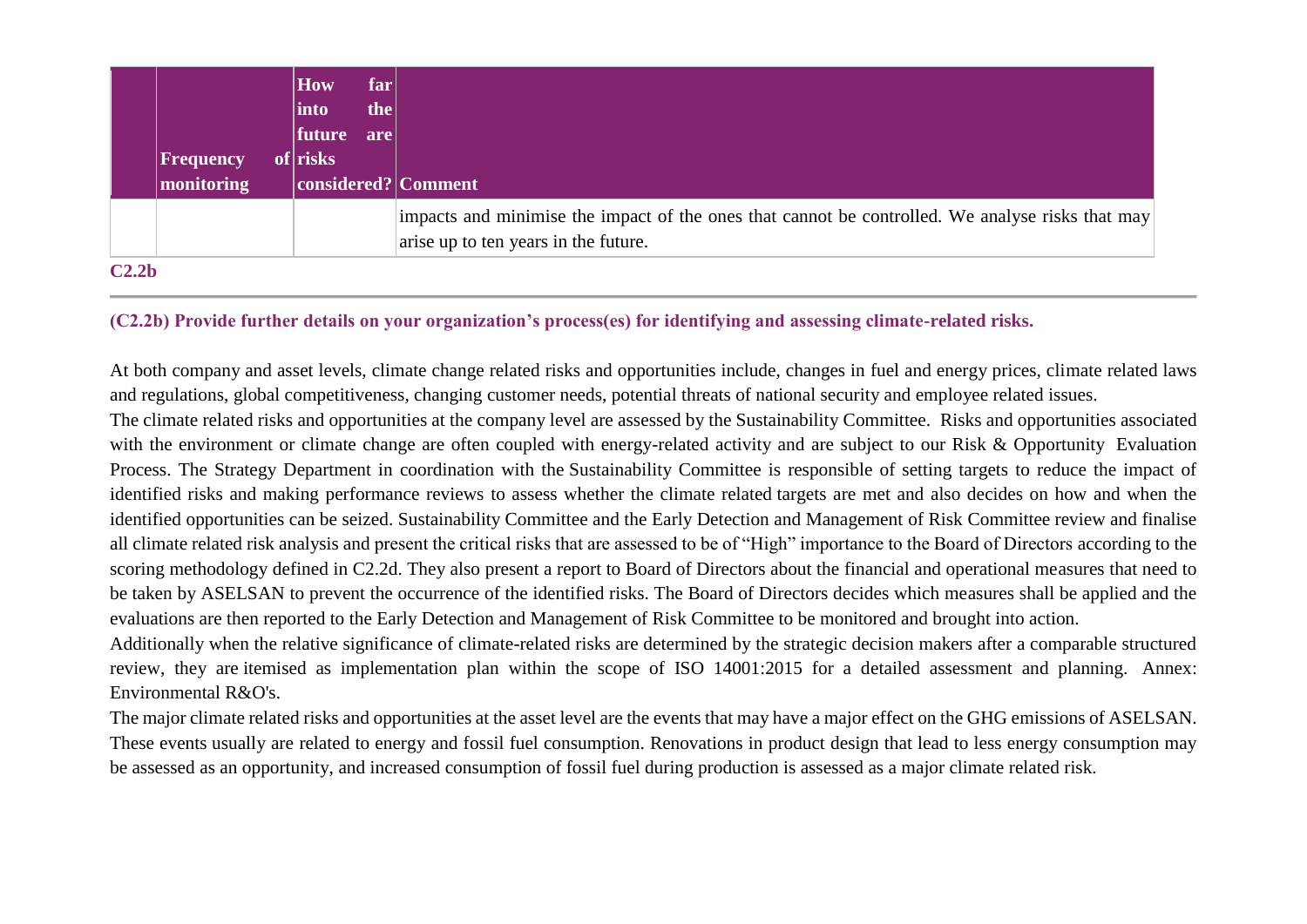|  | Frequency of monitoring | How far into the future are risks considered? | Comment |
|---|---|---|---|
|  |  |  | impacts and minimise the impact of the ones that cannot be controlled. We analyse risks that may arise up to ten years in the future. |

**C2.2b**

### (C2.2b) Provide further details on your organization's process(es) for identifying and assessing climate-related risks.

At both company and asset levels, climate change related risks and opportunities include, changes in fuel and energy prices, climate related laws and regulations, global competitiveness, changing customer needs, potential threats of national security and employee related issues.

The climate related risks and opportunities at the company level are assessed by the Sustainability Committee. Risks and opportunities associated with the environment or climate change are often coupled with energy-related activity and are subject to our Risk & Opportunity Evaluation Process. The Strategy Department in coordination with the Sustainability Committee is responsible of setting targets to reduce the impact of identified risks and making performance reviews to assess whether the climate related targets are met and also decides on how and when the identified opportunities can be seized. Sustainability Committee and the Early Detection and Management of Risk Committee review and finalise all climate related risk analysis and present the critical risks that are assessed to be of "High" importance to the Board of Directors according to the scoring methodology defined in C2.2d. They also present a report to Board of Directors about the financial and operational measures that need to be taken by ASELSAN to prevent the occurrence of the identified risks. The Board of Directors decides which measures shall be applied and the evaluations are then reported to the Early Detection and Management of Risk Committee to be monitored and brought into action.

Additionally when the relative significance of climate-related risks are determined by the strategic decision makers after a comparable structured review, they are itemised as implementation plan within the scope of ISO 14001:2015 for a detailed assessment and planning. Annex: Environmental R&O's.

The major climate related risks and opportunities at the asset level are the events that may have a major effect on the GHG emissions of ASELSAN. These events usually are related to energy and fossil fuel consumption. Renovations in product design that lead to less energy consumption may be assessed as an opportunity, and increased consumption of fossil fuel during production is assessed as a major climate related risk.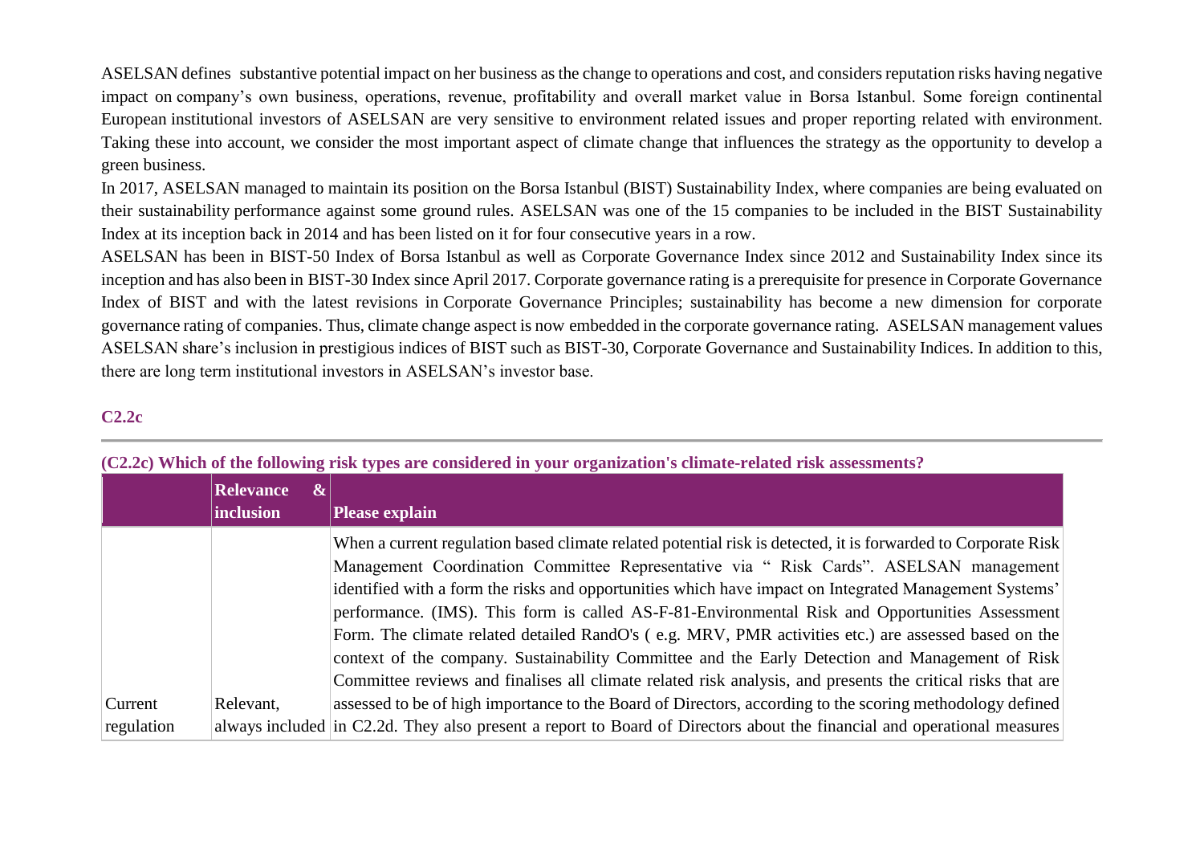ASELSAN defines substantive potential impact on her business as the change to operations and cost, and considers reputation risks having negative impact on company's own business, operations, revenue, profitability and overall market value in Borsa Istanbul. Some foreign continental European institutional investors of ASELSAN are very sensitive to environment related issues and proper reporting related with environment. Taking these into account, we consider the most important aspect of climate change that influences the strategy as the opportunity to develop a green business.

In 2017, ASELSAN managed to maintain its position on the Borsa Istanbul (BIST) Sustainability Index, where companies are being evaluated on their sustainability performance against some ground rules. ASELSAN was one of the 15 companies to be included in the BIST Sustainability Index at its inception back in 2014 and has been listed on it for four consecutive years in a row.

ASELSAN has been in BIST-50 Index of Borsa Istanbul as well as Corporate Governance Index since 2012 and Sustainability Index since its inception and has also been in BIST-30 Index since April 2017. Corporate governance rating is a prerequisite for presence in Corporate Governance Index of BIST and with the latest revisions in Corporate Governance Principles; sustainability has become a new dimension for corporate governance rating of companies. Thus, climate change aspect is now embedded in the corporate governance rating. ASELSAN management values ASELSAN share's inclusion in prestigious indices of BIST such as BIST-30, Corporate Governance and Sustainability Indices. In addition to this, there are long term institutional investors in ASELSAN's investor base.

### C2.2c

**(C2.2c) Which of the following risk types are considered in your organization's climate-related risk assessments?**

| | Relevance & inclusion | Please explain |
|---|---|---|
| Current regulation | Relevant, always included | When a current regulation based climate related potential risk is detected, it is forwarded to Corporate Risk Management Coordination Committee Representative via " Risk Cards". ASELSAN management identified with a form the risks and opportunities which have impact on Integrated Management Systems' performance. (IMS). This form is called AS-F-81-Environmental Risk and Opportunities Assessment Form. The climate related detailed RandO's ( e.g. MRV, PMR activities etc.) are assessed based on the context of the company. Sustainability Committee and the Early Detection and Management of Risk Committee reviews and finalises all climate related risk analysis, and presents the critical risks that are assessed to be of high importance to the Board of Directors, according to the scoring methodology defined in C2.2d. They also present a report to Board of Directors about the financial and operational measures |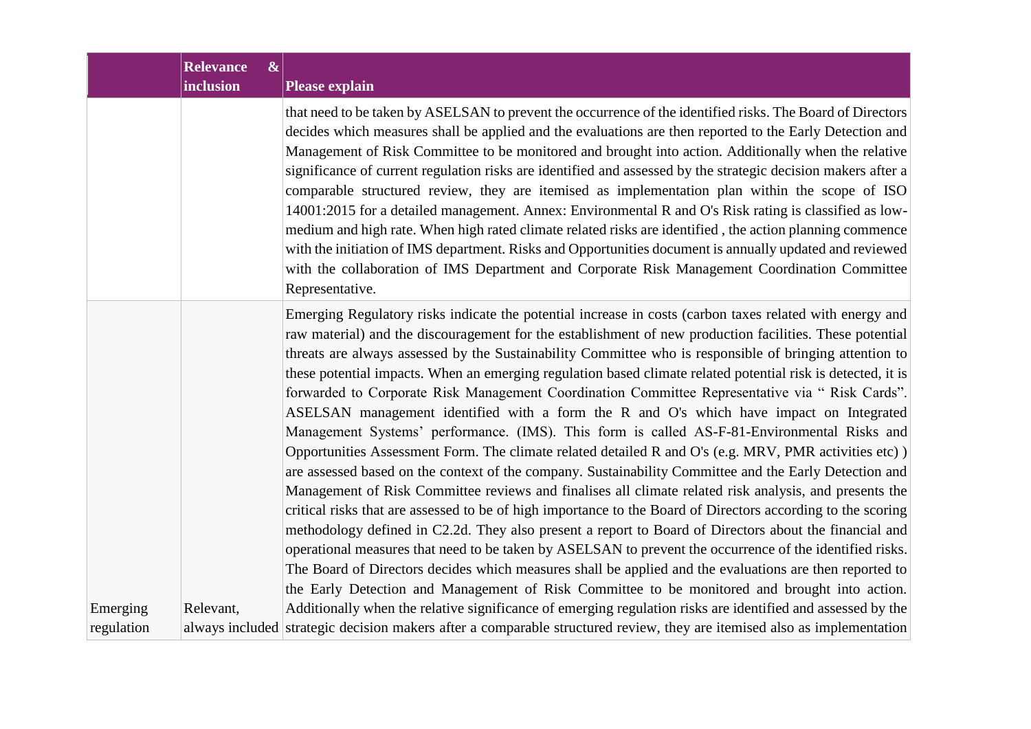| | Relevance & inclusion | Please explain |
|---|---|---|
| | | that need to be taken by ASELSAN to prevent the occurrence of the identified risks. The Board of Directors decides which measures shall be applied and the evaluations are then reported to the Early Detection and Management of Risk Committee to be monitored and brought into action. Additionally when the relative significance of current regulation risks are identified and assessed by the strategic decision makers after a comparable structured review, they are itemised as implementation plan within the scope of ISO 14001:2015 for a detailed management. Annex: Environmental R and O's Risk rating is classified as low-medium and high rate. When high rated climate related risks are identified , the action planning commence with the initiation of IMS department. Risks and Opportunities document is annually updated and reviewed with the collaboration of IMS Department and Corporate Risk Management Coordination Committee Representative. |
| Emerging regulation | Relevant, always included | Emerging Regulatory risks indicate the potential increase in costs (carbon taxes related with energy and raw material) and the discouragement for the establishment of new production facilities. These potential threats are always assessed by the Sustainability Committee who is responsible of bringing attention to these potential impacts. When an emerging regulation based climate related potential risk is detected, it is forwarded to Corporate Risk Management Coordination Committee Representative via " Risk Cards". ASELSAN management identified with a form the R and O's which have impact on Integrated Management Systems' performance. (IMS). This form is called AS-F-81-Environmental Risks and Opportunities Assessment Form. The climate related detailed R and O's (e.g. MRV, PMR activities etc) ) are assessed based on the context of the company. Sustainability Committee and the Early Detection and Management of Risk Committee reviews and finalises all climate related risk analysis, and presents the critical risks that are assessed to be of high importance to the Board of Directors according to the scoring methodology defined in C2.2d. They also present a report to Board of Directors about the financial and operational measures that need to be taken by ASELSAN to prevent the occurrence of the identified risks. The Board of Directors decides which measures shall be applied and the evaluations are then reported to the Early Detection and Management of Risk Committee to be monitored and brought into action. Additionally when the relative significance of emerging regulation risks are identified and assessed by the strategic decision makers after a comparable structured review, they are itemised also as implementation |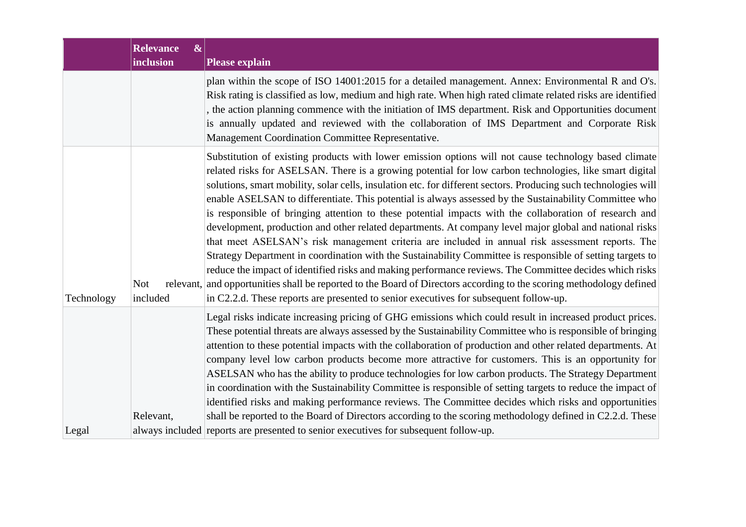| | Relevance & inclusion | Please explain |
|---|---|---|
| | | plan within the scope of ISO 14001:2015 for a detailed management. Annex: Environmental R and O's. Risk rating is classified as low, medium and high rate. When high rated climate related risks are identified , the action planning commence with the initiation of IMS department. Risk and Opportunities document is annually updated and reviewed with the collaboration of IMS Department and Corporate Risk Management Coordination Committee Representative. |
| Technology | Not relevant, included | Substitution of existing products with lower emission options will not cause technology based climate related risks for ASELSAN. There is a growing potential for low carbon technologies, like smart digital solutions, smart mobility, solar cells, insulation etc. for different sectors. Producing such technologies will enable ASELSAN to differentiate. This potential is always assessed by the Sustainability Committee who is responsible of bringing attention to these potential impacts with the collaboration of research and development, production and other related departments. At company level major global and national risks that meet ASELSAN's risk management criteria are included in annual risk assessment reports. The Strategy Department in coordination with the Sustainability Committee is responsible of setting targets to reduce the impact of identified risks and making performance reviews. The Committee decides which risks and opportunities shall be reported to the Board of Directors according to the scoring methodology defined in C2.2.d. These reports are presented to senior executives for subsequent follow-up. |
| Legal | Relevant, always included | Legal risks indicate increasing pricing of GHG emissions which could result in increased product prices. These potential threats are always assessed by the Sustainability Committee who is responsible of bringing attention to these potential impacts with the collaboration of production and other related departments. At company level low carbon products become more attractive for customers. This is an opportunity for ASELSAN who has the ability to produce technologies for low carbon products. The Strategy Department in coordination with the Sustainability Committee is responsible of setting targets to reduce the impact of identified risks and making performance reviews. The Committee decides which risks and opportunities shall be reported to the Board of Directors according to the scoring methodology defined in C2.2.d. These reports are presented to senior executives for subsequent follow-up. |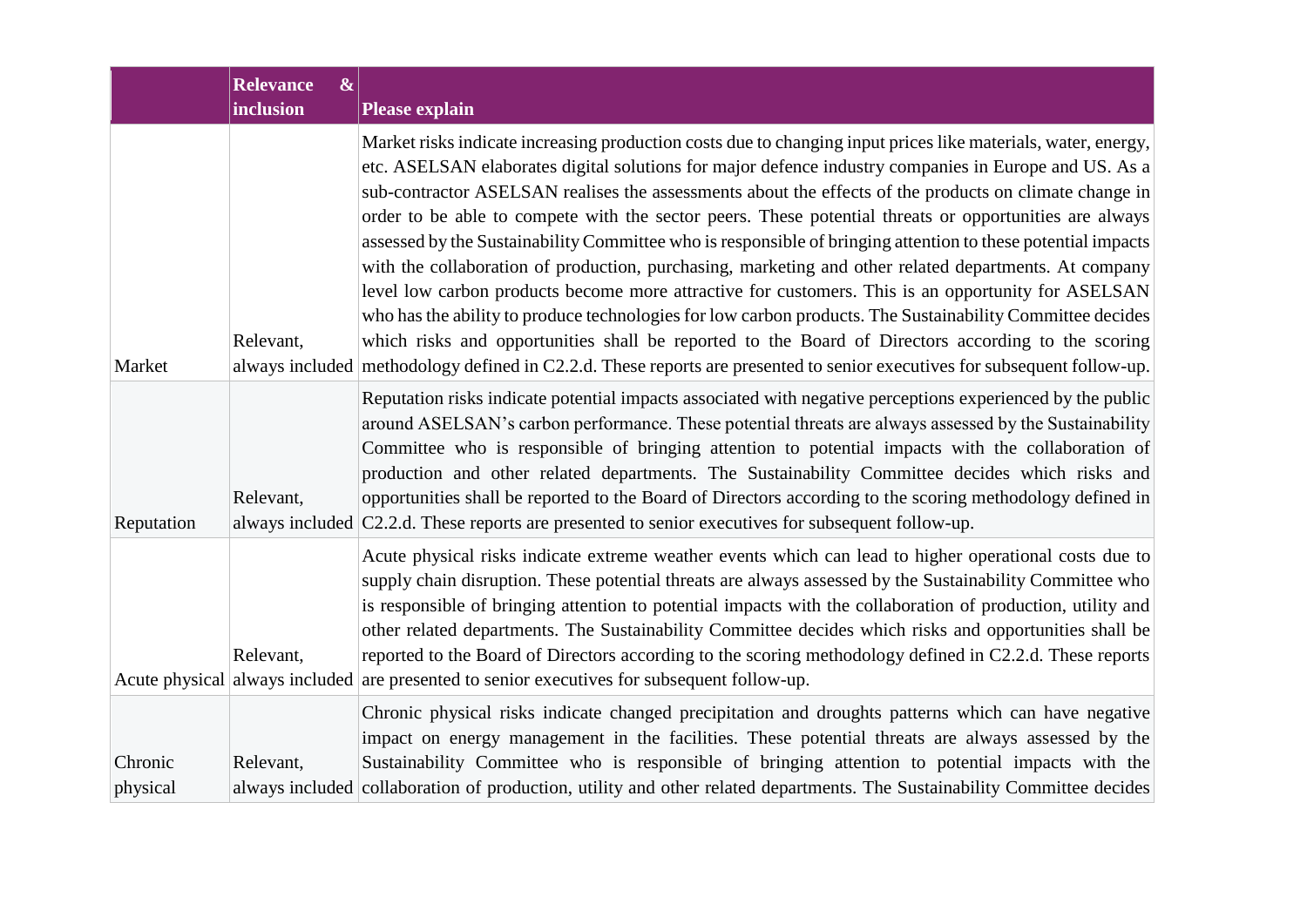| | Relevance & inclusion | Please explain |
|---|---|---|
| Market | Relevant, always included | Market risks indicate increasing production costs due to changing input prices like materials, water, energy, etc. ASELSAN elaborates digital solutions for major defence industry companies in Europe and US. As a sub-contractor ASELSAN realises the assessments about the effects of the products on climate change in order to be able to compete with the sector peers. These potential threats or opportunities are always assessed by the Sustainability Committee who is responsible of bringing attention to these potential impacts with the collaboration of production, purchasing, marketing and other related departments. At company level low carbon products become more attractive for customers. This is an opportunity for ASELSAN who has the ability to produce technologies for low carbon products. The Sustainability Committee decides which risks and opportunities shall be reported to the Board of Directors according to the scoring methodology defined in C2.2.d. These reports are presented to senior executives for subsequent follow-up. |
| Reputation | Relevant, always included | Reputation risks indicate potential impacts associated with negative perceptions experienced by the public around ASELSAN's carbon performance. These potential threats are always assessed by the Sustainability Committee who is responsible of bringing attention to potential impacts with the collaboration of production and other related departments. The Sustainability Committee decides which risks and opportunities shall be reported to the Board of Directors according to the scoring methodology defined in C2.2.d. These reports are presented to senior executives for subsequent follow-up. |
| Acute physical | Relevant, always included | Acute physical risks indicate extreme weather events which can lead to higher operational costs due to supply chain disruption. These potential threats are always assessed by the Sustainability Committee who is responsible of bringing attention to potential impacts with the collaboration of production, utility and other related departments. The Sustainability Committee decides which risks and opportunities shall be reported to the Board of Directors according to the scoring methodology defined in C2.2.d. These reports are presented to senior executives for subsequent follow-up. |
| Chronic physical | Relevant, always included | Chronic physical risks indicate changed precipitation and droughts patterns which can have negative impact on energy management in the facilities. These potential threats are always assessed by the Sustainability Committee who is responsible of bringing attention to potential impacts with the collaboration of production, utility and other related departments. The Sustainability Committee decides |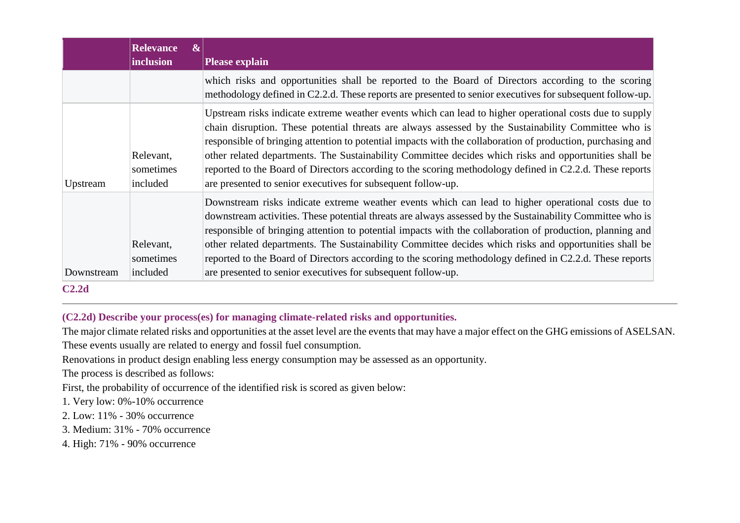| | Relevance & inclusion | Please explain |
|---|---|---|
| | | which risks and opportunities shall be reported to the Board of Directors according to the scoring methodology defined in C2.2.d. These reports are presented to senior executives for subsequent follow-up. |
| Upstream | Relevant, sometimes included | Upstream risks indicate extreme weather events which can lead to higher operational costs due to supply chain disruption. These potential threats are always assessed by the Sustainability Committee who is responsible of bringing attention to potential impacts with the collaboration of production, purchasing and other related departments. The Sustainability Committee decides which risks and opportunities shall be reported to the Board of Directors according to the scoring methodology defined in C2.2.d. These reports are presented to senior executives for subsequent follow-up. |
| Downstream | Relevant, sometimes included | Downstream risks indicate extreme weather events which can lead to higher operational costs due to downstream activities. These potential threats are always assessed by the Sustainability Committee who is responsible of bringing attention to potential impacts with the collaboration of production, planning and other related departments. The Sustainability Committee decides which risks and opportunities shall be reported to the Board of Directors according to the scoring methodology defined in C2.2.d. These reports are presented to senior executives for subsequent follow-up. |

## C2.2d

**(C2.2d) Describe your process(es) for managing climate-related risks and opportunities.**

The major climate related risks and opportunities at the asset level are the events that may have a major effect on the GHG emissions of ASELSAN. These events usually are related to energy and fossil fuel consumption.

Renovations in product design enabling less energy consumption may be assessed as an opportunity.

The process is described as follows:

First, the probability of occurrence of the identified risk is scored as given below:

1. Very low: 0%-10% occurrence
2. Low: 11% - 30% occurrence
3. Medium: 31% - 70% occurrence
4. High: 71% - 90% occurrence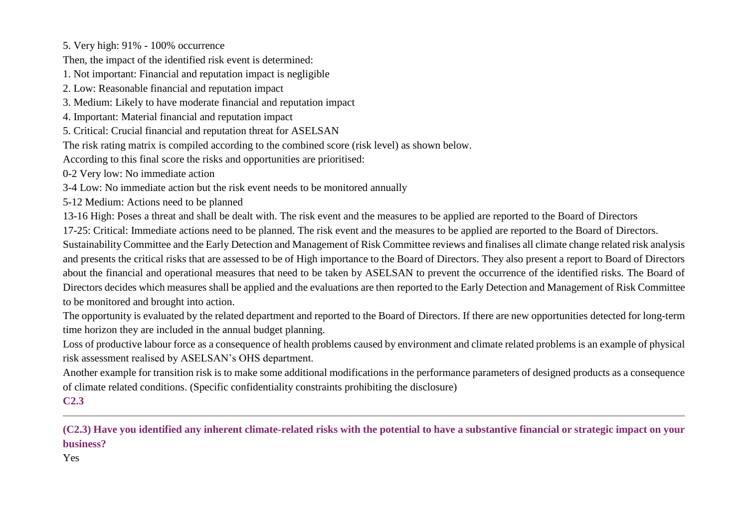5. Very high: 91% - 100% occurrence

Then, the impact of the identified risk event is determined:

1. Not important: Financial and reputation impact is negligible
2. Low: Reasonable financial and reputation impact
3. Medium: Likely to have moderate financial and reputation impact
4. Important: Material financial and reputation impact
5. Critical: Crucial financial and reputation threat for ASELSAN

The risk rating matrix is compiled according to the combined score (risk level) as shown below.

According to this final score the risks and opportunities are prioritised:

0-2 Very low: No immediate action

3-4 Low: No immediate action but the risk event needs to be monitored annually

5-12 Medium: Actions need to be planned

13-16 High: Poses a threat and shall be dealt with. The risk event and the measures to be applied are reported to the Board of Directors

17-25: Critical: Immediate actions need to be planned. The risk event and the measures to be applied are reported to the Board of Directors.

Sustainability Committee and the Early Detection and Management of Risk Committee reviews and finalises all climate change related risk analysis and presents the critical risks that are assessed to be of High importance to the Board of Directors. They also present a report to Board of Directors about the financial and operational measures that need to be taken by ASELSAN to prevent the occurrence of the identified risks. The Board of Directors decides which measures shall be applied and the evaluations are then reported to the Early Detection and Management of Risk Committee to be monitored and brought into action.

The opportunity is evaluated by the related department and reported to the Board of Directors. If there are new opportunities detected for long-term time horizon they are included in the annual budget planning.

Loss of productive labour force as a consequence of health problems caused by environment and climate related problems is an example of physical risk assessment realised by ASELSAN's OHS department.

Another example for transition risk is to make some additional modifications in the performance parameters of designed products as a consequence of climate related conditions. (Specific confidentiality constraints prohibiting the disclosure)

## C2.3

---

**(C2.3) Have you identified any inherent climate-related risks with the potential to have a substantive financial or strategic impact on your business?**

Yes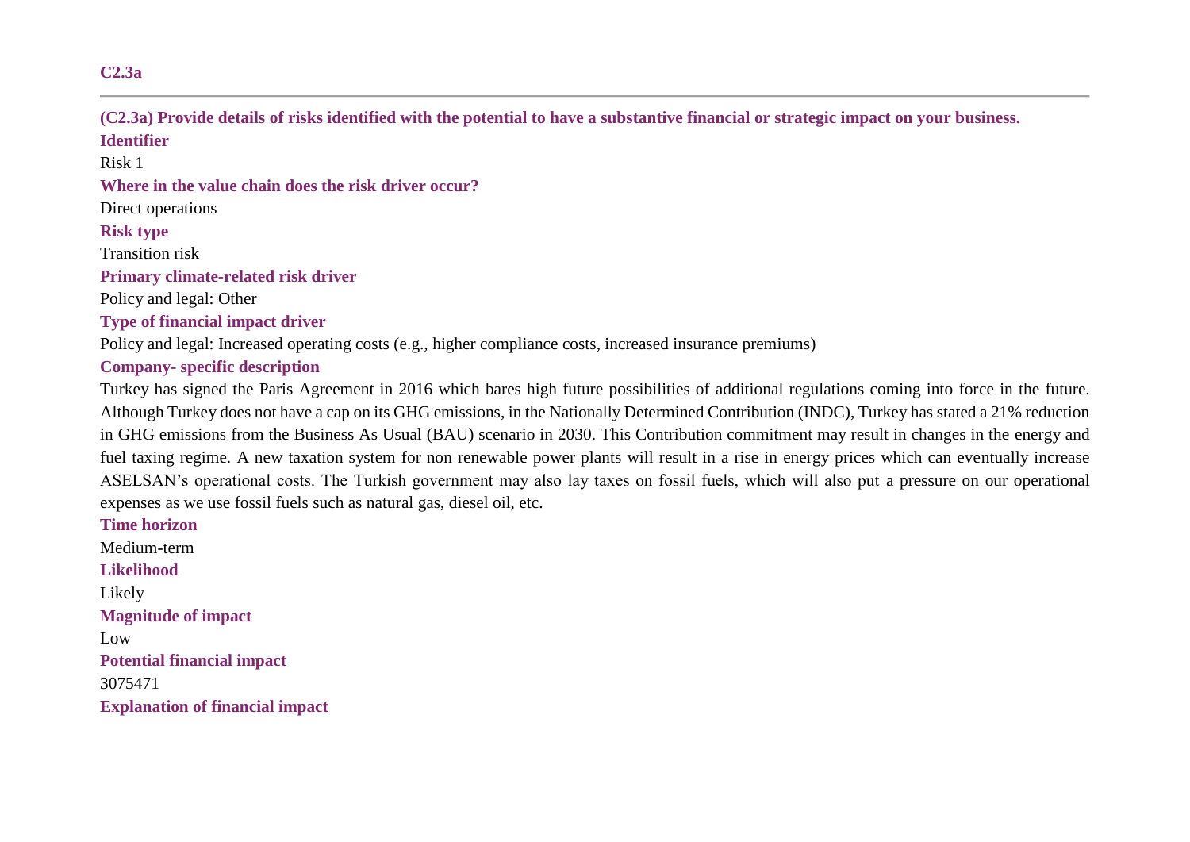**C2.3a**

---

**(C2.3a) Provide details of risks identified with the potential to have a substantive financial or strategic impact on your business.**

**Identifier**

Risk 1

**Where in the value chain does the risk driver occur?**

Direct operations

**Risk type**

Transition risk

**Primary climate-related risk driver**

Policy and legal: Other

**Type of financial impact driver**

Policy and legal: Increased operating costs (e.g., higher compliance costs, increased insurance premiums)

**Company- specific description**

Turkey has signed the Paris Agreement in 2016 which bares high future possibilities of additional regulations coming into force in the future. Although Turkey does not have a cap on its GHG emissions, in the Nationally Determined Contribution (INDC), Turkey has stated a 21% reduction in GHG emissions from the Business As Usual (BAU) scenario in 2030. This Contribution commitment may result in changes in the energy and fuel taxing regime. A new taxation system for non renewable power plants will result in a rise in energy prices which can eventually increase ASELSAN's operational costs. The Turkish government may also lay taxes on fossil fuels, which will also put a pressure on our operational expenses as we use fossil fuels such as natural gas, diesel oil, etc.

**Time horizon**

Medium-term

**Likelihood**

Likely

**Magnitude of impact**

Low

**Potential financial impact**

3075471

**Explanation of financial impact**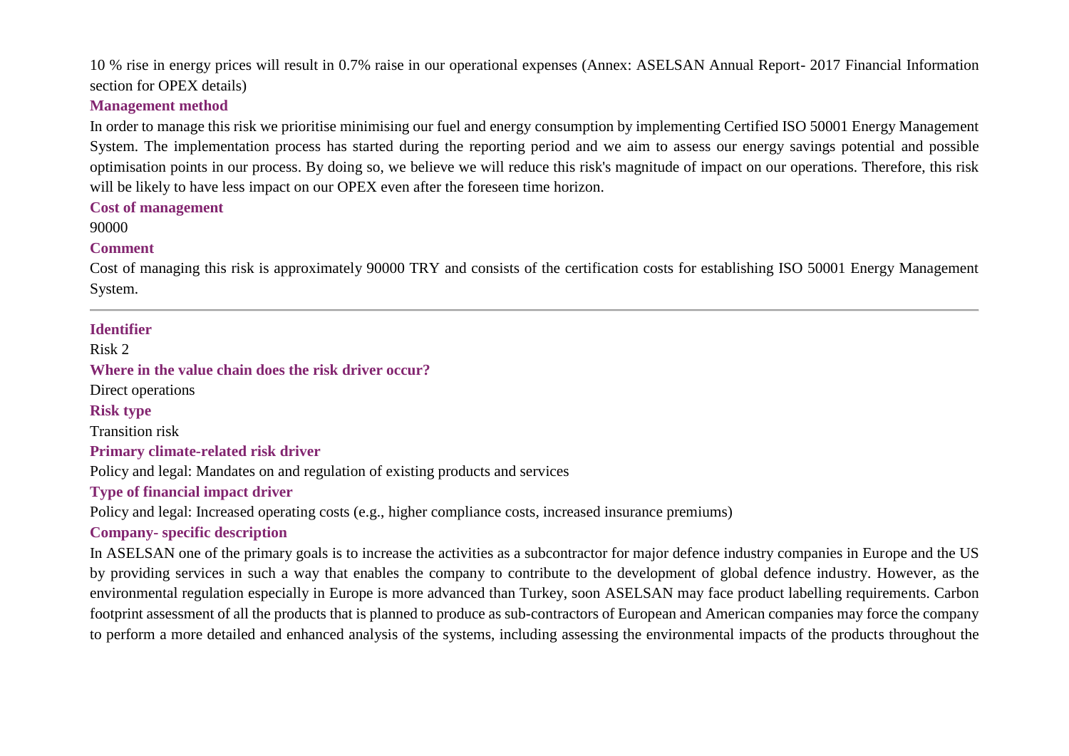10 % rise in energy prices will result in 0.7% raise in our operational expenses (Annex: ASELSAN Annual Report- 2017 Financial Information section for OPEX details)

**Management method**

In order to manage this risk we prioritise minimising our fuel and energy consumption by implementing Certified ISO 50001 Energy Management System. The implementation process has started during the reporting period and we aim to assess our energy savings potential and possible optimisation points in our process. By doing so, we believe we will reduce this risk's magnitude of impact on our operations. Therefore, this risk will be likely to have less impact on our OPEX even after the foreseen time horizon.

**Cost of management**

90000

**Comment**

Cost of managing this risk is approximately 90000 TRY and consists of the certification costs for establishing ISO 50001 Energy Management System.

---

**Identifier**

Risk 2

**Where in the value chain does the risk driver occur?**

Direct operations

**Risk type**

Transition risk

**Primary climate-related risk driver**

Policy and legal: Mandates on and regulation of existing products and services

**Type of financial impact driver**

Policy and legal: Increased operating costs (e.g., higher compliance costs, increased insurance premiums)

**Company- specific description**

In ASELSAN one of the primary goals is to increase the activities as a subcontractor for major defence industry companies in Europe and the US by providing services in such a way that enables the company to contribute to the development of global defence industry. However, as the environmental regulation especially in Europe is more advanced than Turkey, soon ASELSAN may face product labelling requirements. Carbon footprint assessment of all the products that is planned to produce as sub-contractors of European and American companies may force the company to perform a more detailed and enhanced analysis of the systems, including assessing the environmental impacts of the products throughout the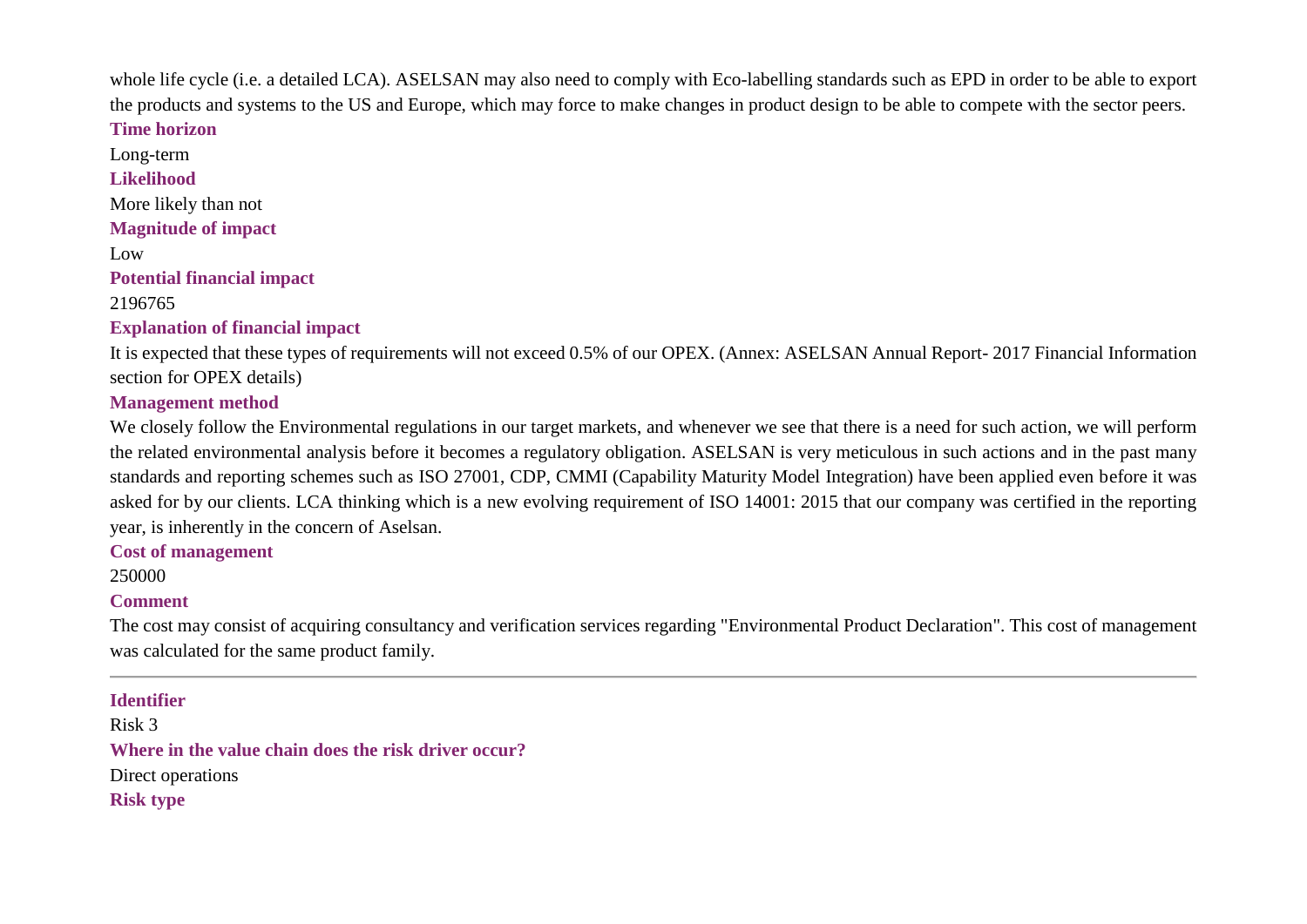whole life cycle (i.e. a detailed LCA). ASELSAN may also need to comply with Eco-labelling standards such as EPD in order to be able to export the products and systems to the US and Europe, which may force to make changes in product design to be able to compete with the sector peers.

**Time horizon**

Long-term

**Likelihood**

More likely than not

**Magnitude of impact**

Low

**Potential financial impact**

2196765

**Explanation of financial impact**

It is expected that these types of requirements will not exceed 0.5% of our OPEX. (Annex: ASELSAN Annual Report- 2017 Financial Information section for OPEX details)

**Management method**

We closely follow the Environmental regulations in our target markets, and whenever we see that there is a need for such action, we will perform the related environmental analysis before it becomes a regulatory obligation. ASELSAN is very meticulous in such actions and in the past many standards and reporting schemes such as ISO 27001, CDP, CMMI (Capability Maturity Model Integration) have been applied even before it was asked for by our clients. LCA thinking which is a new evolving requirement of ISO 14001: 2015 that our company was certified in the reporting year, is inherently in the concern of Aselsan.

**Cost of management**

250000

**Comment**

The cost may consist of acquiring consultancy and verification services regarding "Environmental Product Declaration". This cost of management was calculated for the same product family.

---

**Identifier**

Risk 3

**Where in the value chain does the risk driver occur?**

Direct operations

**Risk type**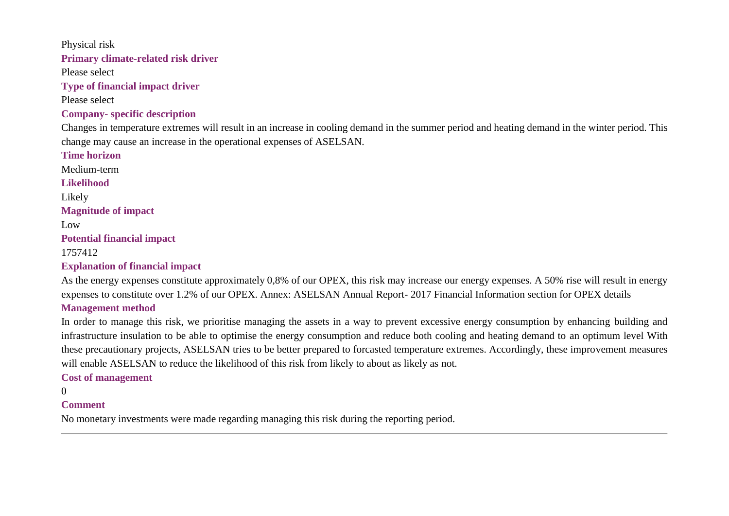Physical risk

**Primary climate-related risk driver**

Please select

**Type of financial impact driver**

Please select

**Company- specific description**

Changes in temperature extremes will result in an increase in cooling demand in the summer period and heating demand in the winter period. This change may cause an increase in the operational expenses of ASELSAN.

**Time horizon**

Medium-term

**Likelihood**

Likely

**Magnitude of impact**

Low

**Potential financial impact**

1757412

**Explanation of financial impact**

As the energy expenses constitute approximately 0,8% of our OPEX, this risk may increase our energy expenses. A 50% rise will result in energy expenses to constitute over 1.2% of our OPEX. Annex: ASELSAN Annual Report- 2017 Financial Information section for OPEX details

**Management method**

In order to manage this risk, we prioritise managing the assets in a way to prevent excessive energy consumption by enhancing building and infrastructure insulation to be able to optimise the energy consumption and reduce both cooling and heating demand to an optimum level With these precautionary projects, ASELSAN tries to be better prepared to forcasted temperature extremes. Accordingly, these improvement measures will enable ASELSAN to reduce the likelihood of this risk from likely to about as likely as not.

**Cost of management**

0

**Comment**

No monetary investments were made regarding managing this risk during the reporting period.

---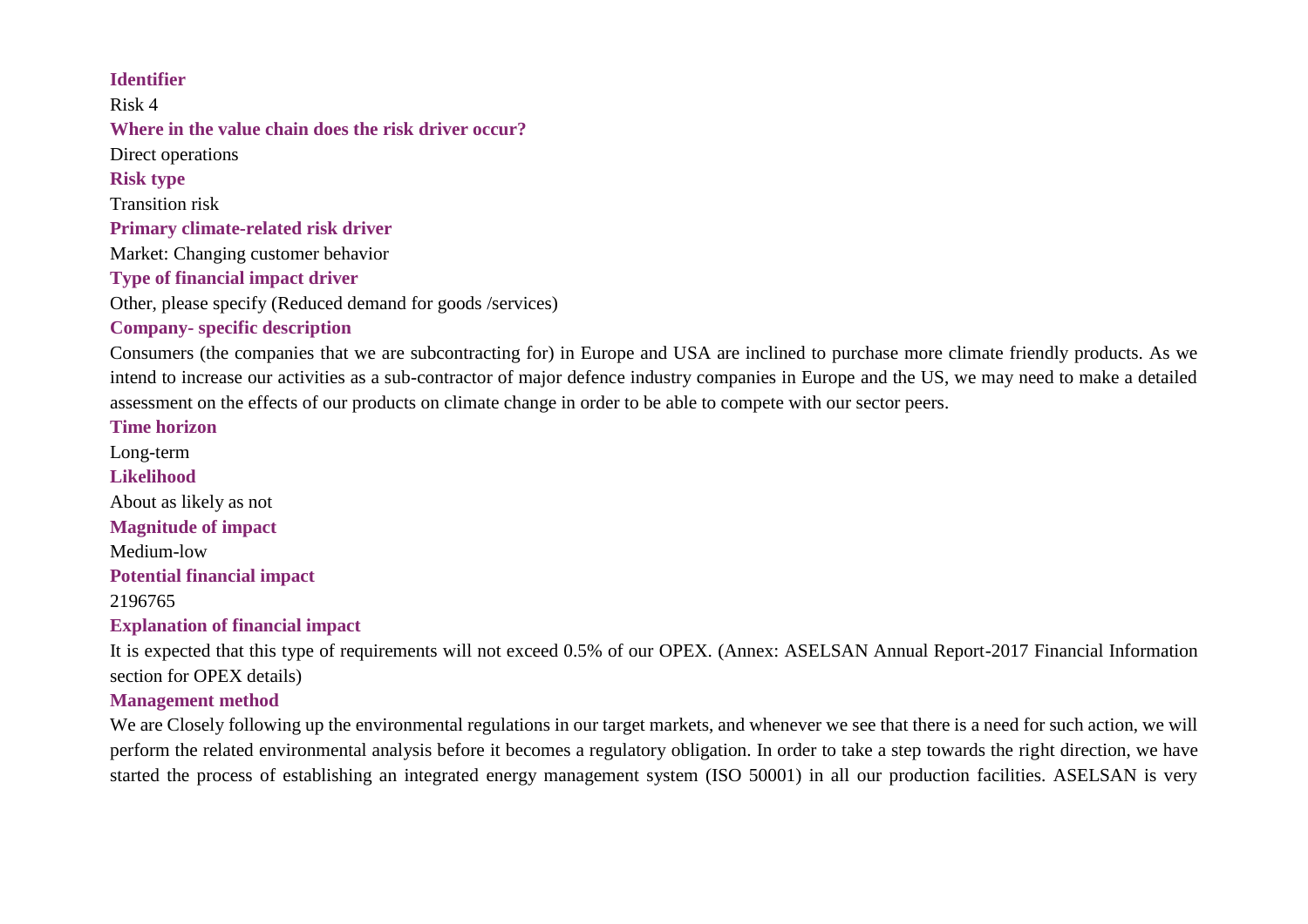**Identifier**

Risk 4

**Where in the value chain does the risk driver occur?**

Direct operations

**Risk type**

Transition risk

**Primary climate-related risk driver**

Market: Changing customer behavior

**Type of financial impact driver**

Other, please specify (Reduced demand for goods /services)

**Company- specific description**

Consumers (the companies that we are subcontracting for) in Europe and USA are inclined to purchase more climate friendly products. As we intend to increase our activities as a sub-contractor of major defence industry companies in Europe and the US, we may need to make a detailed assessment on the effects of our products on climate change in order to be able to compete with our sector peers.

**Time horizon**

Long-term

**Likelihood**

About as likely as not

**Magnitude of impact**

Medium-low

**Potential financial impact**

2196765

**Explanation of financial impact**

It is expected that this type of requirements will not exceed 0.5% of our OPEX. (Annex: ASELSAN Annual Report-2017 Financial Information section for OPEX details)

**Management method**

We are Closely following up the environmental regulations in our target markets, and whenever we see that there is a need for such action, we will perform the related environmental analysis before it becomes a regulatory obligation. In order to take a step towards the right direction, we have started the process of establishing an integrated energy management system (ISO 50001) in all our production facilities. ASELSAN is very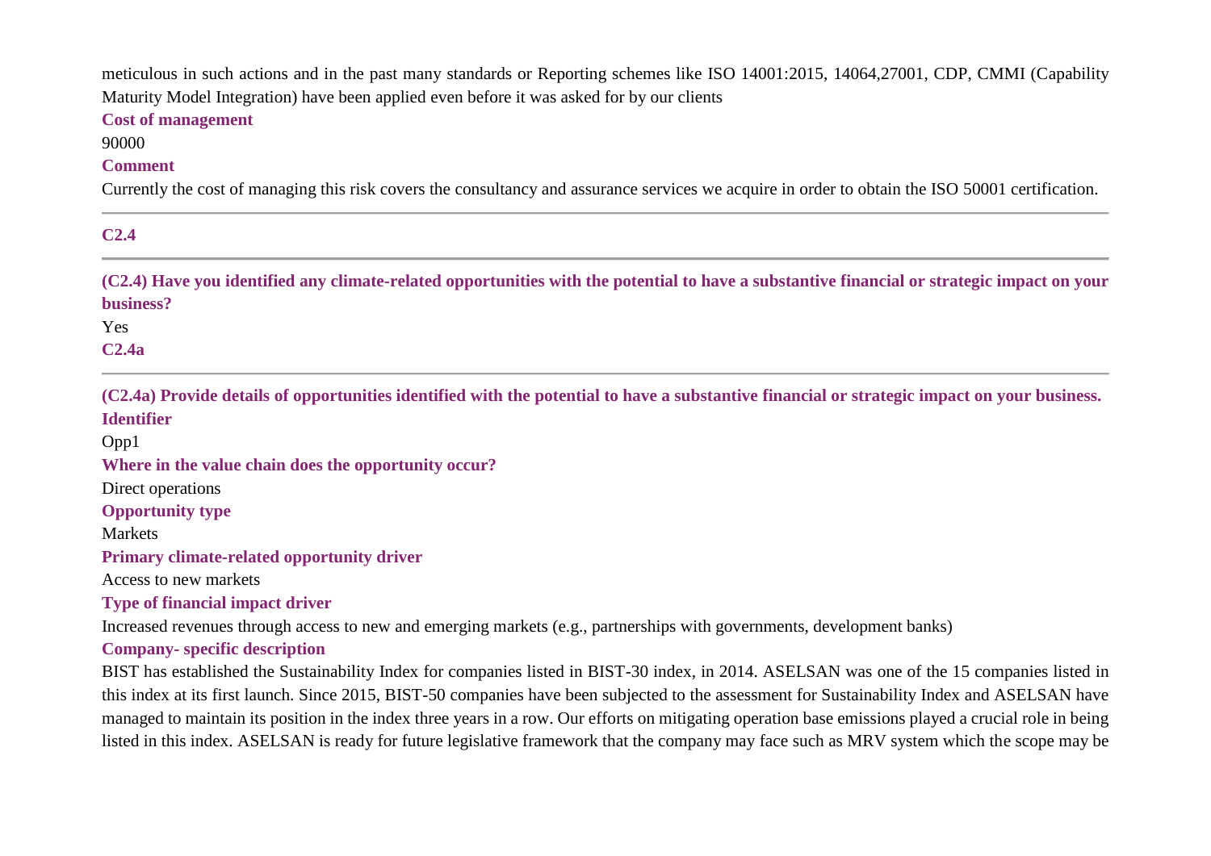meticulous in such actions and in the past many standards or Reporting schemes like ISO 14001:2015, 14064,27001, CDP, CMMI (Capability Maturity Model Integration) have been applied even before it was asked for by our clients

**Cost of management**

90000

**Comment**

Currently the cost of managing this risk covers the consultancy and assurance services we acquire in order to obtain the ISO 50001 certification.

---

**C2.4**

---

**(C2.4) Have you identified any climate-related opportunities with the potential to have a substantive financial or strategic impact on your business?**

Yes

**C2.4a**

---

**(C2.4a) Provide details of opportunities identified with the potential to have a substantive financial or strategic impact on your business.**

**Identifier**

Opp1

**Where in the value chain does the opportunity occur?**

Direct operations

**Opportunity type**

Markets

**Primary climate-related opportunity driver**

Access to new markets

**Type of financial impact driver**

Increased revenues through access to new and emerging markets (e.g., partnerships with governments, development banks)

**Company- specific description**

BIST has established the Sustainability Index for companies listed in BIST-30 index, in 2014. ASELSAN was one of the 15 companies listed in this index at its first launch. Since 2015, BIST-50 companies have been subjected to the assessment for Sustainability Index and ASELSAN have managed to maintain its position in the index three years in a row. Our efforts on mitigating operation base emissions played a crucial role in being listed in this index. ASELSAN is ready for future legislative framework that the company may face such as MRV system which the scope may be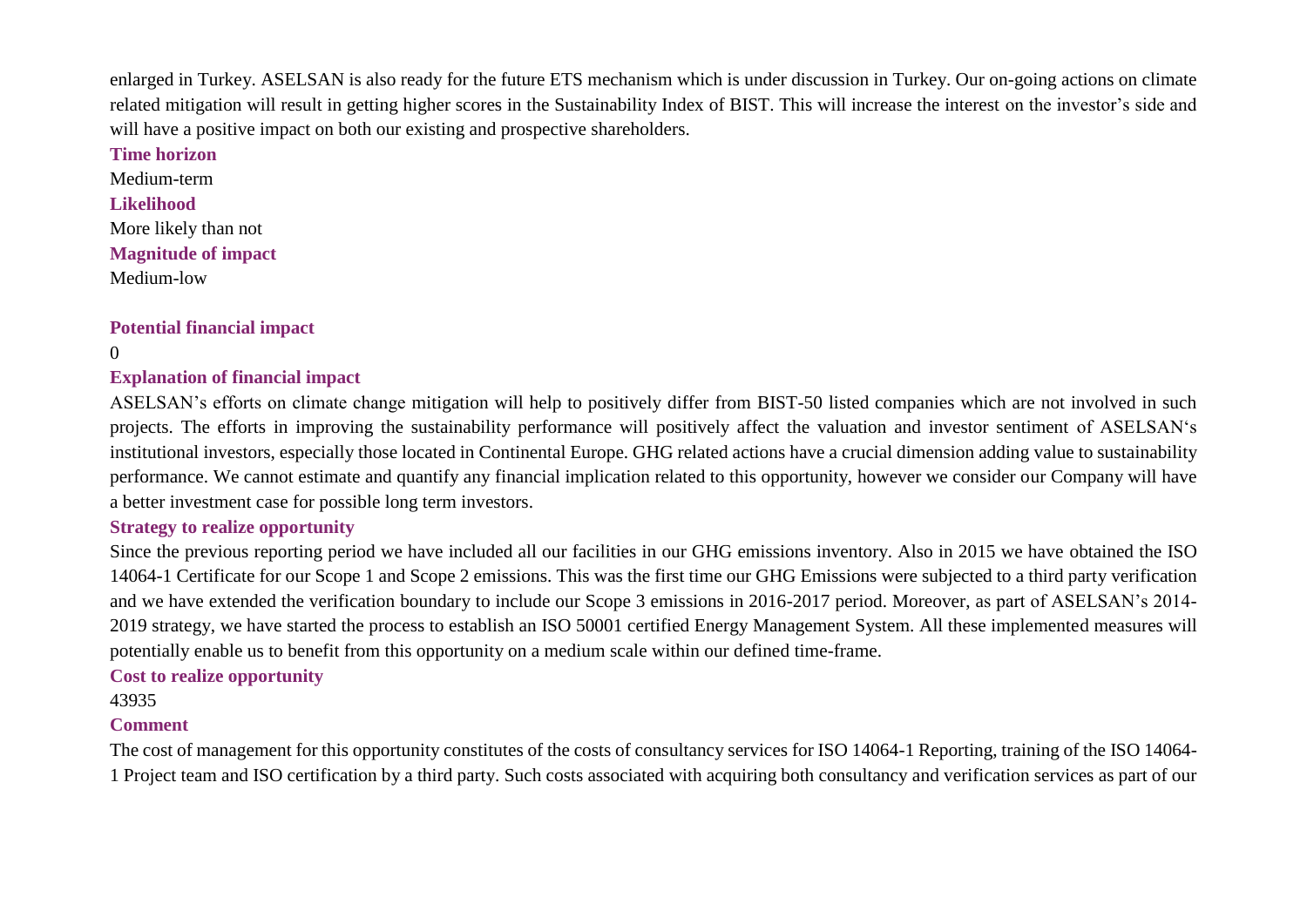enlarged in Turkey. ASELSAN is also ready for the future ETS mechanism which is under discussion in Turkey. Our on-going actions on climate related mitigation will result in getting higher scores in the Sustainability Index of BIST. This will increase the interest on the investor's side and will have a positive impact on both our existing and prospective shareholders.

**Time horizon**

Medium-term

**Likelihood**

More likely than not

**Magnitude of impact**

Medium-low

**Potential financial impact**

0

**Explanation of financial impact**

ASELSAN's efforts on climate change mitigation will help to positively differ from BIST-50 listed companies which are not involved in such projects. The efforts in improving the sustainability performance will positively affect the valuation and investor sentiment of ASELSAN's institutional investors, especially those located in Continental Europe. GHG related actions have a crucial dimension adding value to sustainability performance. We cannot estimate and quantify any financial implication related to this opportunity, however we consider our Company will have a better investment case for possible long term investors.

**Strategy to realize opportunity**

Since the previous reporting period we have included all our facilities in our GHG emissions inventory. Also in 2015 we have obtained the ISO 14064-1 Certificate for our Scope 1 and Scope 2 emissions. This was the first time our GHG Emissions were subjected to a third party verification and we have extended the verification boundary to include our Scope 3 emissions in 2016-2017 period. Moreover, as part of ASELSAN's 2014-2019 strategy, we have started the process to establish an ISO 50001 certified Energy Management System. All these implemented measures will potentially enable us to benefit from this opportunity on a medium scale within our defined time-frame.

**Cost to realize opportunity**

43935

**Comment**

The cost of management for this opportunity constitutes of the costs of consultancy services for ISO 14064-1 Reporting, training of the ISO 14064-1 Project team and ISO certification by a third party. Such costs associated with acquiring both consultancy and verification services as part of our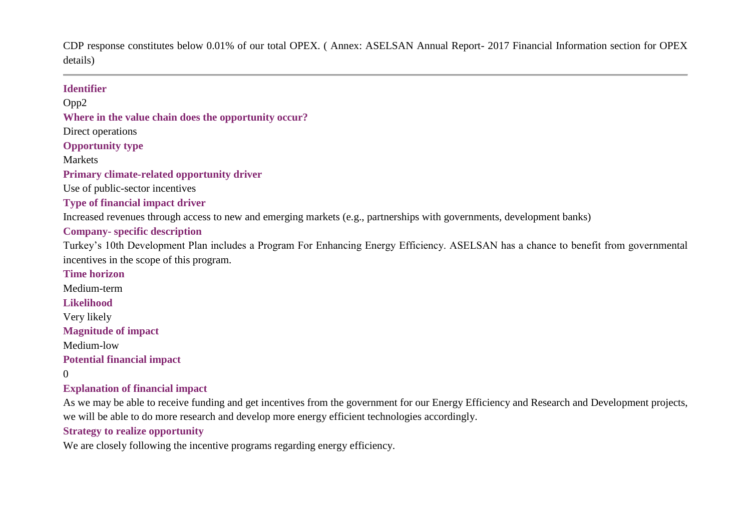CDP response constitutes below 0.01% of our total OPEX. ( Annex: ASELSAN Annual Report- 2017 Financial Information section for OPEX details)

---

**Identifier**

Opp2

**Where in the value chain does the opportunity occur?**

Direct operations

**Opportunity type**

Markets

**Primary climate-related opportunity driver**

Use of public-sector incentives

**Type of financial impact driver**

Increased revenues through access to new and emerging markets (e.g., partnerships with governments, development banks)

**Company- specific description**

Turkey's 10th Development Plan includes a Program For Enhancing Energy Efficiency. ASELSAN has a chance to benefit from governmental incentives in the scope of this program.

**Time horizon**

Medium-term

**Likelihood**

Very likely

**Magnitude of impact**

Medium-low

**Potential financial impact**

0

**Explanation of financial impact**

As we may be able to receive funding and get incentives from the government for our Energy Efficiency and Research and Development projects, we will be able to do more research and develop more energy efficient technologies accordingly.

**Strategy to realize opportunity**

We are closely following the incentive programs regarding energy efficiency.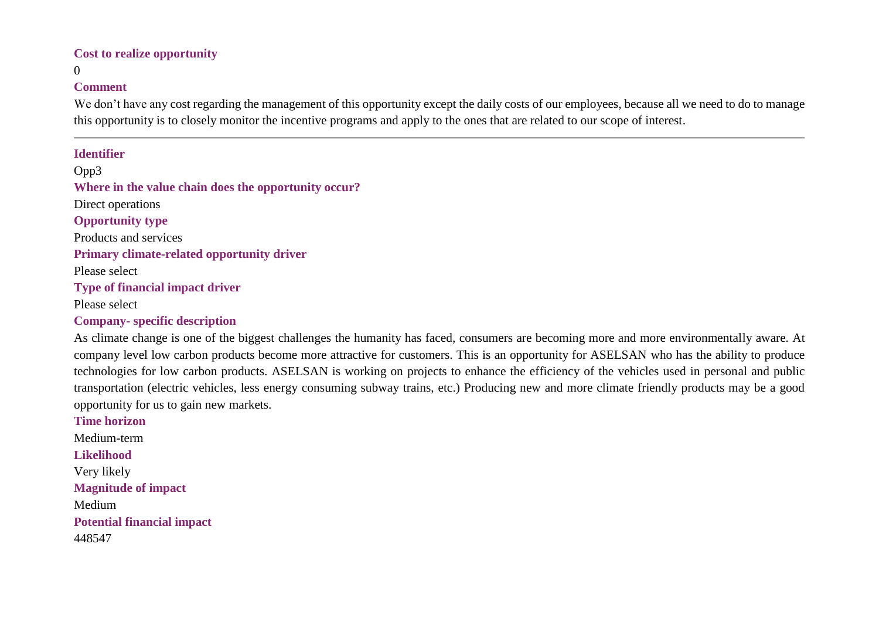**Cost to realize opportunity**

0

**Comment**

We don't have any cost regarding the management of this opportunity except the daily costs of our employees, because all we need to do to manage this opportunity is to closely monitor the incentive programs and apply to the ones that are related to our scope of interest.

---

**Identifier**

Opp3

**Where in the value chain does the opportunity occur?**

Direct operations

**Opportunity type**

Products and services

**Primary climate-related opportunity driver**

Please select

**Type of financial impact driver**

Please select

**Company- specific description**

As climate change is one of the biggest challenges the humanity has faced, consumers are becoming more and more environmentally aware. At company level low carbon products become more attractive for customers. This is an opportunity for ASELSAN who has the ability to produce technologies for low carbon products. ASELSAN is working on projects to enhance the efficiency of the vehicles used in personal and public transportation (electric vehicles, less energy consuming subway trains, etc.) Producing new and more climate friendly products may be a good opportunity for us to gain new markets.

**Time horizon**

Medium-term

**Likelihood**

Very likely

**Magnitude of impact**

Medium

**Potential financial impact**

448547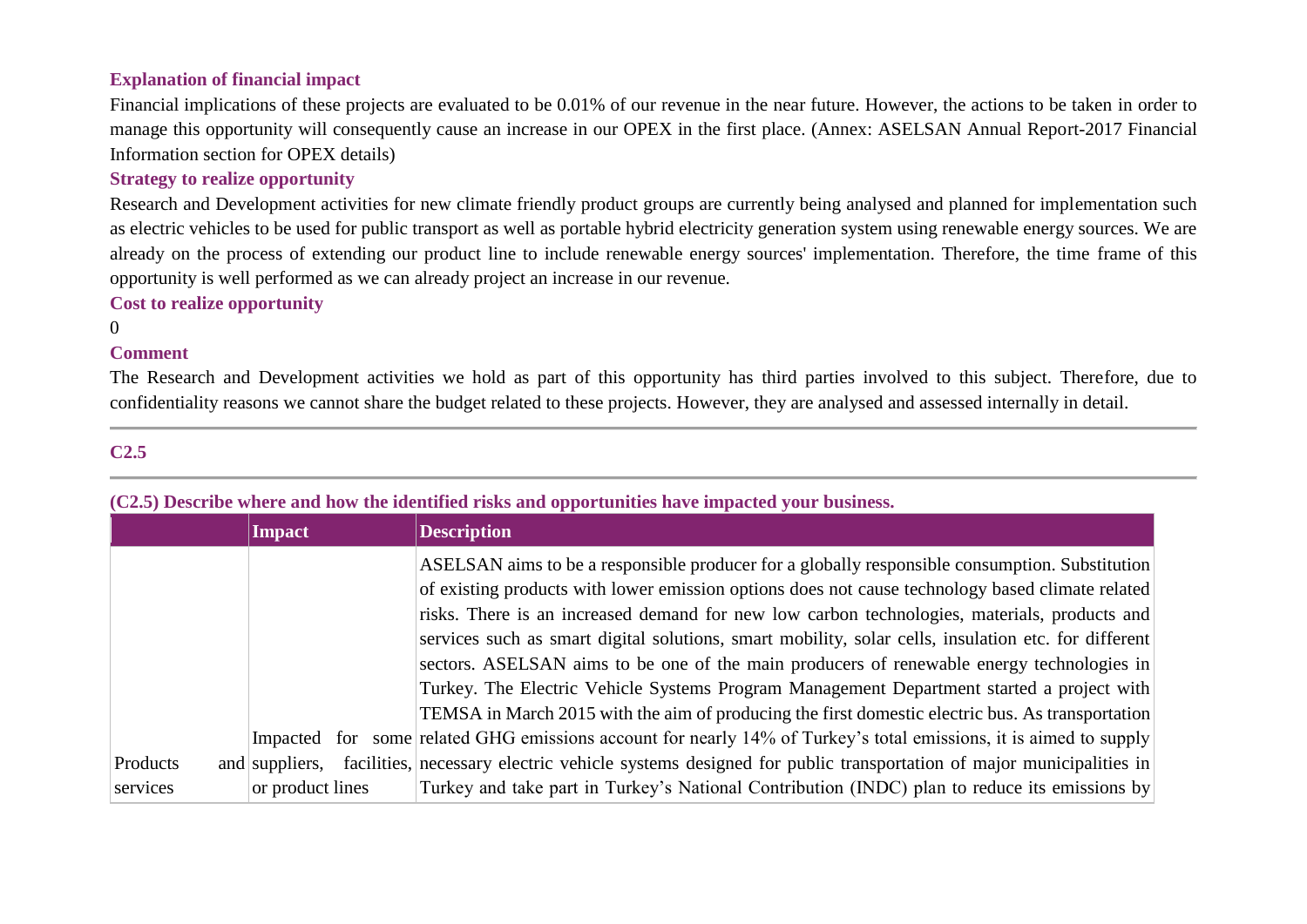**Explanation of financial impact**

Financial implications of these projects are evaluated to be 0.01% of our revenue in the near future. However, the actions to be taken in order to manage this opportunity will consequently cause an increase in our OPEX in the first place. (Annex: ASELSAN Annual Report-2017 Financial Information section for OPEX details)

**Strategy to realize opportunity**

Research and Development activities for new climate friendly product groups are currently being analysed and planned for implementation such as electric vehicles to be used for public transport as well as portable hybrid electricity generation system using renewable energy sources. We are already on the process of extending our product line to include renewable energy sources' implementation. Therefore, the time frame of this opportunity is well performed as we can already project an increase in our revenue.

**Cost to realize opportunity**

0

**Comment**

The Research and Development activities we hold as part of this opportunity has third parties involved to this subject. Therefore, due to confidentiality reasons we cannot share the budget related to these projects. However, they are analysed and assessed internally in detail.

---

## C2.5

---

**(C2.5) Describe where and how the identified risks and opportunities have impacted your business.**

| | Impact | Description |
|---|---|---|
| Products and services | Impacted for some suppliers, facilities, or product lines | ASELSAN aims to be a responsible producer for a globally responsible consumption. Substitution of existing products with lower emission options does not cause technology based climate related risks. There is an increased demand for new low carbon technologies, materials, products and services such as smart digital solutions, smart mobility, solar cells, insulation etc. for different sectors. ASELSAN aims to be one of the main producers of renewable energy technologies in Turkey. The Electric Vehicle Systems Program Management Department started a project with TEMSA in March 2015 with the aim of producing the first domestic electric bus. As transportation related GHG emissions account for nearly 14% of Turkey's total emissions, it is aimed to supply necessary electric vehicle systems designed for public transportation of major municipalities in Turkey and take part in Turkey's National Contribution (INDC) plan to reduce its emissions by |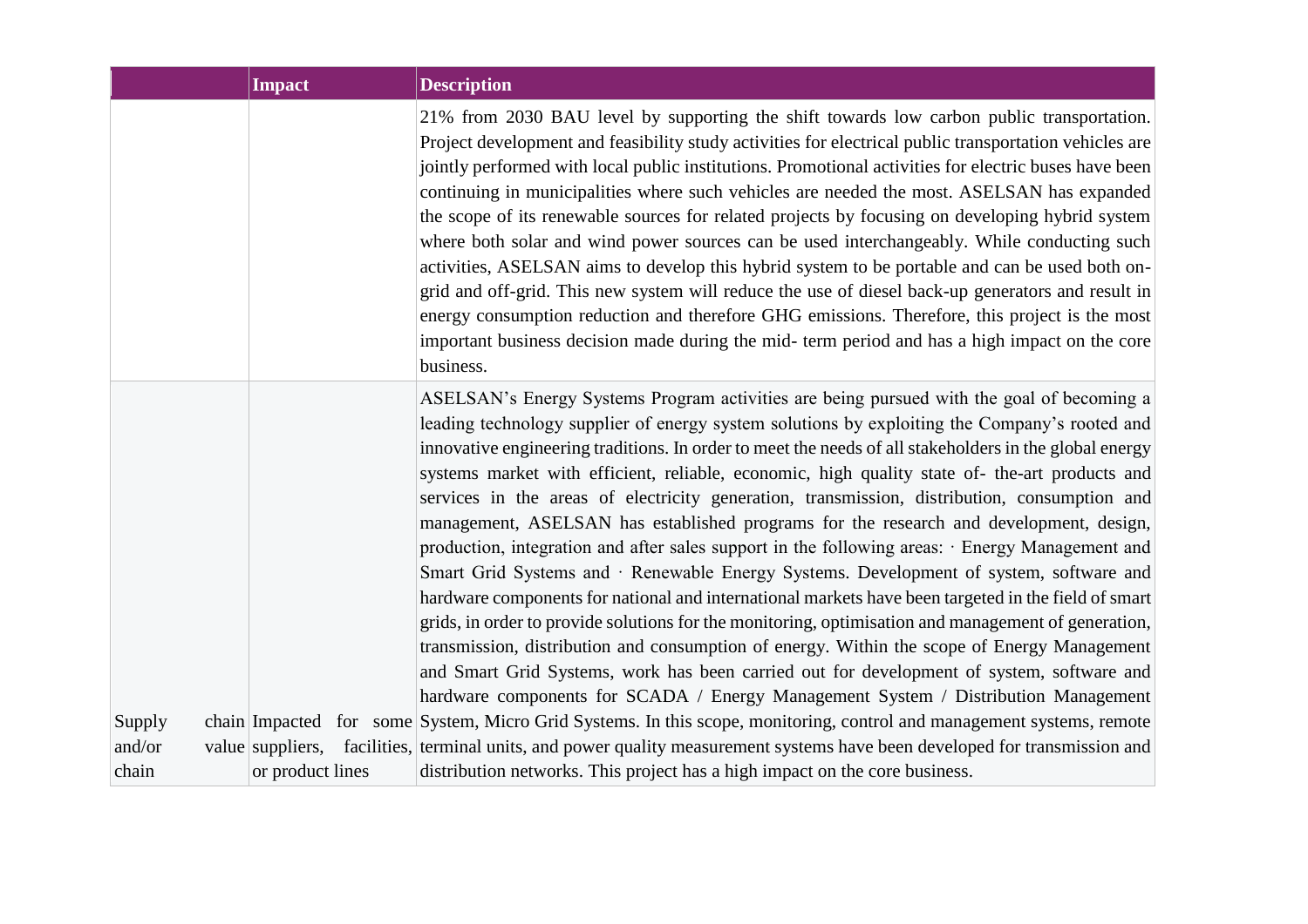|  | Impact | Description |
|---|---|---|
|  |  | 21% from 2030 BAU level by supporting the shift towards low carbon public transportation. Project development and feasibility study activities for electrical public transportation vehicles are jointly performed with local public institutions. Promotional activities for electric buses have been continuing in municipalities where such vehicles are needed the most. ASELSAN has expanded the scope of its renewable sources for related projects by focusing on developing hybrid system where both solar and wind power sources can be used interchangeably. While conducting such activities, ASELSAN aims to develop this hybrid system to be portable and can be used both on-grid and off-grid. This new system will reduce the use of diesel back-up generators and result in energy consumption reduction and therefore GHG emissions. Therefore, this project is the most important business decision made during the mid- term period and has a high impact on the core business. |
| Supply chain and/or value chain | Impacted for some suppliers, facilities, or product lines | ASELSAN's Energy Systems Program activities are being pursued with the goal of becoming a leading technology supplier of energy system solutions by exploiting the Company's rooted and innovative engineering traditions. In order to meet the needs of all stakeholders in the global energy systems market with efficient, reliable, economic, high quality state of- the-art products and services in the areas of electricity generation, transmission, distribution, consumption and management, ASELSAN has established programs for the research and development, design, production, integration and after sales support in the following areas: · Energy Management and Smart Grid Systems and · Renewable Energy Systems. Development of system, software and hardware components for national and international markets have been targeted in the field of smart grids, in order to provide solutions for the monitoring, optimisation and management of generation, transmission, distribution and consumption of energy. Within the scope of Energy Management and Smart Grid Systems, work has been carried out for development of system, software and hardware components for SCADA / Energy Management System / Distribution Management System, Micro Grid Systems. In this scope, monitoring, control and management systems, remote terminal units, and power quality measurement systems have been developed for transmission and distribution networks. This project has a high impact on the core business. |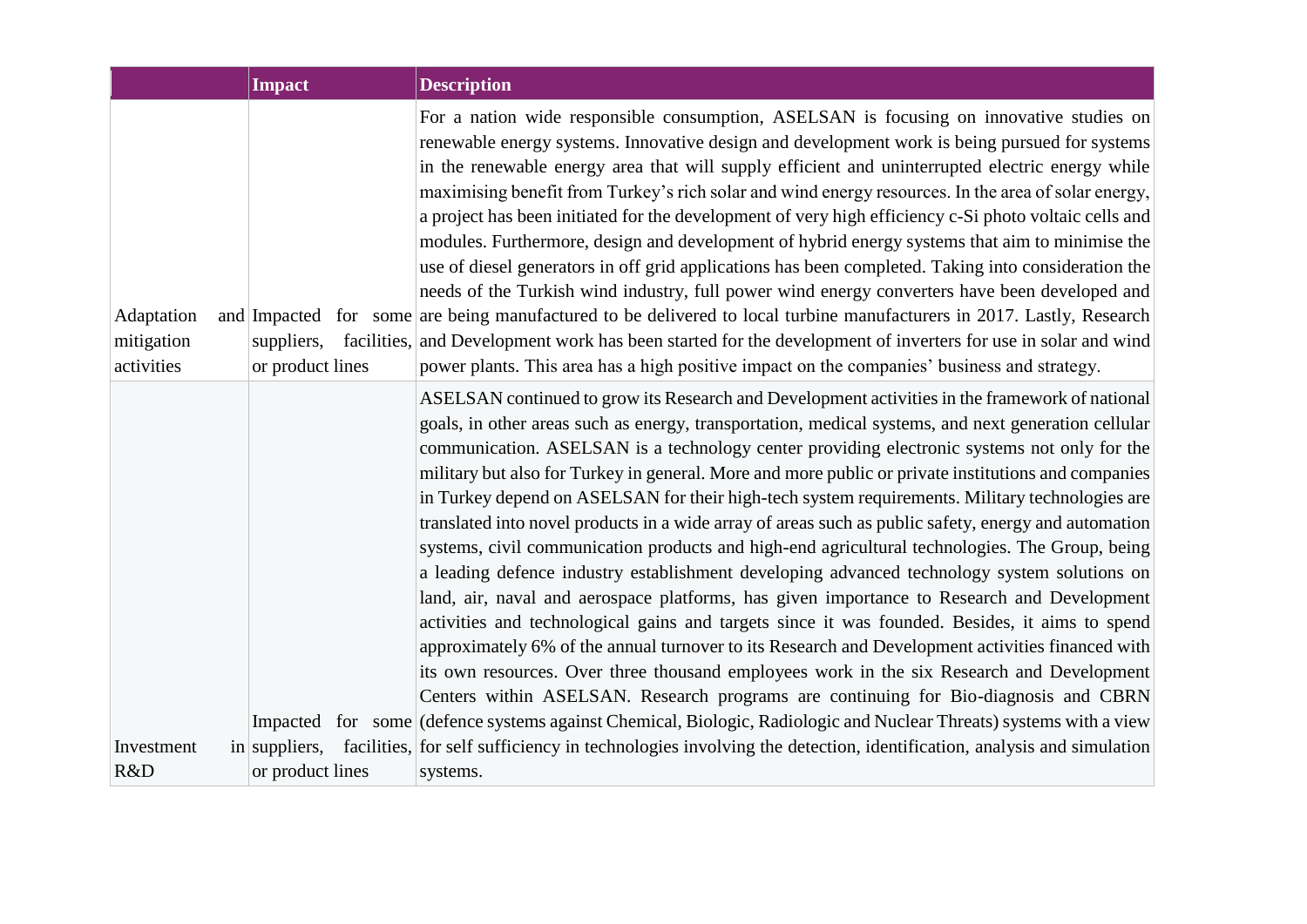| | Impact | Description |
|---|---|---|
| Adaptation and mitigation activities | Impacted for some suppliers, facilities, or product lines | For a nation wide responsible consumption, ASELSAN is focusing on innovative studies on renewable energy systems. Innovative design and development work is being pursued for systems in the renewable energy area that will supply efficient and uninterrupted electric energy while maximising benefit from Turkey's rich solar and wind energy resources. In the area of solar energy, a project has been initiated for the development of very high efficiency c-Si photo voltaic cells and modules. Furthermore, design and development of hybrid energy systems that aim to minimise the use of diesel generators in off grid applications has been completed. Taking into consideration the needs of the Turkish wind industry, full power wind energy converters have been developed and are being manufactured to be delivered to local turbine manufacturers in 2017. Lastly, Research and Development work has been started for the development of inverters for use in solar and wind power plants. This area has a high positive impact on the companies' business and strategy. |
| Investment in R&D | Impacted for some suppliers, facilities, or product lines | ASELSAN continued to grow its Research and Development activities in the framework of national goals, in other areas such as energy, transportation, medical systems, and next generation cellular communication. ASELSAN is a technology center providing electronic systems not only for the military but also for Turkey in general. More and more public or private institutions and companies in Turkey depend on ASELSAN for their high-tech system requirements. Military technologies are translated into novel products in a wide array of areas such as public safety, energy and automation systems, civil communication products and high-end agricultural technologies. The Group, being a leading defence industry establishment developing advanced technology system solutions on land, air, naval and aerospace platforms, has given importance to Research and Development activities and technological gains and targets since it was founded. Besides, it aims to spend approximately 6% of the annual turnover to its Research and Development activities financed with its own resources. Over three thousand employees work in the six Research and Development Centers within ASELSAN. Research programs are continuing for Bio-diagnosis and CBRN (defence systems against Chemical, Biologic, Radiologic and Nuclear Threats) systems with a view for self sufficiency in technologies involving the detection, identification, analysis and simulation systems. |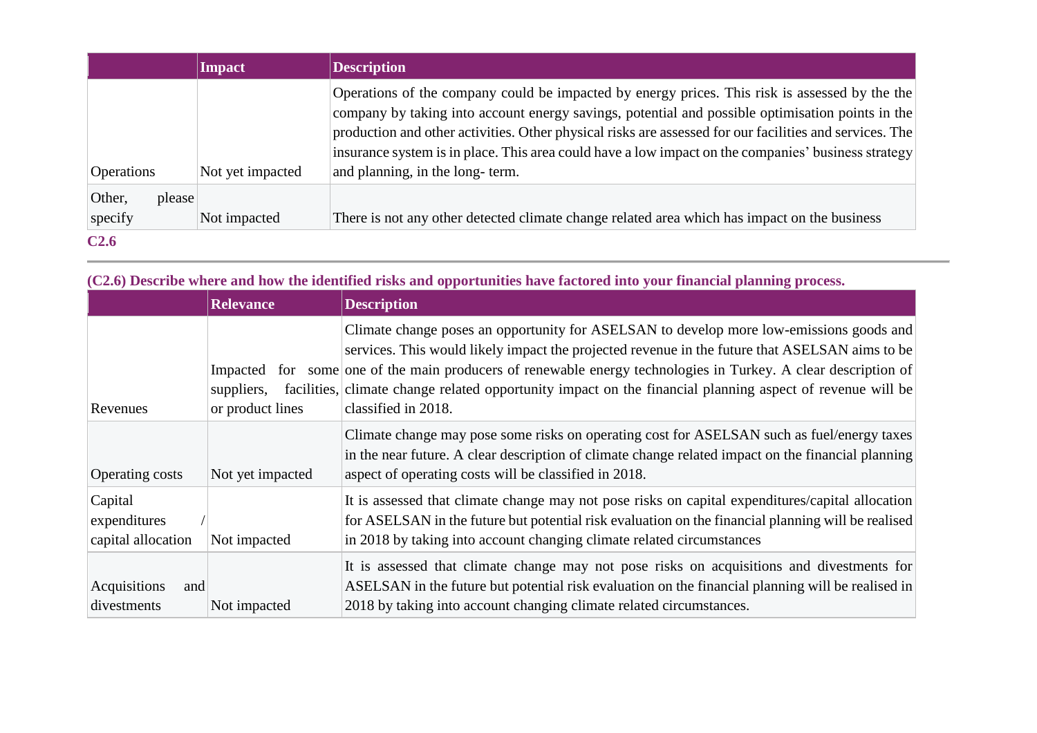| | Impact | Description |
|---|---|---|
| Operations | Not yet impacted | Operations of the company could be impacted by energy prices. This risk is assessed by the the company by taking into account energy savings, potential and possible optimisation points in the production and other activities. Other physical risks are assessed for our facilities and services. The insurance system is in place. This area could have a low impact on the companies' business strategy and planning, in the long- term. |
| Other, please specify | Not impacted | There is not any other detected climate change related area which has impact on the business |

**C2.6**

---

**(C2.6) Describe where and how the identified risks and opportunities have factored into your financial planning process.**

| | Relevance | Description |
|---|---|---|
| Revenues | Impacted for some suppliers, facilities, or product lines | Climate change poses an opportunity for ASELSAN to develop more low-emissions goods and services. This would likely impact the projected revenue in the future that ASELSAN aims to be one of the main producers of renewable energy technologies in Turkey. A clear description of climate change related opportunity impact on the financial planning aspect of revenue will be classified in 2018. |
| Operating costs | Not yet impacted | Climate change may pose some risks on operating cost for ASELSAN such as fuel/energy taxes in the near future. A clear description of climate change related impact on the financial planning aspect of operating costs will be classified in 2018. |
| Capital expenditures / capital allocation | Not impacted | It is assessed that climate change may not pose risks on capital expenditures/capital allocation for ASELSAN in the future but potential risk evaluation on the financial planning will be realised in 2018 by taking into account changing climate related circumstances |
| Acquisitions and divestments | Not impacted | It is assessed that climate change may not pose risks on acquisitions and divestments for ASELSAN in the future but potential risk evaluation on the financial planning will be realised in 2018 by taking into account changing climate related circumstances. |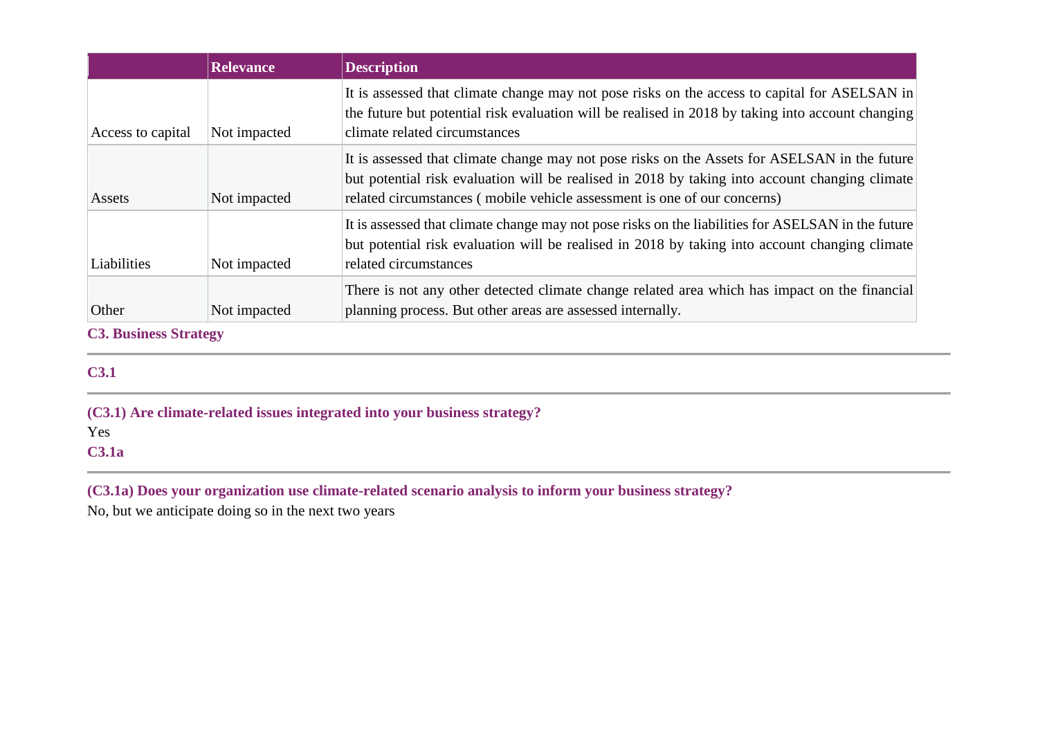| | Relevance | Description |
|---|---|---|
| Access to capital | Not impacted | It is assessed that climate change may not pose risks on the access to capital for ASELSAN in the future but potential risk evaluation will be realised in 2018 by taking into account changing climate related circumstances |
| Assets | Not impacted | It is assessed that climate change may not pose risks on the Assets for ASELSAN in the future but potential risk evaluation will be realised in 2018 by taking into account changing climate related circumstances ( mobile vehicle assessment is one of our concerns) |
| Liabilities | Not impacted | It is assessed that climate change may not pose risks on the liabilities for ASELSAN in the future but potential risk evaluation will be realised in 2018 by taking into account changing climate related circumstances |
| Other | Not impacted | There is not any other detected climate change related area which has impact on the financial planning process. But other areas are assessed internally. |

## C3. Business Strategy

### C3.1

**(C3.1) Are climate-related issues integrated into your business strategy?**

Yes

### C3.1a

**(C3.1a) Does your organization use climate-related scenario analysis to inform your business strategy?**

No, but we anticipate doing so in the next two years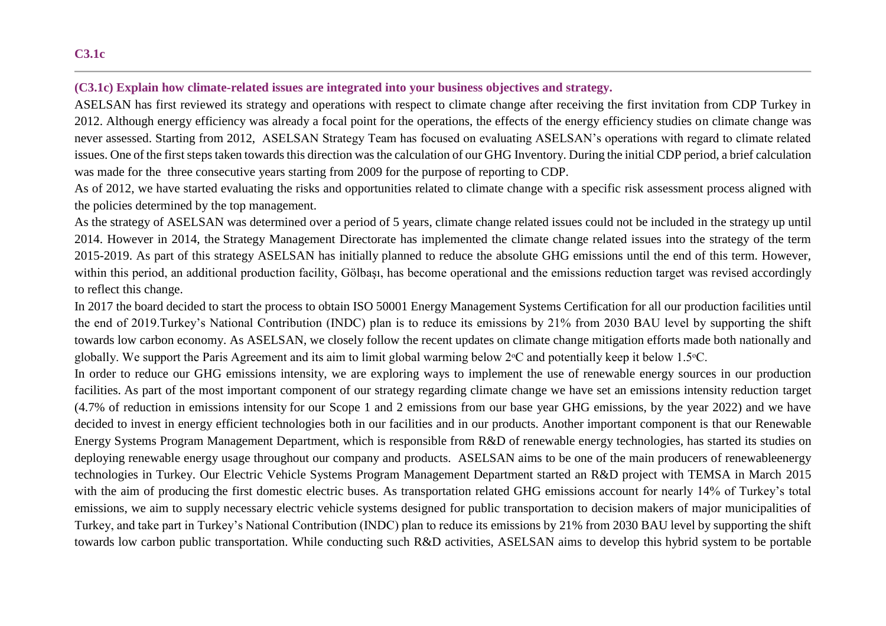**C3.1c**

---

**(C3.1c) Explain how climate-related issues are integrated into your business objectives and strategy.**

ASELSAN has first reviewed its strategy and operations with respect to climate change after receiving the first invitation from CDP Turkey in 2012. Although energy efficiency was already a focal point for the operations, the effects of the energy efficiency studies on climate change was never assessed. Starting from 2012, ASELSAN Strategy Team has focused on evaluating ASELSAN's operations with regard to climate related issues. One of the first steps taken towards this direction was the calculation of our GHG Inventory. During the initial CDP period, a brief calculation was made for the three consecutive years starting from 2009 for the purpose of reporting to CDP.

As of 2012, we have started evaluating the risks and opportunities related to climate change with a specific risk assessment process aligned with the policies determined by the top management.

As the strategy of ASELSAN was determined over a period of 5 years, climate change related issues could not be included in the strategy up until 2014. However in 2014, the Strategy Management Directorate has implemented the climate change related issues into the strategy of the term 2015-2019. As part of this strategy ASELSAN has initially planned to reduce the absolute GHG emissions until the end of this term. However, within this period, an additional production facility, Gölbaşı, has become operational and the emissions reduction target was revised accordingly to reflect this change.

In 2017 the board decided to start the process to obtain ISO 50001 Energy Management Systems Certification for all our production facilities until the end of 2019.Turkey's National Contribution (INDC) plan is to reduce its emissions by 21% from 2030 BAU level by supporting the shift towards low carbon economy. As ASELSAN, we closely follow the recent updates on climate change mitigation efforts made both nationally and globally. We support the Paris Agreement and its aim to limit global warming below 2°C and potentially keep it below 1.5°C.

In order to reduce our GHG emissions intensity, we are exploring ways to implement the use of renewable energy sources in our production facilities. As part of the most important component of our strategy regarding climate change we have set an emissions intensity reduction target (4.7% of reduction in emissions intensity for our Scope 1 and 2 emissions from our base year GHG emissions, by the year 2022) and we have decided to invest in energy efficient technologies both in our facilities and in our products. Another important component is that our Renewable Energy Systems Program Management Department, which is responsible from R&D of renewable energy technologies, has started its studies on deploying renewable energy usage throughout our company and products. ASELSAN aims to be one of the main producers of renewableenergy technologies in Turkey. Our Electric Vehicle Systems Program Management Department started an R&D project with TEMSA in March 2015 with the aim of producing the first domestic electric buses. As transportation related GHG emissions account for nearly 14% of Turkey's total emissions, we aim to supply necessary electric vehicle systems designed for public transportation to decision makers of major municipalities of Turkey, and take part in Turkey's National Contribution (INDC) plan to reduce its emissions by 21% from 2030 BAU level by supporting the shift towards low carbon public transportation. While conducting such R&D activities, ASELSAN aims to develop this hybrid system to be portable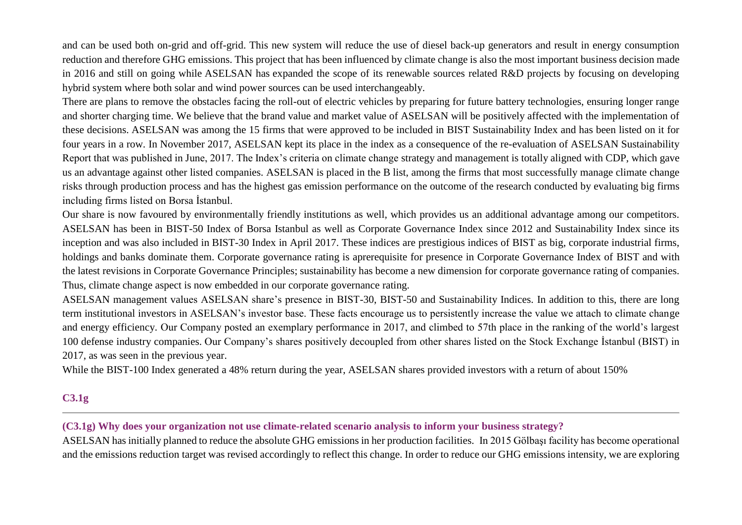and can be used both on-grid and off-grid. This new system will reduce the use of diesel back-up generators and result in energy consumption reduction and therefore GHG emissions. This project that has been influenced by climate change is also the most important business decision made in 2016 and still on going while ASELSAN has expanded the scope of its renewable sources related R&D projects by focusing on developing hybrid system where both solar and wind power sources can be used interchangeably.

There are plans to remove the obstacles facing the roll-out of electric vehicles by preparing for future battery technologies, ensuring longer range and shorter charging time. We believe that the brand value and market value of ASELSAN will be positively affected with the implementation of these decisions. ASELSAN was among the 15 firms that were approved to be included in BIST Sustainability Index and has been listed on it for four years in a row. In November 2017, ASELSAN kept its place in the index as a consequence of the re-evaluation of ASELSAN Sustainability Report that was published in June, 2017. The Index's criteria on climate change strategy and management is totally aligned with CDP, which gave us an advantage against other listed companies. ASELSAN is placed in the B list, among the firms that most successfully manage climate change risks through production process and has the highest gas emission performance on the outcome of the research conducted by evaluating big firms including firms listed on Borsa İstanbul.

Our share is now favoured by environmentally friendly institutions as well, which provides us an additional advantage among our competitors. ASELSAN has been in BIST-50 Index of Borsa Istanbul as well as Corporate Governance Index since 2012 and Sustainability Index since its inception and was also included in BIST-30 Index in April 2017. These indices are prestigious indices of BIST as big, corporate industrial firms, holdings and banks dominate them. Corporate governance rating is aprerequisite for presence in Corporate Governance Index of BIST and with the latest revisions in Corporate Governance Principles; sustainability has become a new dimension for corporate governance rating of companies. Thus, climate change aspect is now embedded in our corporate governance rating.

ASELSAN management values ASELSAN share's presence in BIST-30, BIST-50 and Sustainability Indices. In addition to this, there are long term institutional investors in ASELSAN's investor base. These facts encourage us to persistently increase the value we attach to climate change and energy efficiency. Our Company posted an exemplary performance in 2017, and climbed to 57th place in the ranking of the world's largest 100 defense industry companies. Our Company's shares positively decoupled from other shares listed on the Stock Exchange İstanbul (BIST) in 2017, as was seen in the previous year.

While the BIST-100 Index generated a 48% return during the year, ASELSAN shares provided investors with a return of about 150%

## C3.1g

**(C3.1g) Why does your organization not use climate-related scenario analysis to inform your business strategy?**

ASELSAN has initially planned to reduce the absolute GHG emissions in her production facilities. In 2015 Gölbaşı facility has become operational and the emissions reduction target was revised accordingly to reflect this change. In order to reduce our GHG emissions intensity, we are exploring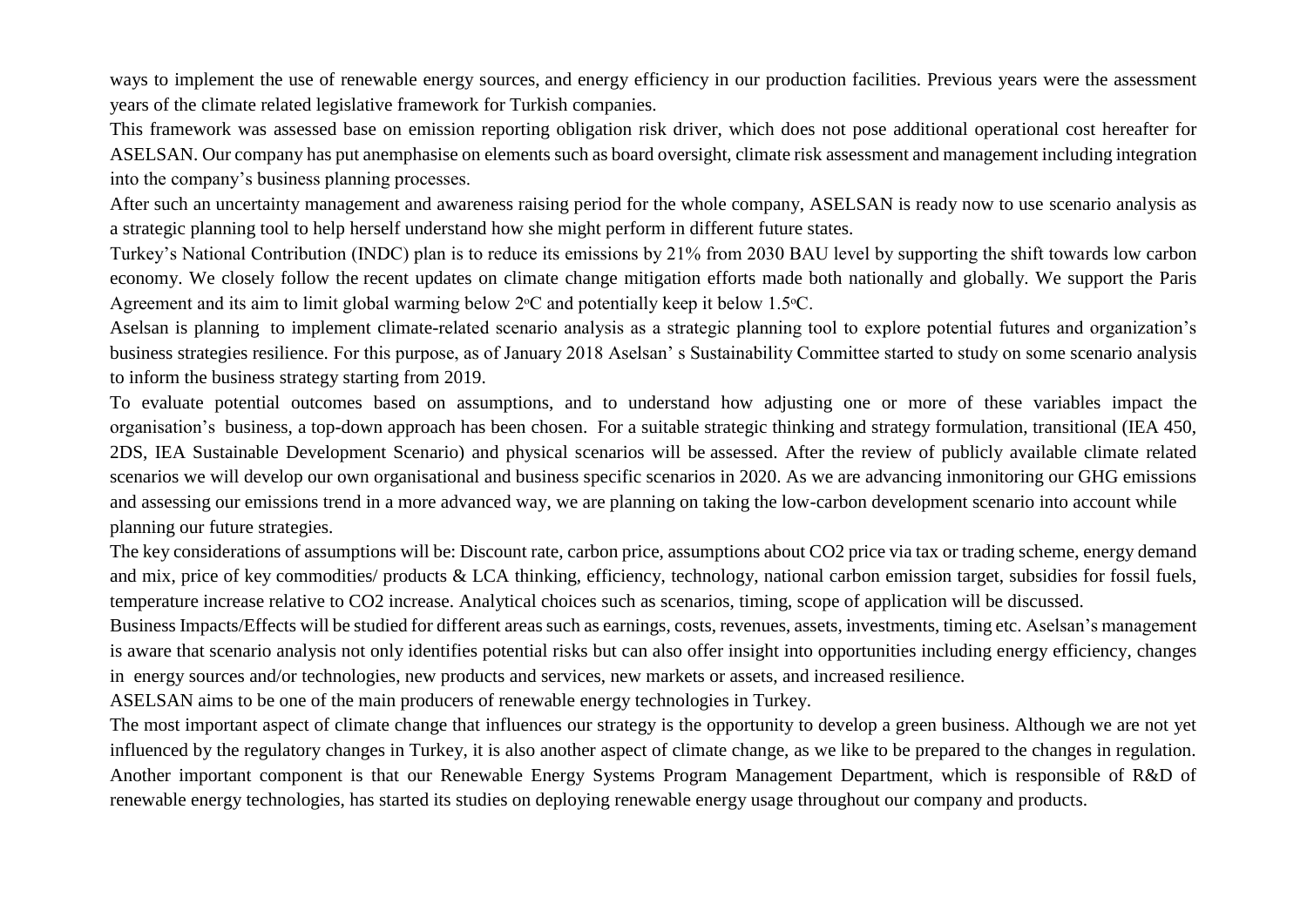ways to implement the use of renewable energy sources, and energy efficiency in our production facilities. Previous years were the assessment years of the climate related legislative framework for Turkish companies.

This framework was assessed base on emission reporting obligation risk driver, which does not pose additional operational cost hereafter for ASELSAN. Our company has put anemphasise on elements such as board oversight, climate risk assessment and management including integration into the company's business planning processes.

After such an uncertainty management and awareness raising period for the whole company, ASELSAN is ready now to use scenario analysis as a strategic planning tool to help herself understand how she might perform in different future states.

Turkey's National Contribution (INDC) plan is to reduce its emissions by 21% from 2030 BAU level by supporting the shift towards low carbon economy. We closely follow the recent updates on climate change mitigation efforts made both nationally and globally. We support the Paris Agreement and its aim to limit global warming below 2°C and potentially keep it below 1.5°C.

Aselsan is planning to implement climate-related scenario analysis as a strategic planning tool to explore potential futures and organization's business strategies resilience. For this purpose, as of January 2018 Aselsan' s Sustainability Committee started to study on some scenario analysis to inform the business strategy starting from 2019.

To evaluate potential outcomes based on assumptions, and to understand how adjusting one or more of these variables impact the organisation's business, a top-down approach has been chosen. For a suitable strategic thinking and strategy formulation, transitional (IEA 450, 2DS, IEA Sustainable Development Scenario) and physical scenarios will be assessed. After the review of publicly available climate related scenarios we will develop our own organisational and business specific scenarios in 2020. As we are advancing inmonitoring our GHG emissions and assessing our emissions trend in a more advanced way, we are planning on taking the low-carbon development scenario into account while planning our future strategies.

The key considerations of assumptions will be: Discount rate, carbon price, assumptions about $CO_2$ price via tax or trading scheme, energy demand and mix, price of key commodities/ products & LCA thinking, efficiency, technology, national carbon emission target, subsidies for fossil fuels, temperature increase relative to $CO_2$ increase. Analytical choices such as scenarios, timing, scope of application will be discussed.

Business Impacts/Effects will be studied for different areas such as earnings, costs, revenues, assets, investments, timing etc. Aselsan's management is aware that scenario analysis not only identifies potential risks but can also offer insight into opportunities including energy efficiency, changes in energy sources and/or technologies, new products and services, new markets or assets, and increased resilience.

ASELSAN aims to be one of the main producers of renewable energy technologies in Turkey.

The most important aspect of climate change that influences our strategy is the opportunity to develop a green business. Although we are not yet influenced by the regulatory changes in Turkey, it is also another aspect of climate change, as we like to be prepared to the changes in regulation. Another important component is that our Renewable Energy Systems Program Management Department, which is responsible of R&D of renewable energy technologies, has started its studies on deploying renewable energy usage throughout our company and products.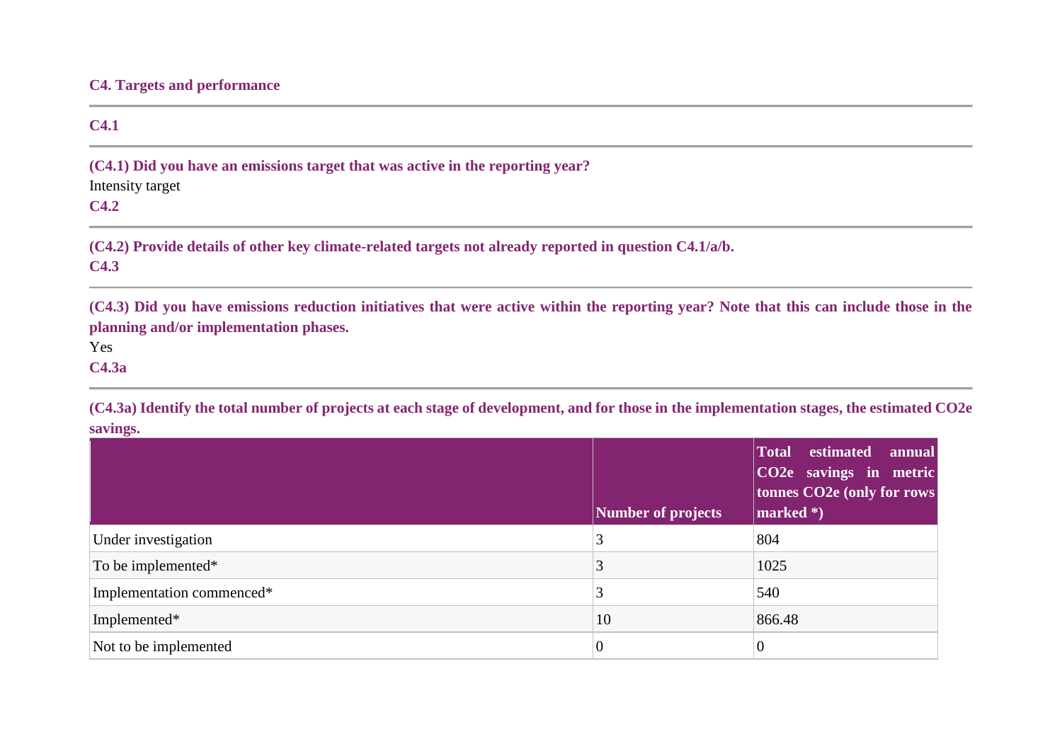## C4. Targets and performance

### C4.1

**(C4.1) Did you have an emissions target that was active in the reporting year?**

Intensity target

### C4.2

**(C4.2) Provide details of other key climate-related targets not already reported in question C4.1/a/b.**

### C4.3

**(C4.3) Did you have emissions reduction initiatives that were active within the reporting year? Note that this can include those in the planning and/or implementation phases.**

Yes

### C4.3a

**(C4.3a) Identify the total number of projects at each stage of development, and for those in the implementation stages, the estimated CO2e savings.**

| | Number of projects | Total estimated annual CO2e savings in metric tonnes CO2e (only for rows marked *) |
|---|---|---|
| Under investigation | 3 | 804 |
| To be implemented* | 3 | 1025 |
| Implementation commenced* | 3 | 540 |
| Implemented* | 10 | 866.48 |
| Not to be implemented | 0 | 0 |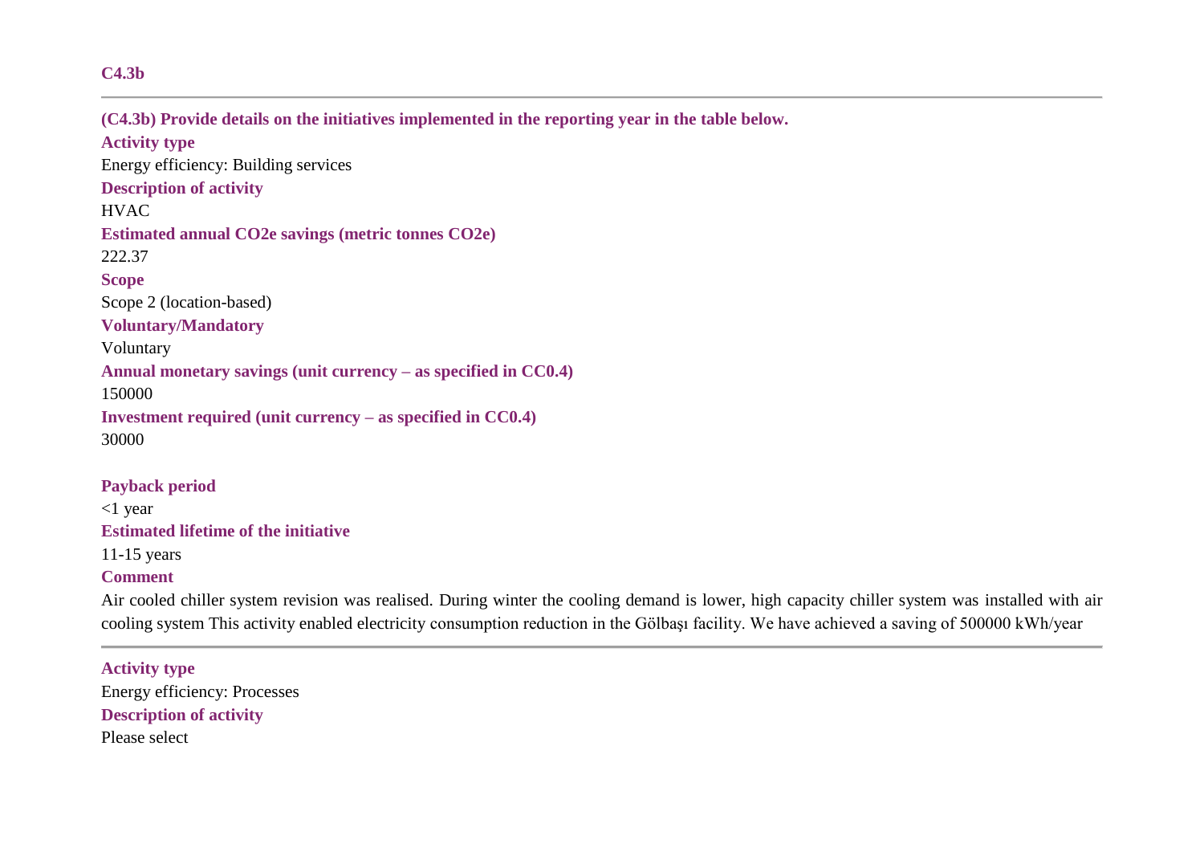### C4.3b

**(C4.3b) Provide details on the initiatives implemented in the reporting year in the table below.**

**Activity type**

Energy efficiency: Building services

**Description of activity**

HVAC

**Estimated annual CO2e savings (metric tonnes CO2e)**

222.37

**Scope**

Scope 2 (location-based)

**Voluntary/Mandatory**

Voluntary

**Annual monetary savings (unit currency – as specified in CC0.4)**

150000

**Investment required (unit currency – as specified in CC0.4)**

30000

**Payback period**

<1 year

**Estimated lifetime of the initiative**

11-15 years

**Comment**

Air cooled chiller system revision was realised. During winter the cooling demand is lower, high capacity chiller system was installed with air cooling system This activity enabled electricity consumption reduction in the Gölbaşı facility. We have achieved a saving of 500000 kWh/year

---

**Activity type**

Energy efficiency: Processes

**Description of activity**

Please select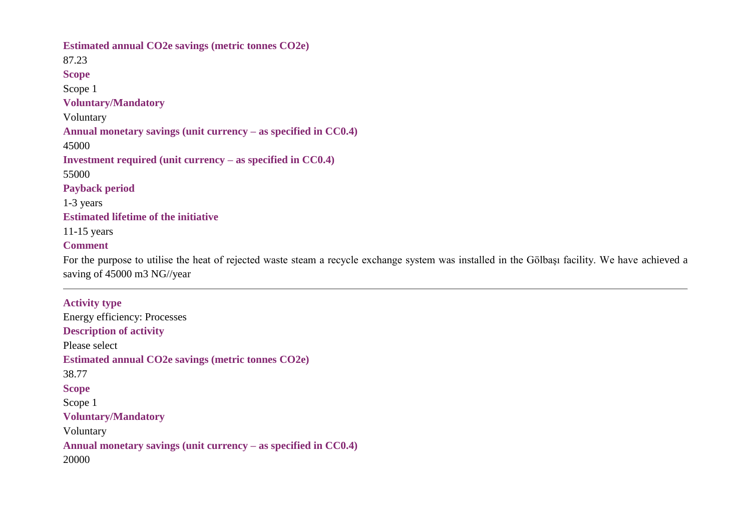**Estimated annual CO2e savings (metric tonnes CO2e)**

87.23

**Scope**

Scope 1

**Voluntary/Mandatory**

Voluntary

**Annual monetary savings (unit currency – as specified in CC0.4)**

45000

**Investment required (unit currency – as specified in CC0.4)**

55000

**Payback period**

1-3 years

**Estimated lifetime of the initiative**

11-15 years

**Comment**

For the purpose to utilise the heat of rejected waste steam a recycle exchange system was installed in the Gölbaşı facility. We have achieved a saving of 45000 m3 NG//year

---

**Activity type**

Energy efficiency: Processes

**Description of activity**

Please select

**Estimated annual CO2e savings (metric tonnes CO2e)**

38.77

**Scope**

Scope 1

**Voluntary/Mandatory**

Voluntary

**Annual monetary savings (unit currency – as specified in CC0.4)**

20000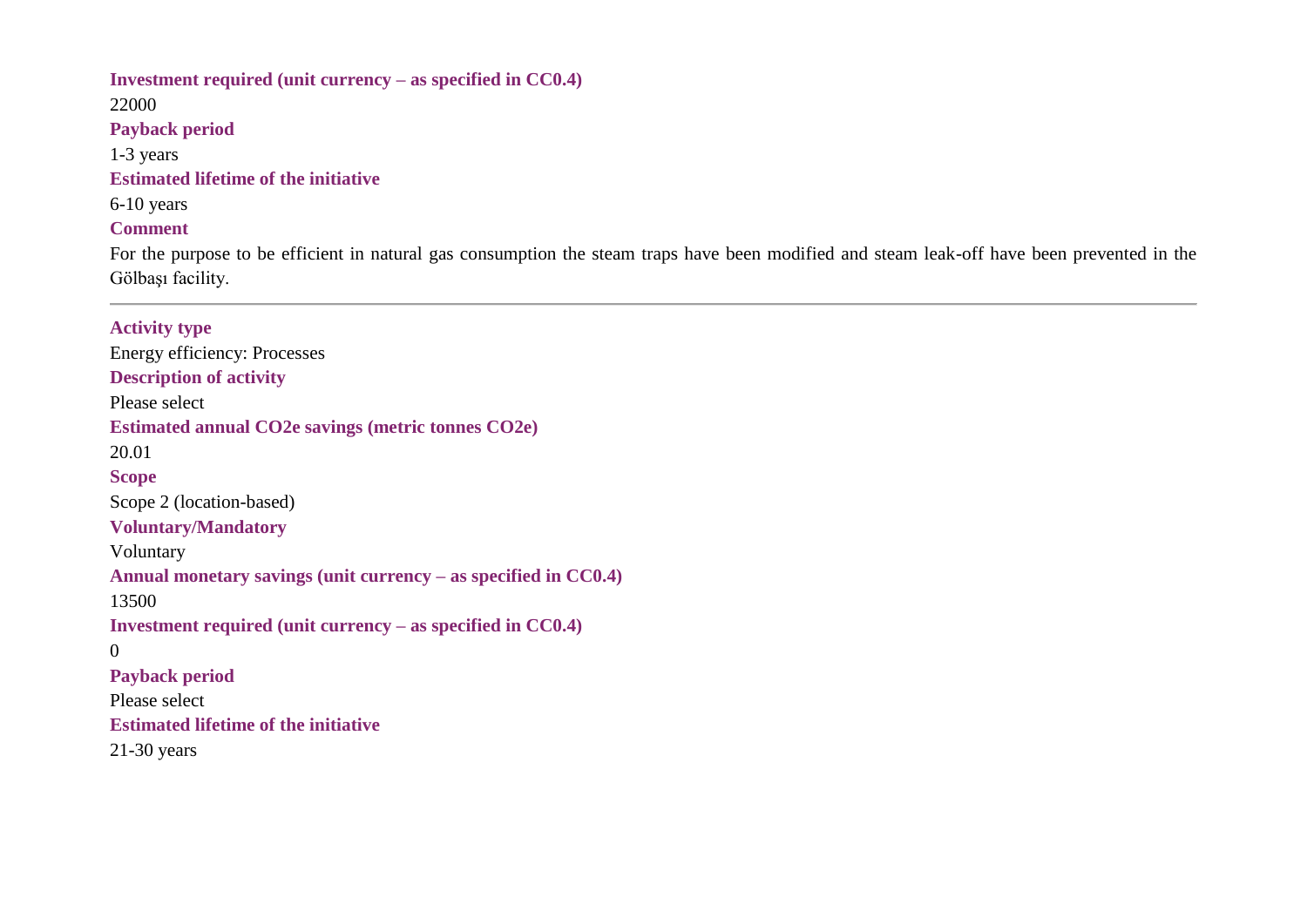**Investment required (unit currency – as specified in CC0.4)**

22000

**Payback period**

1-3 years

**Estimated lifetime of the initiative**

6-10 years

**Comment**

For the purpose to be efficient in natural gas consumption the steam traps have been modified and steam leak-off have been prevented in the Gölbaşı facility.

---

**Activity type**

Energy efficiency: Processes

**Description of activity**

Please select

**Estimated annual CO2e savings (metric tonnes CO2e)**

20.01

**Scope**

Scope 2 (location-based)

**Voluntary/Mandatory**

Voluntary

**Annual monetary savings (unit currency – as specified in CC0.4)**

13500

**Investment required (unit currency – as specified in CC0.4)**

0

**Payback period**

Please select

**Estimated lifetime of the initiative**

21-30 years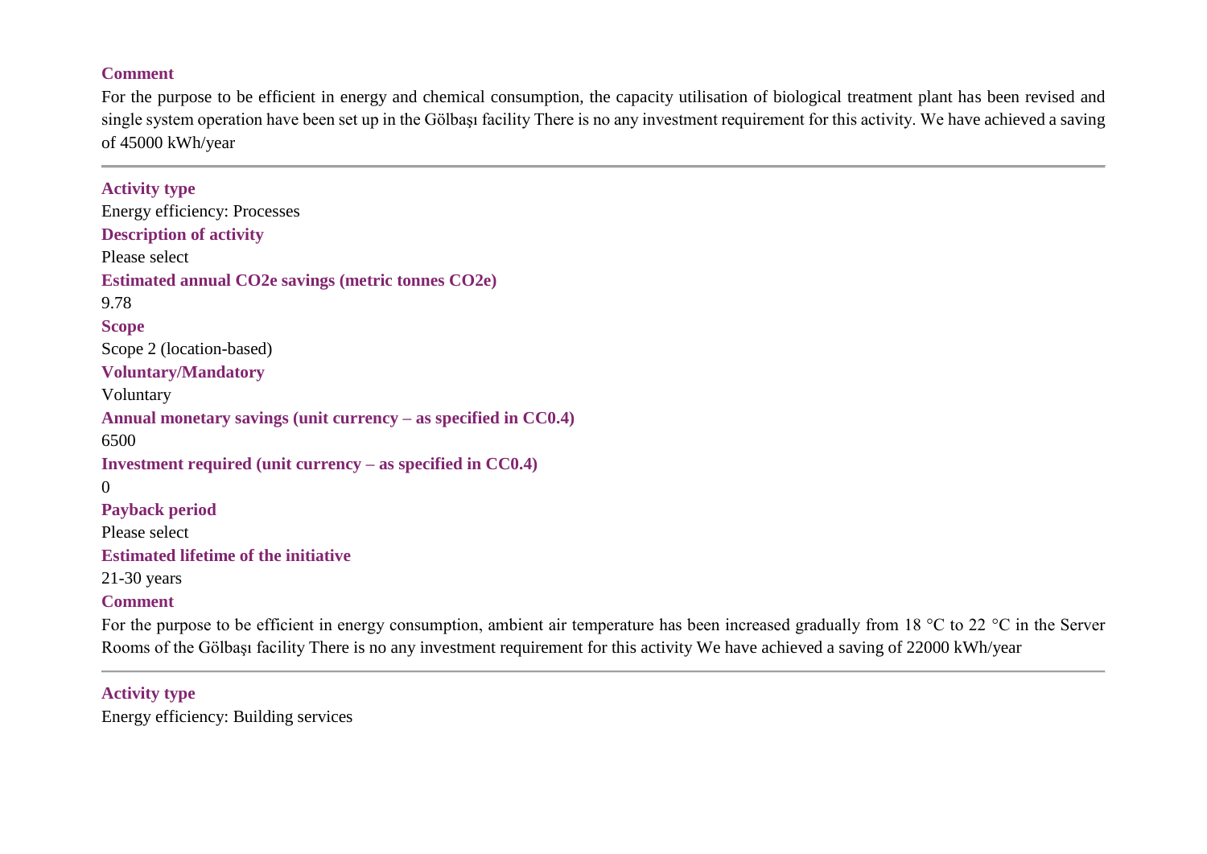**Comment**

For the purpose to be efficient in energy and chemical consumption, the capacity utilisation of biological treatment plant has been revised and single system operation have been set up in the Gölbaşı facility There is no any investment requirement for this activity. We have achieved a saving of 45000 kWh/year

---

**Activity type**

Energy efficiency: Processes

**Description of activity**

Please select

**Estimated annual CO2e savings (metric tonnes CO2e)**

9.78

**Scope**

Scope 2 (location-based)

**Voluntary/Mandatory**

Voluntary

**Annual monetary savings (unit currency – as specified in CC0.4)**

6500

**Investment required (unit currency – as specified in CC0.4)**

0

**Payback period**

Please select

**Estimated lifetime of the initiative**

21-30 years

**Comment**

For the purpose to be efficient in energy consumption, ambient air temperature has been increased gradually from 18 °C to 22 °C in the Server Rooms of the Gölbaşı facility There is no any investment requirement for this activity We have achieved a saving of 22000 kWh/year

---

**Activity type**

Energy efficiency: Building services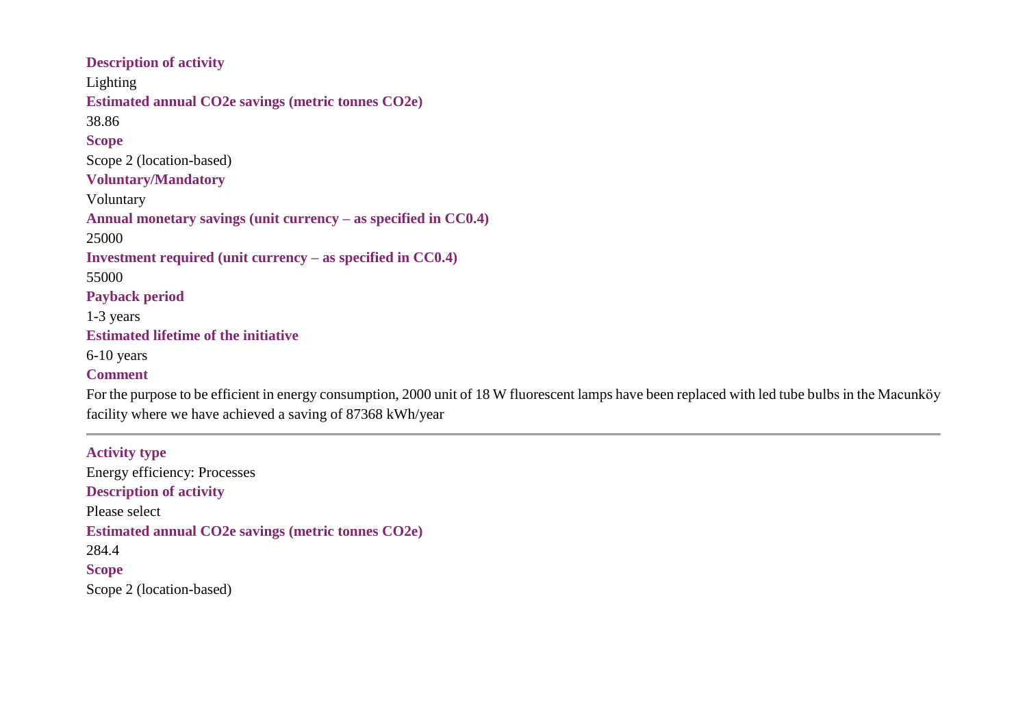**Description of activity**

Lighting

**Estimated annual CO2e savings (metric tonnes CO2e)**

38.86

**Scope**

Scope 2 (location-based)

**Voluntary/Mandatory**

Voluntary

**Annual monetary savings (unit currency – as specified in CC0.4)**

25000

**Investment required (unit currency – as specified in CC0.4)**

55000

**Payback period**

1-3 years

**Estimated lifetime of the initiative**

6-10 years

**Comment**

For the purpose to be efficient in energy consumption, 2000 unit of 18 W fluorescent lamps have been replaced with led tube bulbs in the Macunköy facility where we have achieved a saving of 87368 kWh/year

---

**Activity type**

Energy efficiency: Processes

**Description of activity**

Please select

**Estimated annual CO2e savings (metric tonnes CO2e)**

284.4

**Scope**

Scope 2 (location-based)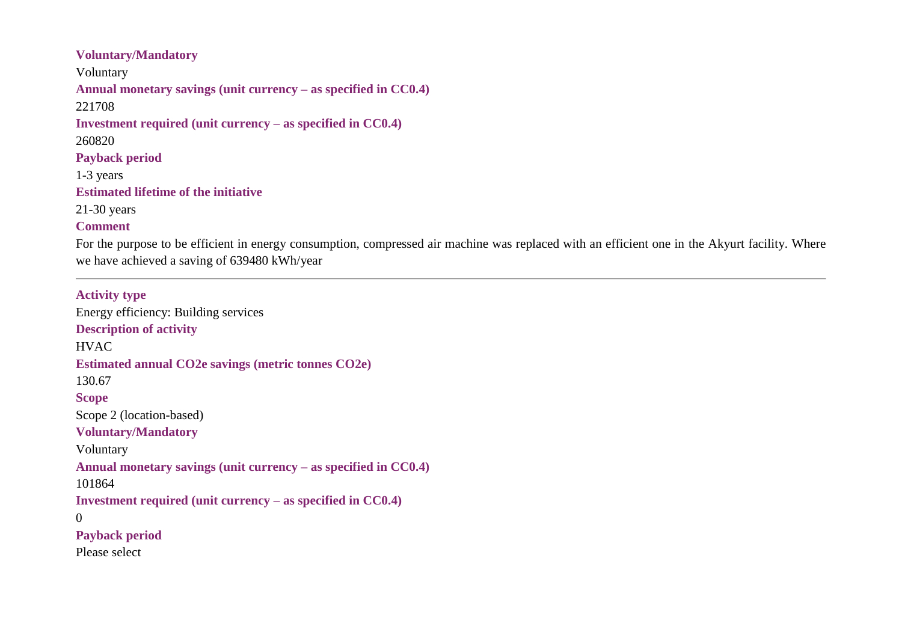**Voluntary/Mandatory**

Voluntary

**Annual monetary savings (unit currency – as specified in CC0.4)**

221708

**Investment required (unit currency – as specified in CC0.4)**

260820

**Payback period**

1-3 years

**Estimated lifetime of the initiative**

21-30 years

**Comment**

For the purpose to be efficient in energy consumption, compressed air machine was replaced with an efficient one in the Akyurt facility. Where we have achieved a saving of 639480 kWh/year

---

**Activity type**

Energy efficiency: Building services

**Description of activity**

HVAC

**Estimated annual CO2e savings (metric tonnes CO2e)**

130.67

**Scope**

Scope 2 (location-based)

**Voluntary/Mandatory**

Voluntary

**Annual monetary savings (unit currency – as specified in CC0.4)**

101864

**Investment required (unit currency – as specified in CC0.4)**

0

**Payback period**

Please select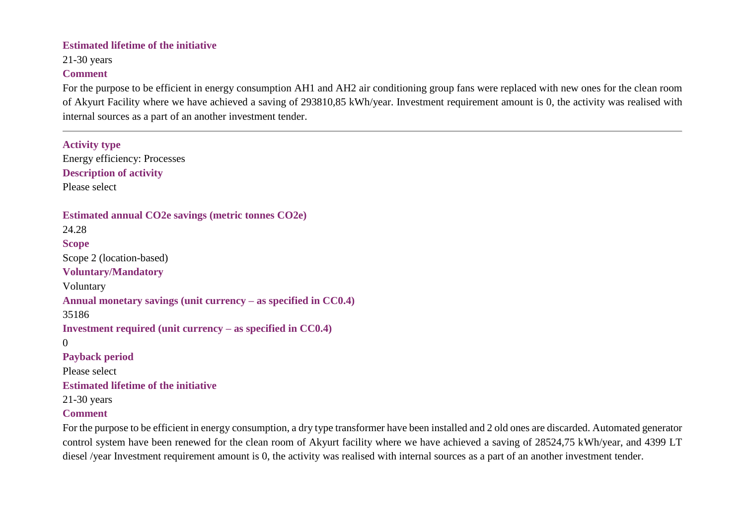**Estimated lifetime of the initiative**

21-30 years

**Comment**

For the purpose to be efficient in energy consumption AH1 and AH2 air conditioning group fans were replaced with new ones for the clean room of Akyurt Facility where we have achieved a saving of 293810,85 kWh/year. Investment requirement amount is 0, the activity was realised with internal sources as a part of an another investment tender.

---

**Activity type**

Energy efficiency: Processes

**Description of activity**

Please select

**Estimated annual $CO_2e$ savings (metric tonnes $CO_2e$)**

24.28

**Scope**

Scope 2 (location-based)

**Voluntary/Mandatory**

Voluntary

**Annual monetary savings (unit currency – as specified in CC0.4)**

35186

**Investment required (unit currency – as specified in CC0.4)**

0

**Payback period**

Please select

**Estimated lifetime of the initiative**

21-30 years

**Comment**

For the purpose to be efficient in energy consumption, a dry type transformer have been installed and 2 old ones are discarded. Automated generator control system have been renewed for the clean room of Akyurt facility where we have achieved a saving of 28524,75 kWh/year, and 4399 LT diesel /year Investment requirement amount is 0, the activity was realised with internal sources as a part of an another investment tender.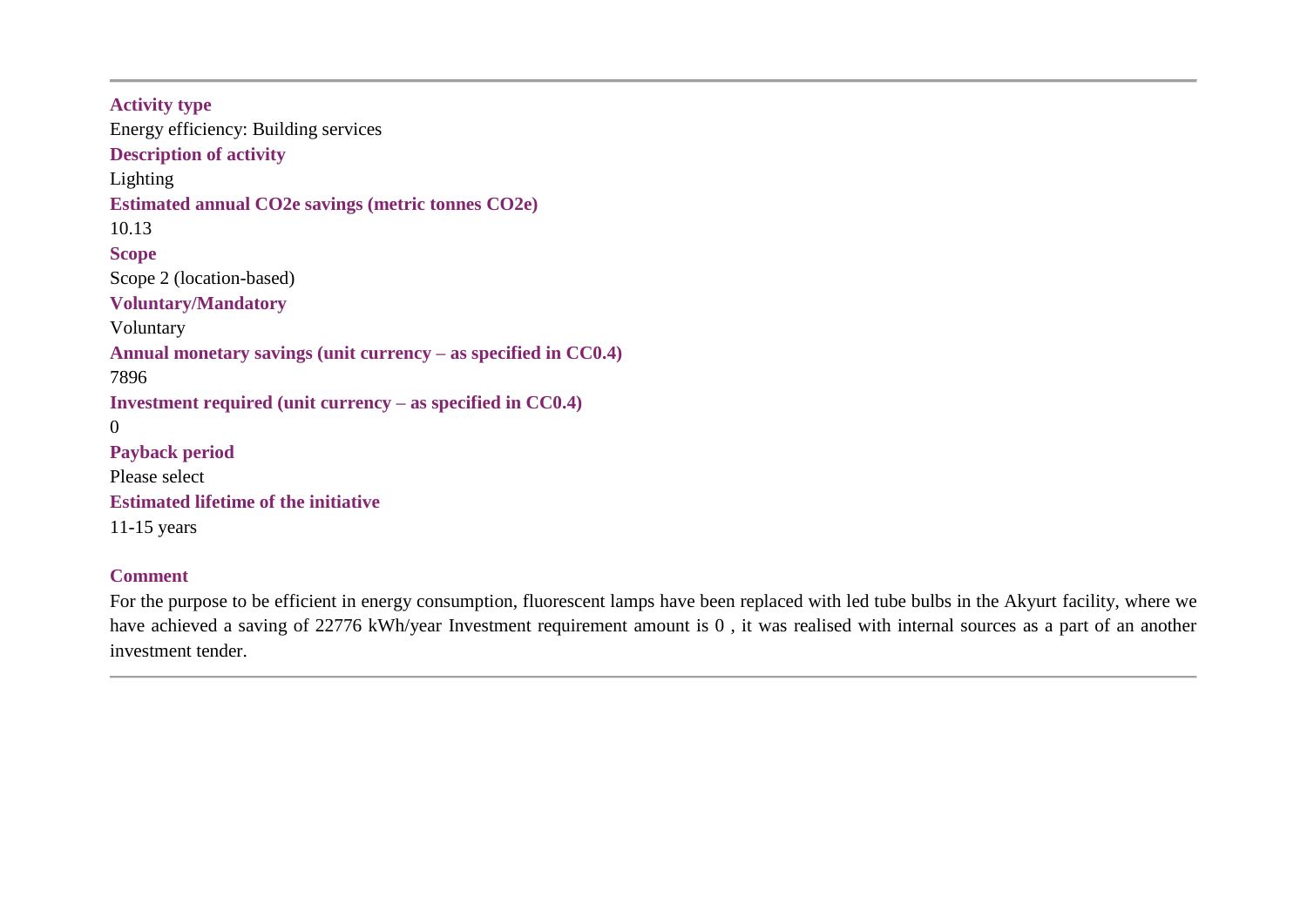---

**Activity type**

Energy efficiency: Building services

**Description of activity**

Lighting

**Estimated annual CO2e savings (metric tonnes CO2e)**

10.13

**Scope**

Scope 2 (location-based)

**Voluntary/Mandatory**

Voluntary

**Annual monetary savings (unit currency – as specified in CC0.4)**

7896

**Investment required (unit currency – as specified in CC0.4)**

0

**Payback period**

Please select

**Estimated lifetime of the initiative**

11-15 years

**Comment**

For the purpose to be efficient in energy consumption, fluorescent lamps have been replaced with led tube bulbs in the Akyurt facility, where we have achieved a saving of 22776 kWh/year Investment requirement amount is 0 , it was realised with internal sources as a part of an another investment tender.

---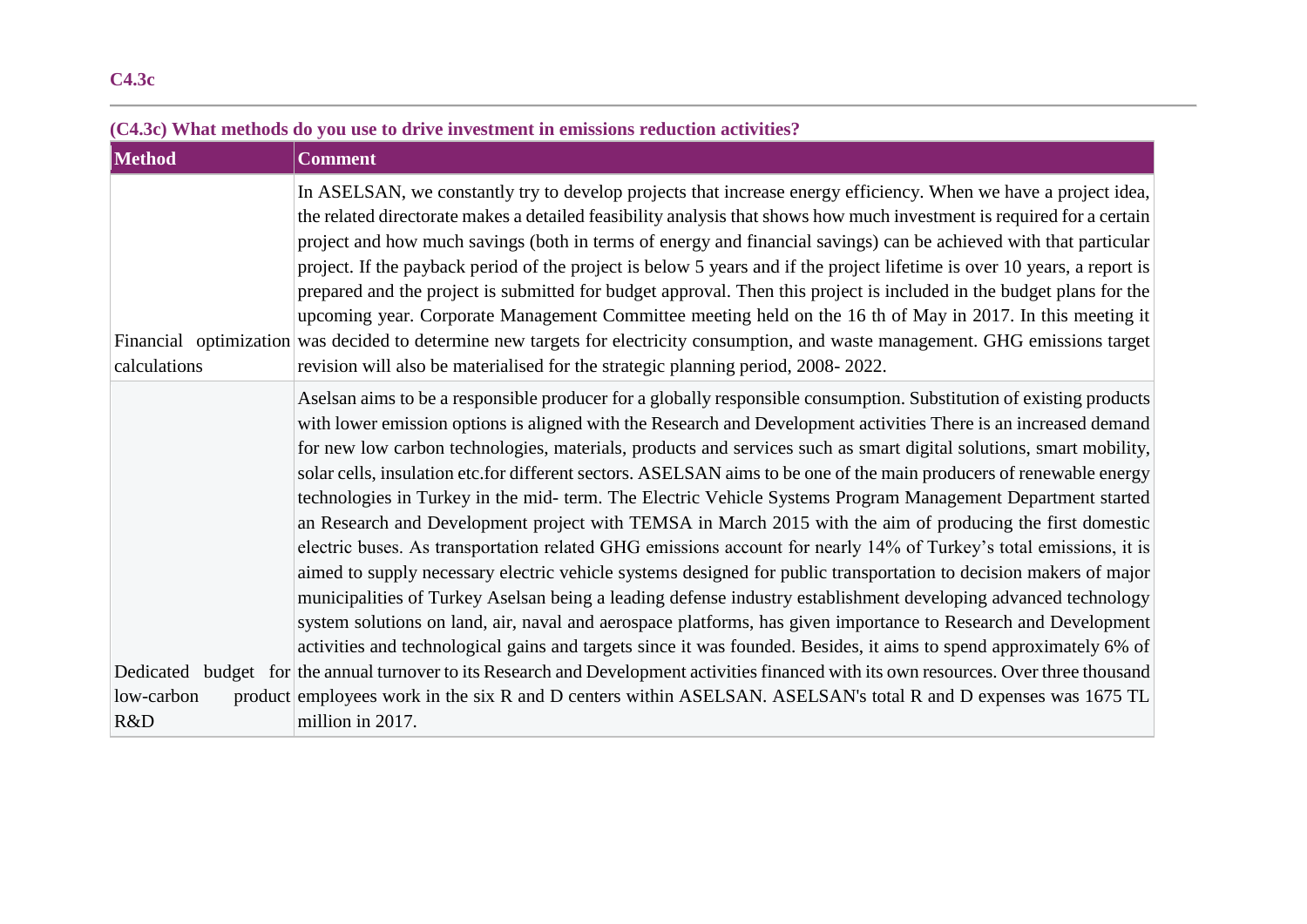### C4.3c

**(C4.3c) What methods do you use to drive investment in emissions reduction activities?**

| Method | Comment |
|---|---|
| Financial optimization calculations | In ASELSAN, we constantly try to develop projects that increase energy efficiency. When we have a project idea, the related directorate makes a detailed feasibility analysis that shows how much investment is required for a certain project and how much savings (both in terms of energy and financial savings) can be achieved with that particular project. If the payback period of the project is below 5 years and if the project lifetime is over 10 years, a report is prepared and the project is submitted for budget approval. Then this project is included in the budget plans for the upcoming year. Corporate Management Committee meeting held on the 16 th of May in 2017. In this meeting it was decided to determine new targets for electricity consumption, and waste management. GHG emissions target revision will also be materialised for the strategic planning period, 2008- 2022. |
| Dedicated budget for low-carbon product R&D | Aselsan aims to be a responsible producer for a globally responsible consumption. Substitution of existing products with lower emission options is aligned with the Research and Development activities There is an increased demand for new low carbon technologies, materials, products and services such as smart digital solutions, smart mobility, solar cells, insulation etc.for different sectors. ASELSAN aims to be one of the main producers of renewable energy technologies in Turkey in the mid- term. The Electric Vehicle Systems Program Management Department started an Research and Development project with TEMSA in March 2015 with the aim of producing the first domestic electric buses. As transportation related GHG emissions account for nearly 14% of Turkey's total emissions, it is aimed to supply necessary electric vehicle systems designed for public transportation to decision makers of major municipalities of Turkey Aselsan being a leading defense industry establishment developing advanced technology system solutions on land, air, naval and aerospace platforms, has given importance to Research and Development activities and technological gains and targets since it was founded. Besides, it aims to spend approximately 6% of the annual turnover to its Research and Development activities financed with its own resources. Over three thousand employees work in the six R and D centers within ASELSAN. ASELSAN's total R and D expenses was 1675 TL million in 2017. |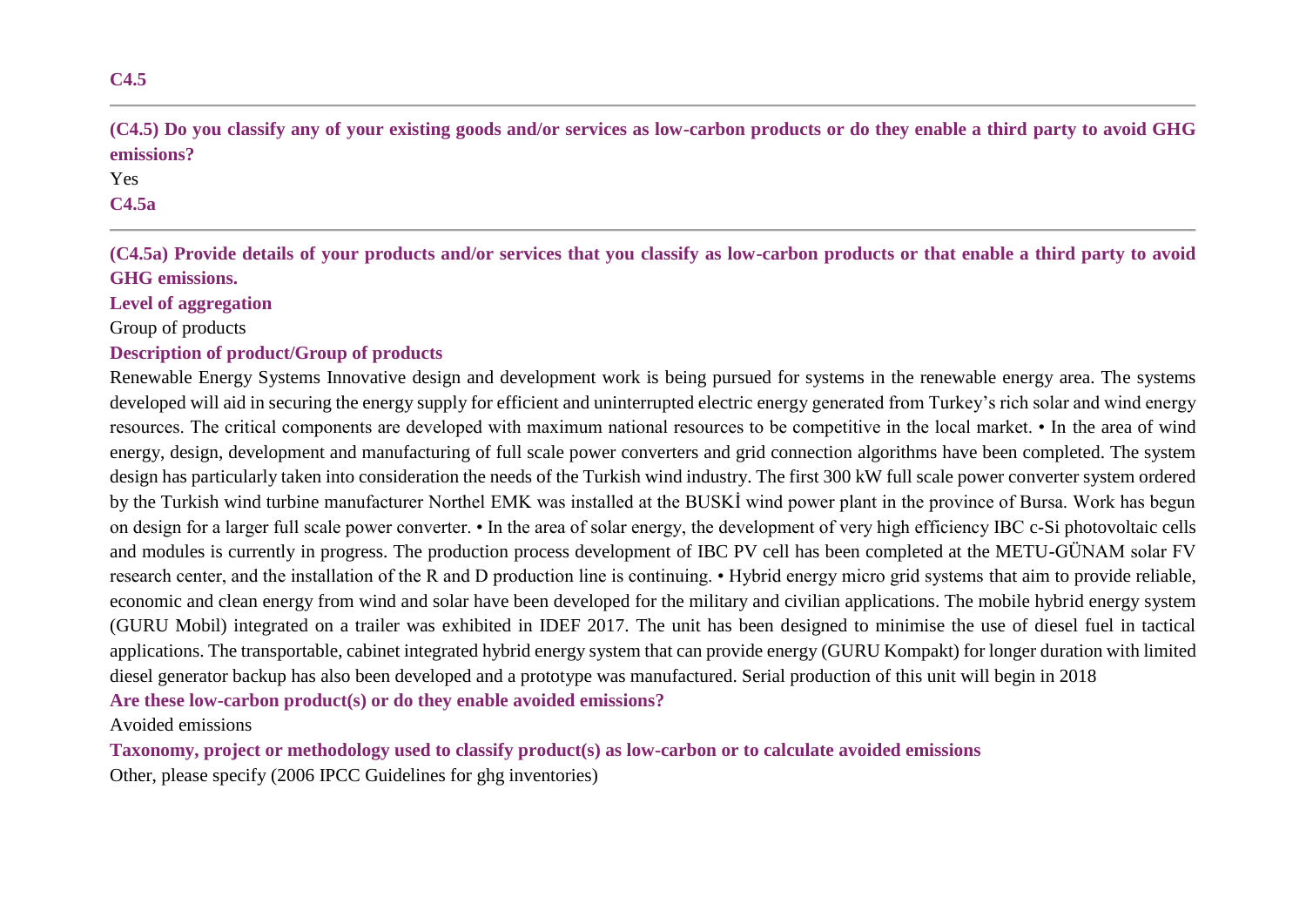**C4.5**

---

**(C4.5) Do you classify any of your existing goods and/or services as low-carbon products or do they enable a third party to avoid GHG emissions?**

Yes

**C4.5a**

---

**(C4.5a) Provide details of your products and/or services that you classify as low-carbon products or that enable a third party to avoid GHG emissions.**

**Level of aggregation**

Group of products

**Description of product/Group of products**

Renewable Energy Systems Innovative design and development work is being pursued for systems in the renewable energy area. The systems developed will aid in securing the energy supply for efficient and uninterrupted electric energy generated from Turkey's rich solar and wind energy resources. The critical components are developed with maximum national resources to be competitive in the local market. • In the area of wind energy, design, development and manufacturing of full scale power converters and grid connection algorithms have been completed. The system design has particularly taken into consideration the needs of the Turkish wind industry. The first 300 kW full scale power converter system ordered by the Turkish wind turbine manufacturer Northel EMK was installed at the BUSKİ wind power plant in the province of Bursa. Work has begun on design for a larger full scale power converter. • In the area of solar energy, the development of very high efficiency IBC c-Si photovoltaic cells and modules is currently in progress. The production process development of IBC PV cell has been completed at the METU-GÜNAM solar FV research center, and the installation of the R and D production line is continuing. • Hybrid energy micro grid systems that aim to provide reliable, economic and clean energy from wind and solar have been developed for the military and civilian applications. The mobile hybrid energy system (GURU Mobil) integrated on a trailer was exhibited in IDEF 2017. The unit has been designed to minimise the use of diesel fuel in tactical applications. The transportable, cabinet integrated hybrid energy system that can provide energy (GURU Kompakt) for longer duration with limited diesel generator backup has also been developed and a prototype was manufactured. Serial production of this unit will begin in 2018

**Are these low-carbon product(s) or do they enable avoided emissions?**

Avoided emissions

**Taxonomy, project or methodology used to classify product(s) as low-carbon or to calculate avoided emissions**

Other, please specify (2006 IPCC Guidelines for ghg inventories)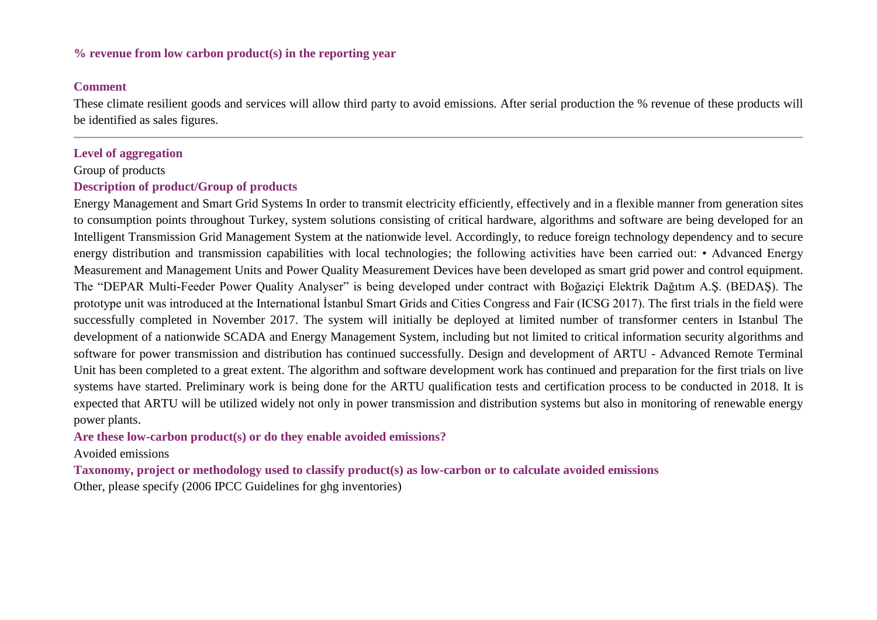**% revenue from low carbon product(s) in the reporting year**

**Comment**

These climate resilient goods and services will allow third party to avoid emissions. After serial production the % revenue of these products will be identified as sales figures.

---

**Level of aggregation**

Group of products

**Description of product/Group of products**

Energy Management and Smart Grid Systems In order to transmit electricity efficiently, effectively and in a flexible manner from generation sites to consumption points throughout Turkey, system solutions consisting of critical hardware, algorithms and software are being developed for an Intelligent Transmission Grid Management System at the nationwide level. Accordingly, to reduce foreign technology dependency and to secure energy distribution and transmission capabilities with local technologies; the following activities have been carried out: • Advanced Energy Measurement and Management Units and Power Quality Measurement Devices have been developed as smart grid power and control equipment. The "DEPAR Multi-Feeder Power Quality Analyser" is being developed under contract with Boğaziçi Elektrik Dağıtım A.Ş. (BEDAŞ). The prototype unit was introduced at the International İstanbul Smart Grids and Cities Congress and Fair (ICSG 2017). The first trials in the field were successfully completed in November 2017. The system will initially be deployed at limited number of transformer centers in Istanbul The development of a nationwide SCADA and Energy Management System, including but not limited to critical information security algorithms and software for power transmission and distribution has continued successfully. Design and development of ARTU - Advanced Remote Terminal Unit has been completed to a great extent. The algorithm and software development work has continued and preparation for the first trials on live systems have started. Preliminary work is being done for the ARTU qualification tests and certification process to be conducted in 2018. It is expected that ARTU will be utilized widely not only in power transmission and distribution systems but also in monitoring of renewable energy power plants.

**Are these low-carbon product(s) or do they enable avoided emissions?**

Avoided emissions

**Taxonomy, project or methodology used to classify product(s) as low-carbon or to calculate avoided emissions**

Other, please specify (2006 IPCC Guidelines for ghg inventories)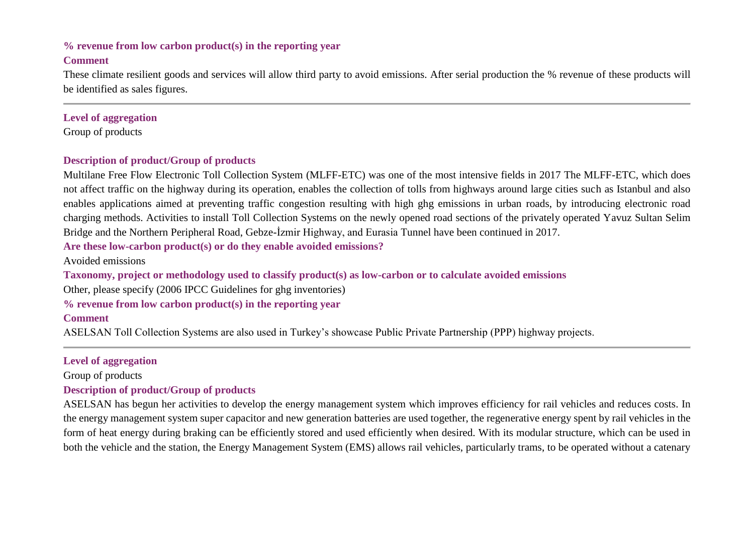**% revenue from low carbon product(s) in the reporting year**

**Comment**

These climate resilient goods and services will allow third party to avoid emissions. After serial production the % revenue of these products will be identified as sales figures.

---

**Level of aggregation**

Group of products

**Description of product/Group of products**

Multilane Free Flow Electronic Toll Collection System (MLFF-ETC) was one of the most intensive fields in 2017 The MLFF-ETC, which does not affect traffic on the highway during its operation, enables the collection of tolls from highways around large cities such as Istanbul and also enables applications aimed at preventing traffic congestion resulting with high ghg emissions in urban roads, by introducing electronic road charging methods. Activities to install Toll Collection Systems on the newly opened road sections of the privately operated Yavuz Sultan Selim Bridge and the Northern Peripheral Road, Gebze-İzmir Highway, and Eurasia Tunnel have been continued in 2017.

**Are these low-carbon product(s) or do they enable avoided emissions?**

Avoided emissions

**Taxonomy, project or methodology used to classify product(s) as low-carbon or to calculate avoided emissions**

Other, please specify (2006 IPCC Guidelines for ghg inventories)

**% revenue from low carbon product(s) in the reporting year**

**Comment**

ASELSAN Toll Collection Systems are also used in Turkey's showcase Public Private Partnership (PPP) highway projects.

---

**Level of aggregation**

Group of products

**Description of product/Group of products**

ASELSAN has begun her activities to develop the energy management system which improves efficiency for rail vehicles and reduces costs. In the energy management system super capacitor and new generation batteries are used together, the regenerative energy spent by rail vehicles in the form of heat energy during braking can be efficiently stored and used efficiently when desired. With its modular structure, which can be used in both the vehicle and the station, the Energy Management System (EMS) allows rail vehicles, particularly trams, to be operated without a catenary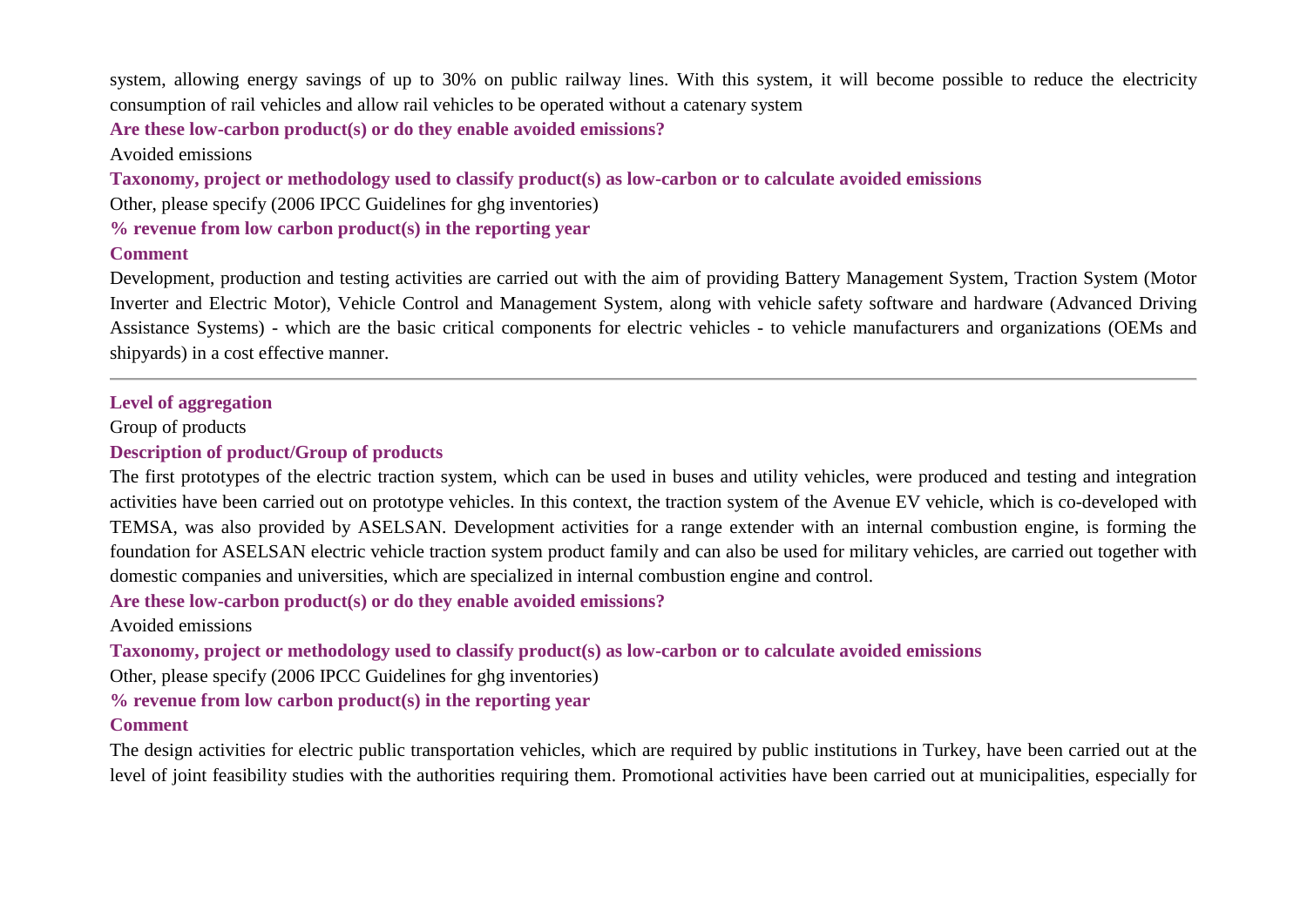system, allowing energy savings of up to 30% on public railway lines. With this system, it will become possible to reduce the electricity consumption of rail vehicles and allow rail vehicles to be operated without a catenary system

**Are these low-carbon product(s) or do they enable avoided emissions?**

Avoided emissions

**Taxonomy, project or methodology used to classify product(s) as low-carbon or to calculate avoided emissions**

Other, please specify (2006 IPCC Guidelines for ghg inventories)

**% revenue from low carbon product(s) in the reporting year**

**Comment**

Development, production and testing activities are carried out with the aim of providing Battery Management System, Traction System (Motor Inverter and Electric Motor), Vehicle Control and Management System, along with vehicle safety software and hardware (Advanced Driving Assistance Systems) - which are the basic critical components for electric vehicles - to vehicle manufacturers and organizations (OEMs and shipyards) in a cost effective manner.

---

**Level of aggregation**

Group of products

**Description of product/Group of products**

The first prototypes of the electric traction system, which can be used in buses and utility vehicles, were produced and testing and integration activities have been carried out on prototype vehicles. In this context, the traction system of the Avenue EV vehicle, which is co-developed with TEMSA, was also provided by ASELSAN. Development activities for a range extender with an internal combustion engine, is forming the foundation for ASELSAN electric vehicle traction system product family and can also be used for military vehicles, are carried out together with domestic companies and universities, which are specialized in internal combustion engine and control.

**Are these low-carbon product(s) or do they enable avoided emissions?**

Avoided emissions

**Taxonomy, project or methodology used to classify product(s) as low-carbon or to calculate avoided emissions**

Other, please specify (2006 IPCC Guidelines for ghg inventories)

**% revenue from low carbon product(s) in the reporting year**

**Comment**

The design activities for electric public transportation vehicles, which are required by public institutions in Turkey, have been carried out at the level of joint feasibility studies with the authorities requiring them. Promotional activities have been carried out at municipalities, especially for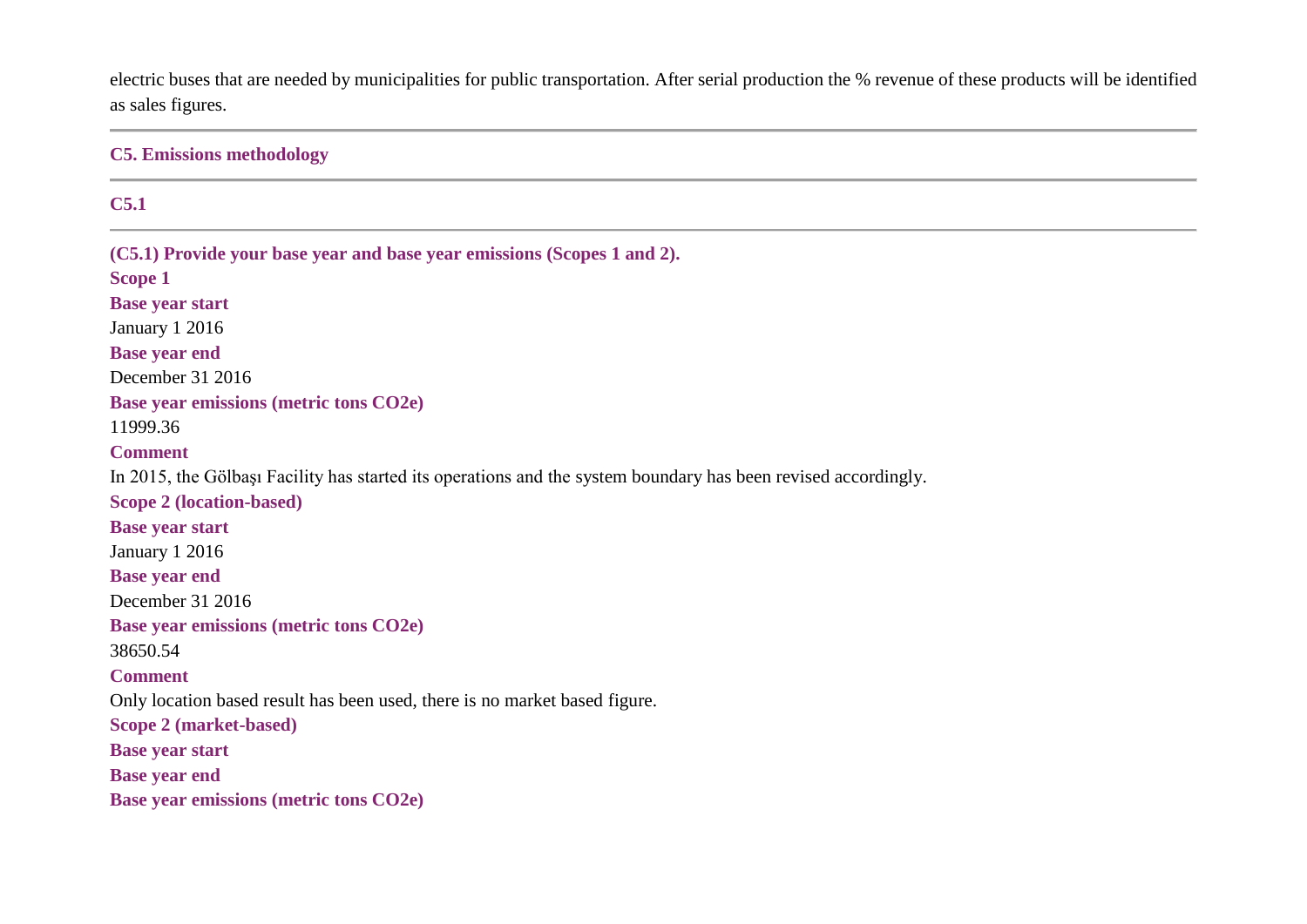electric buses that are needed by municipalities for public transportation. After serial production the % revenue of these products will be identified as sales figures.

## C5. Emissions methodology

### C5.1

**(C5.1) Provide your base year and base year emissions (Scopes 1 and 2).**

**Scope 1**

**Base year start**

January 1 2016

**Base year end**

December 31 2016

**Base year emissions (metric tons CO2e)**

11999.36

**Comment**

In 2015, the Gölbaşı Facility has started its operations and the system boundary has been revised accordingly.

**Scope 2 (location-based)**

**Base year start**

January 1 2016

**Base year end**

December 31 2016

**Base year emissions (metric tons CO2e)**

38650.54

**Comment**

Only location based result has been used, there is no market based figure.

**Scope 2 (market-based)**

**Base year start**

**Base year end**

**Base year emissions (metric tons CO2e)**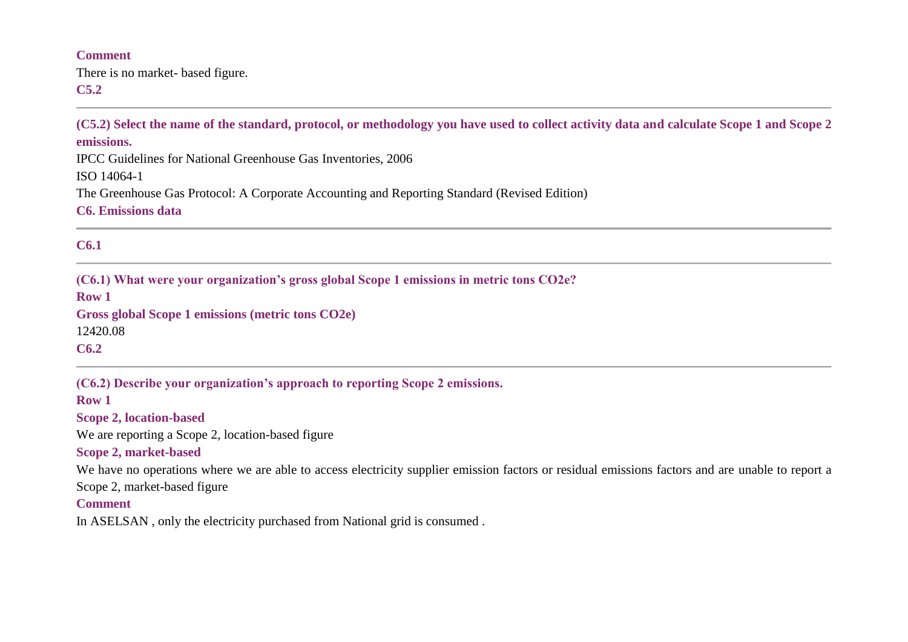**Comment**

There is no market- based figure.

### C5.2

**(C5.2) Select the name of the standard, protocol, or methodology you have used to collect activity data and calculate Scope 1 and Scope 2 emissions.**

IPCC Guidelines for National Greenhouse Gas Inventories, 2006

ISO 14064-1

The Greenhouse Gas Protocol: A Corporate Accounting and Reporting Standard (Revised Edition)

## C6. Emissions data

### C6.1

**(C6.1) What were your organization's gross global Scope 1 emissions in metric tons CO2e?**

**Row 1**

**Gross global Scope 1 emissions (metric tons CO2e)**

12420.08

### C6.2

**(C6.2) Describe your organization's approach to reporting Scope 2 emissions.**

**Row 1**

**Scope 2, location-based**

We are reporting a Scope 2, location-based figure

**Scope 2, market-based**

We have no operations where we are able to access electricity supplier emission factors or residual emissions factors and are unable to report a Scope 2, market-based figure

**Comment**

In ASELSAN , only the electricity purchased from National grid is consumed .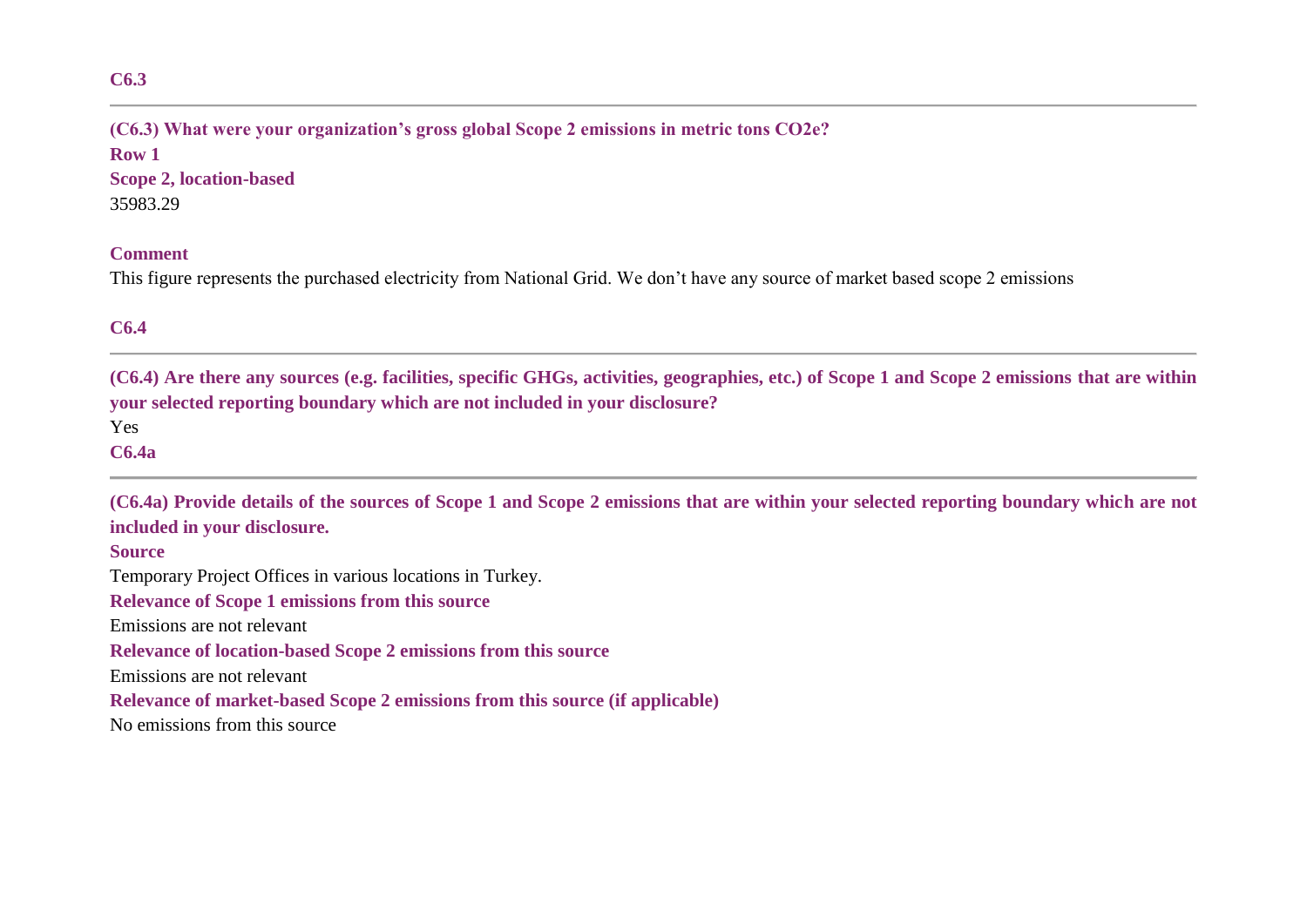## C6.3

**(C6.3) What were your organization's gross global Scope 2 emissions in metric tons CO2e?**

**Row 1**

**Scope 2, location-based**

35983.29

**Comment**

This figure represents the purchased electricity from National Grid. We don't have any source of market based scope 2 emissions

## C6.4

**(C6.4) Are there any sources (e.g. facilities, specific GHGs, activities, geographies, etc.) of Scope 1 and Scope 2 emissions that are within your selected reporting boundary which are not included in your disclosure?**

Yes

## C6.4a

**(C6.4a) Provide details of the sources of Scope 1 and Scope 2 emissions that are within your selected reporting boundary which are not included in your disclosure.**

**Source**

Temporary Project Offices in various locations in Turkey.

**Relevance of Scope 1 emissions from this source**

Emissions are not relevant

**Relevance of location-based Scope 2 emissions from this source**

Emissions are not relevant

**Relevance of market-based Scope 2 emissions from this source (if applicable)**

No emissions from this source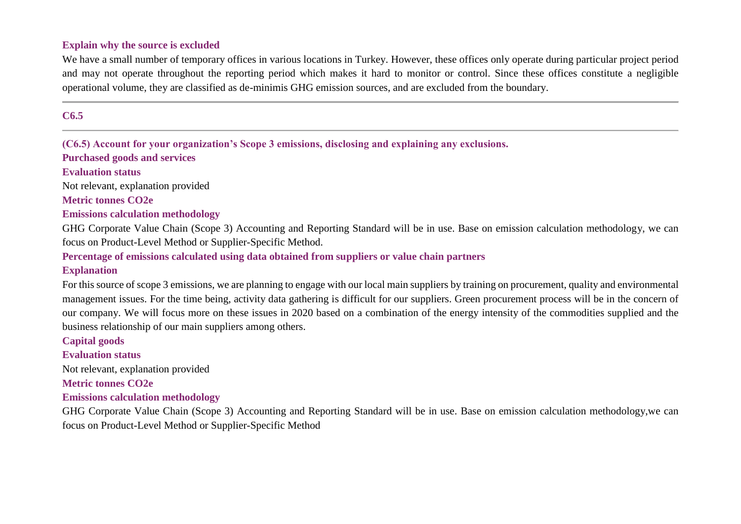**Explain why the source is excluded**

We have a small number of temporary offices in various locations in Turkey. However, these offices only operate during particular project period and may not operate throughout the reporting period which makes it hard to monitor or control. Since these offices constitute a negligible operational volume, they are classified as de-minimis GHG emission sources, and are excluded from the boundary.

---

## C6.5

---

**(C6.5) Account for your organization's Scope 3 emissions, disclosing and explaining any exclusions.**

**Purchased goods and services**

**Evaluation status**

Not relevant, explanation provided

**Metric tonnes CO2e**

**Emissions calculation methodology**

GHG Corporate Value Chain (Scope 3) Accounting and Reporting Standard will be in use. Base on emission calculation methodology, we can focus on Product-Level Method or Supplier-Specific Method.

**Percentage of emissions calculated using data obtained from suppliers or value chain partners**

**Explanation**

For this source of scope 3 emissions, we are planning to engage with our local main suppliers by training on procurement, quality and environmental management issues. For the time being, activity data gathering is difficult for our suppliers. Green procurement process will be in the concern of our company. We will focus more on these issues in 2020 based on a combination of the energy intensity of the commodities supplied and the business relationship of our main suppliers among others.

**Capital goods**

**Evaluation status**

Not relevant, explanation provided

**Metric tonnes CO2e**

**Emissions calculation methodology**

GHG Corporate Value Chain (Scope 3) Accounting and Reporting Standard will be in use. Base on emission calculation methodology,we can focus on Product-Level Method or Supplier-Specific Method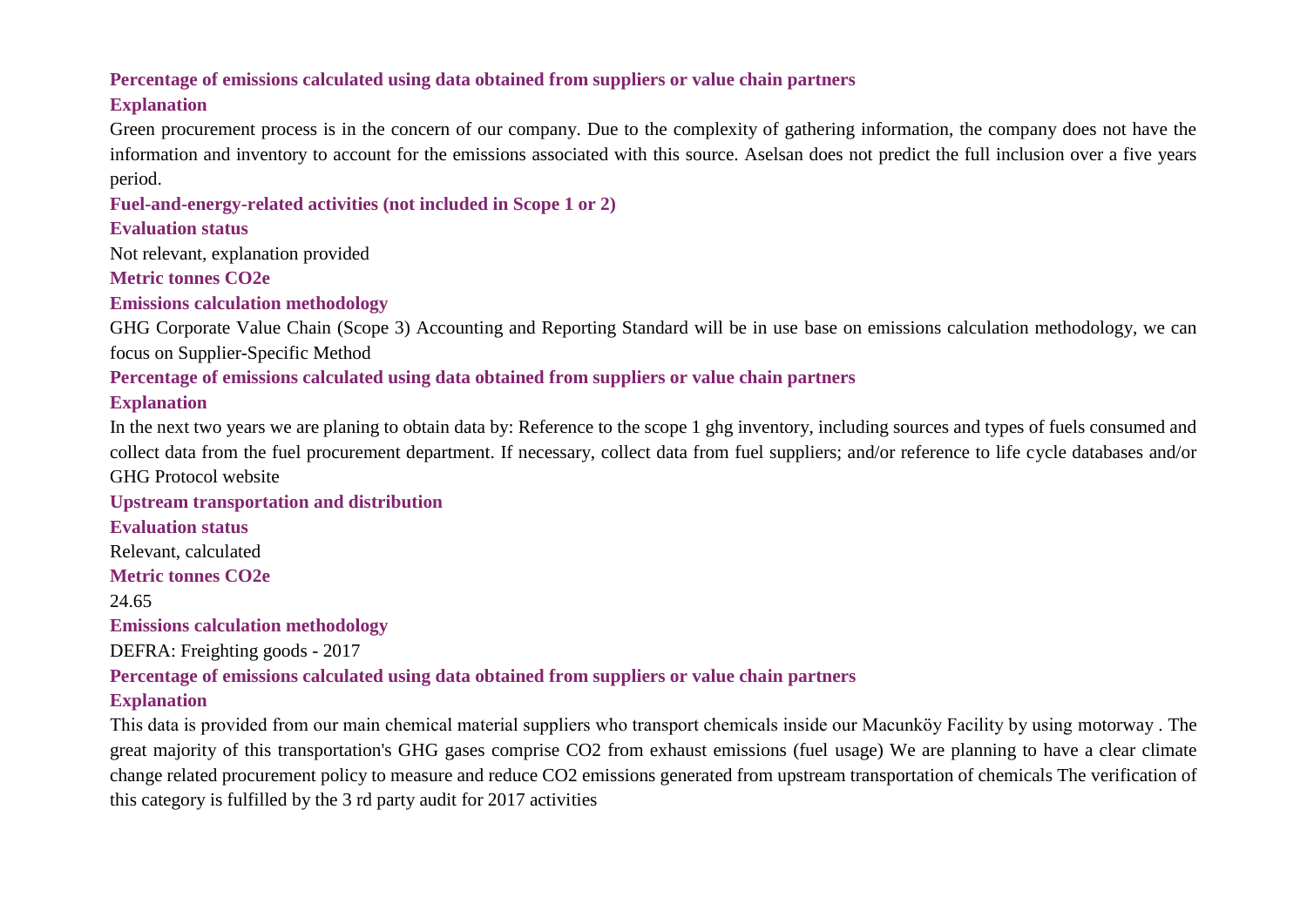**Percentage of emissions calculated using data obtained from suppliers or value chain partners**

**Explanation**

Green procurement process is in the concern of our company. Due to the complexity of gathering information, the company does not have the information and inventory to account for the emissions associated with this source. Aselsan does not predict the full inclusion over a five years period.

**Fuel-and-energy-related activities (not included in Scope 1 or 2)**

**Evaluation status**

Not relevant, explanation provided

**Metric tonnes CO2e**

**Emissions calculation methodology**

GHG Corporate Value Chain (Scope 3) Accounting and Reporting Standard will be in use base on emissions calculation methodology, we can focus on Supplier-Specific Method

**Percentage of emissions calculated using data obtained from suppliers or value chain partners**

**Explanation**

In the next two years we are planing to obtain data by: Reference to the scope 1 ghg inventory, including sources and types of fuels consumed and collect data from the fuel procurement department. If necessary, collect data from fuel suppliers; and/or reference to life cycle databases and/or GHG Protocol website

**Upstream transportation and distribution**

**Evaluation status**

Relevant, calculated

**Metric tonnes CO2e**

24.65

**Emissions calculation methodology**

DEFRA: Freighting goods - 2017

**Percentage of emissions calculated using data obtained from suppliers or value chain partners**

**Explanation**

This data is provided from our main chemical material suppliers who transport chemicals inside our Macunköy Facility by using motorway . The great majority of this transportation's GHG gases comprise CO2 from exhaust emissions (fuel usage) We are planning to have a clear climate change related procurement policy to measure and reduce CO2 emissions generated from upstream transportation of chemicals The verification of this category is fulfilled by the 3 rd party audit for 2017 activities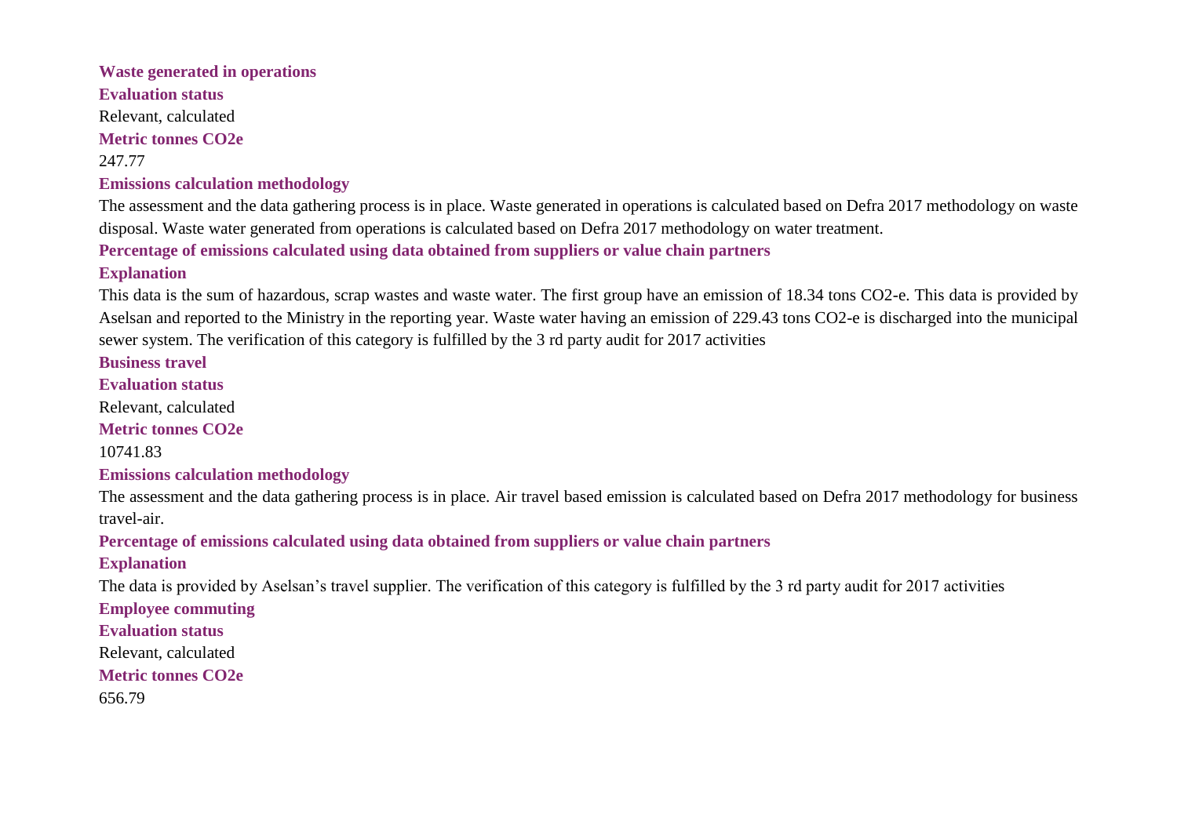**Waste generated in operations**

**Evaluation status**

Relevant, calculated

**Metric tonnes CO2e**

247.77

**Emissions calculation methodology**

The assessment and the data gathering process is in place. Waste generated in operations is calculated based on Defra 2017 methodology on waste disposal. Waste water generated from operations is calculated based on Defra 2017 methodology on water treatment.

**Percentage of emissions calculated using data obtained from suppliers or value chain partners**

**Explanation**

This data is the sum of hazardous, scrap wastes and waste water. The first group have an emission of 18.34 tons CO2-e. This data is provided by Aselsan and reported to the Ministry in the reporting year. Waste water having an emission of 229.43 tons CO2-e is discharged into the municipal sewer system. The verification of this category is fulfilled by the 3 rd party audit for 2017 activities

**Business travel**

**Evaluation status**

Relevant, calculated

**Metric tonnes CO2e**

10741.83

**Emissions calculation methodology**

The assessment and the data gathering process is in place. Air travel based emission is calculated based on Defra 2017 methodology for business travel-air.

**Percentage of emissions calculated using data obtained from suppliers or value chain partners**

**Explanation**

The data is provided by Aselsan's travel supplier. The verification of this category is fulfilled by the 3 rd party audit for 2017 activities

**Employee commuting**

**Evaluation status**

Relevant, calculated

**Metric tonnes CO2e**

656.79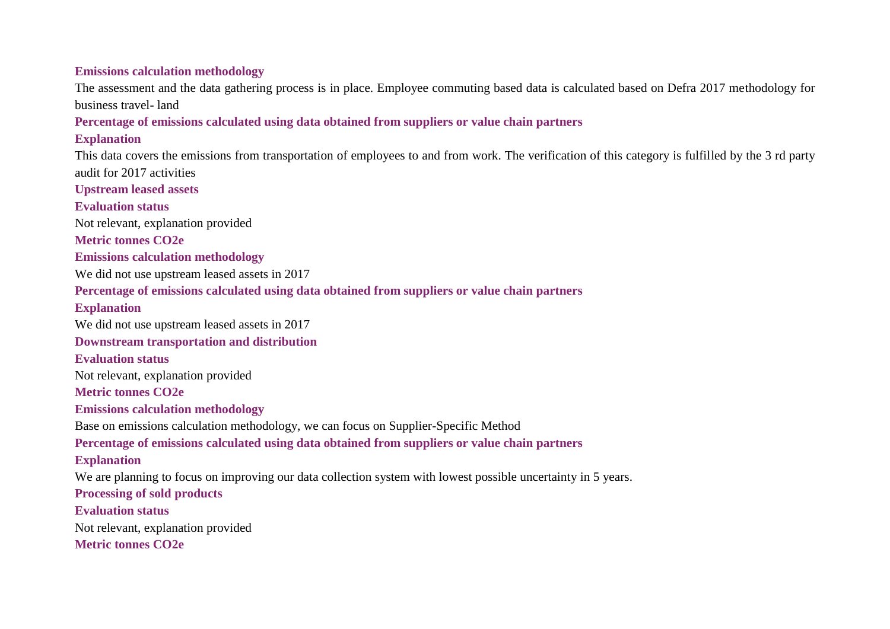**Emissions calculation methodology**

The assessment and the data gathering process is in place. Employee commuting based data is calculated based on Defra 2017 methodology for business travel- land

**Percentage of emissions calculated using data obtained from suppliers or value chain partners**

**Explanation**

This data covers the emissions from transportation of employees to and from work. The verification of this category is fulfilled by the 3 rd party audit for 2017 activities

**Upstream leased assets**

**Evaluation status**

Not relevant, explanation provided

**Metric tonnes CO2e**

**Emissions calculation methodology**

We did not use upstream leased assets in 2017

**Percentage of emissions calculated using data obtained from suppliers or value chain partners**

**Explanation**

We did not use upstream leased assets in 2017

**Downstream transportation and distribution**

**Evaluation status**

Not relevant, explanation provided

**Metric tonnes CO2e**

**Emissions calculation methodology**

Base on emissions calculation methodology, we can focus on Supplier-Specific Method

**Percentage of emissions calculated using data obtained from suppliers or value chain partners**

**Explanation**

We are planning to focus on improving our data collection system with lowest possible uncertainty in 5 years.

**Processing of sold products**

**Evaluation status**

Not relevant, explanation provided

**Metric tonnes CO2e**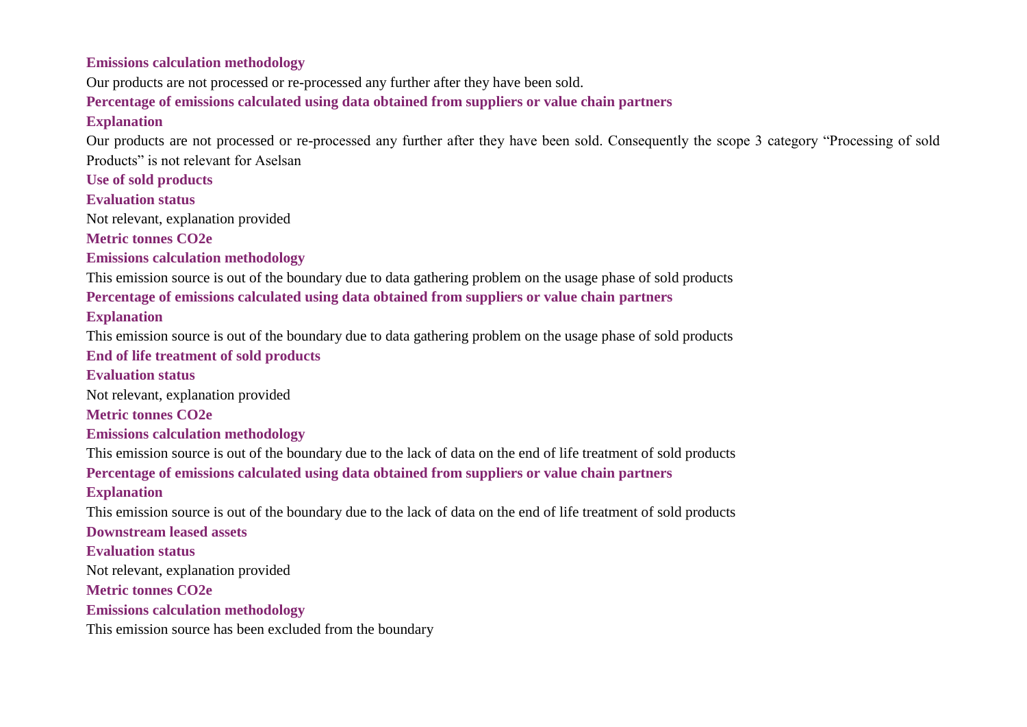**Emissions calculation methodology**

Our products are not processed or re-processed any further after they have been sold.

**Percentage of emissions calculated using data obtained from suppliers or value chain partners**

**Explanation**

Our products are not processed or re-processed any further after they have been sold. Consequently the scope 3 category “Processing of sold Products” is not relevant for Aselsan

**Use of sold products**

**Evaluation status**

Not relevant, explanation provided

**Metric tonnes CO2e**

**Emissions calculation methodology**

This emission source is out of the boundary due to data gathering problem on the usage phase of sold products

**Percentage of emissions calculated using data obtained from suppliers or value chain partners**

**Explanation**

This emission source is out of the boundary due to data gathering problem on the usage phase of sold products

**End of life treatment of sold products**

**Evaluation status**

Not relevant, explanation provided

**Metric tonnes CO2e**

**Emissions calculation methodology**

This emission source is out of the boundary due to the lack of data on the end of life treatment of sold products

**Percentage of emissions calculated using data obtained from suppliers or value chain partners**

**Explanation**

This emission source is out of the boundary due to the lack of data on the end of life treatment of sold products

**Downstream leased assets**

**Evaluation status**

Not relevant, explanation provided

**Metric tonnes CO2e**

**Emissions calculation methodology**

This emission source has been excluded from the boundary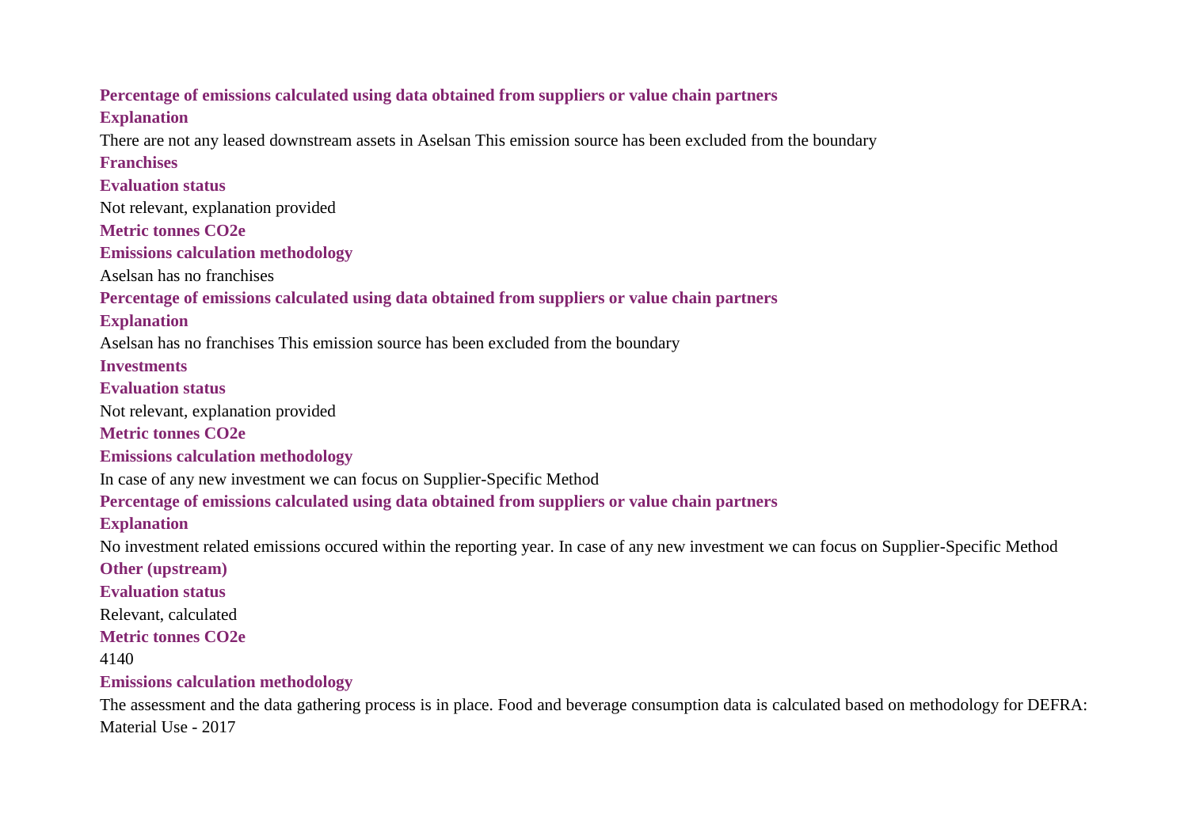**Percentage of emissions calculated using data obtained from suppliers or value chain partners**

**Explanation**

There are not any leased downstream assets in Aselsan This emission source has been excluded from the boundary

**Franchises**

**Evaluation status**

Not relevant, explanation provided

**Metric tonnes CO2e**

**Emissions calculation methodology**

Aselsan has no franchises

**Percentage of emissions calculated using data obtained from suppliers or value chain partners**

**Explanation**

Aselsan has no franchises This emission source has been excluded from the boundary

**Investments**

**Evaluation status**

Not relevant, explanation provided

**Metric tonnes CO2e**

**Emissions calculation methodology**

In case of any new investment we can focus on Supplier-Specific Method

**Percentage of emissions calculated using data obtained from suppliers or value chain partners**

**Explanation**

No investment related emissions occured within the reporting year. In case of any new investment we can focus on Supplier-Specific Method

**Other (upstream)**

**Evaluation status**

Relevant, calculated

**Metric tonnes CO2e**

4140

**Emissions calculation methodology**

The assessment and the data gathering process is in place. Food and beverage consumption data is calculated based on methodology for DEFRA: Material Use - 2017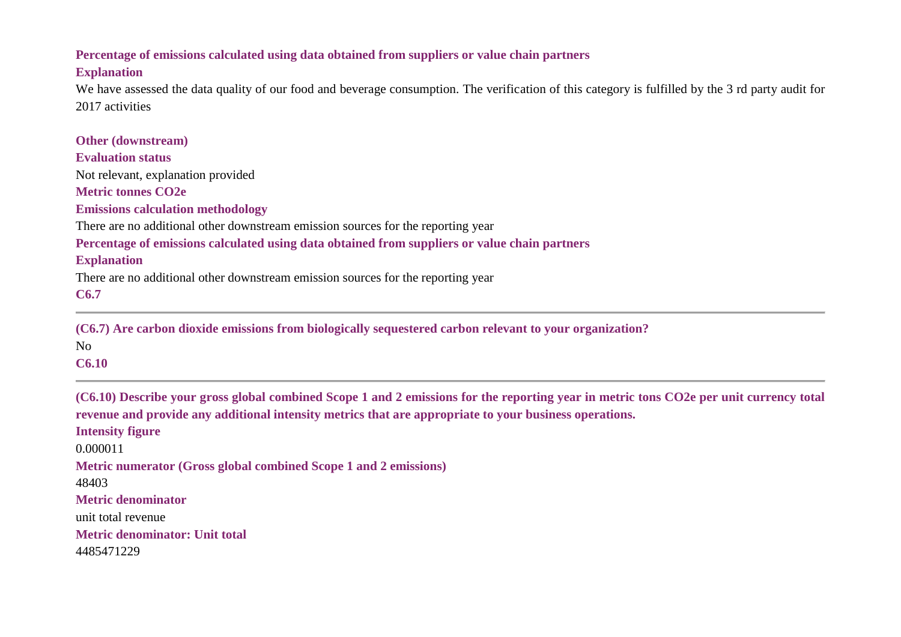**Percentage of emissions calculated using data obtained from suppliers or value chain partners**

**Explanation**

We have assessed the data quality of our food and beverage consumption. The verification of this category is fulfilled by the 3 rd party audit for 2017 activities

**Other (downstream)**

**Evaluation status**

Not relevant, explanation provided

**Metric tonnes CO2e**

**Emissions calculation methodology**

There are no additional other downstream emission sources for the reporting year

**Percentage of emissions calculated using data obtained from suppliers or value chain partners**

**Explanation**

There are no additional other downstream emission sources for the reporting year

**C6.7**

---

**(C6.7) Are carbon dioxide emissions from biologically sequestered carbon relevant to your organization?**

No

**C6.10**

---

**(C6.10) Describe your gross global combined Scope 1 and 2 emissions for the reporting year in metric tons CO2e per unit currency total revenue and provide any additional intensity metrics that are appropriate to your business operations.**

**Intensity figure**

0.000011

**Metric numerator (Gross global combined Scope 1 and 2 emissions)**

48403

**Metric denominator**

unit total revenue

**Metric denominator: Unit total**

4485471229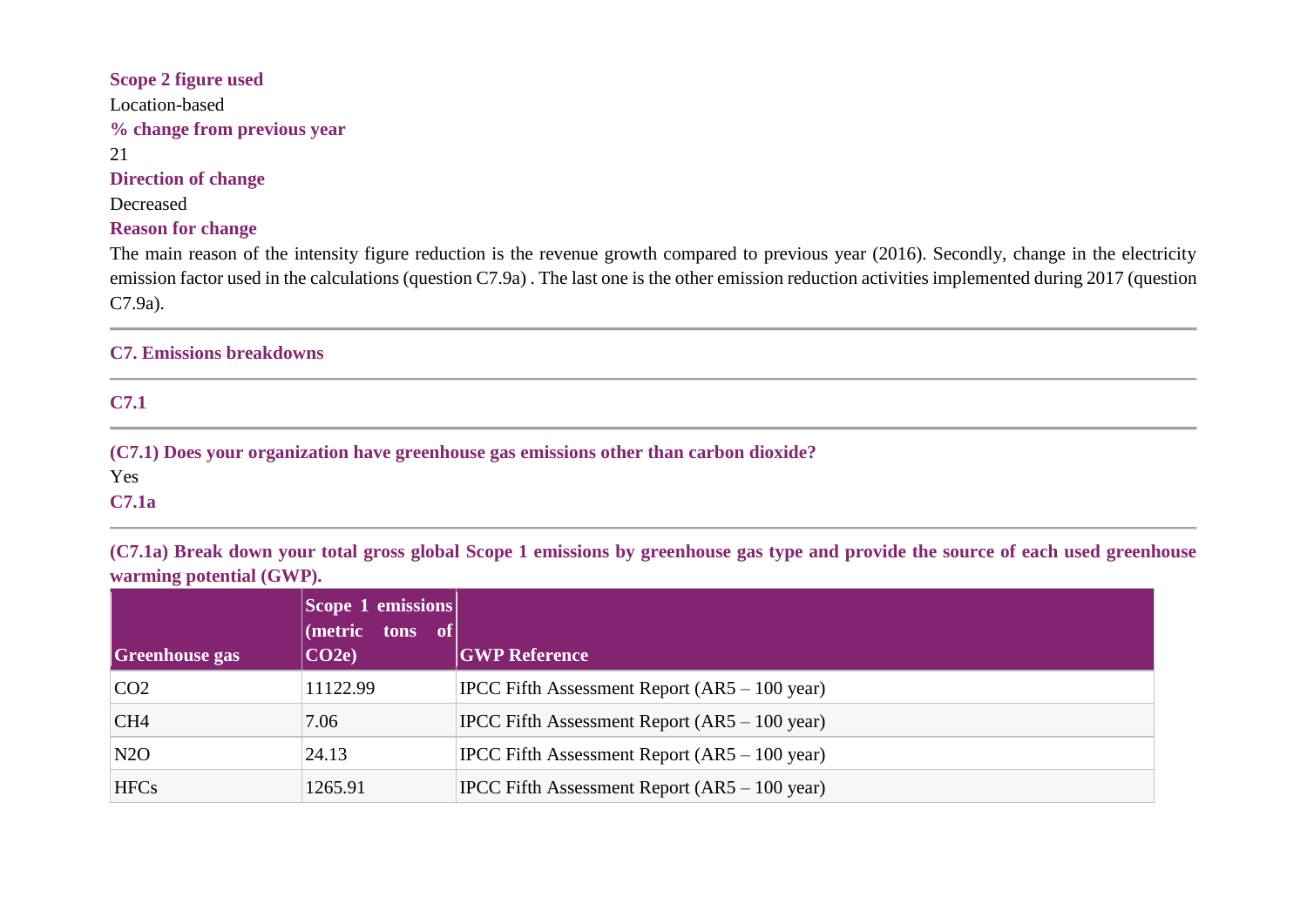**Scope 2 figure used**

Location-based

**% change from previous year**

21

**Direction of change**

Decreased

**Reason for change**

The main reason of the intensity figure reduction is the revenue growth compared to previous year (2016). Secondly, change in the electricity emission factor used in the calculations (question C7.9a) . The last one is the other emission reduction activities implemented during 2017 (question C7.9a).

---

## C7. Emissions breakdowns

---

### C7.1

---

**(C7.1) Does your organization have greenhouse gas emissions other than carbon dioxide?**

Yes

### C7.1a

---

**(C7.1a) Break down your total gross global Scope 1 emissions by greenhouse gas type and provide the source of each used greenhouse warming potential (GWP).**

| Greenhouse gas | Scope 1 emissions (metric tons of CO2e) | GWP Reference |
|---|---|---|
| CO2 | 11122.99 | IPCC Fifth Assessment Report (AR5 – 100 year) |
| CH4 | 7.06 | IPCC Fifth Assessment Report (AR5 – 100 year) |
| N2O | 24.13 | IPCC Fifth Assessment Report (AR5 – 100 year) |
| HFCs | 1265.91 | IPCC Fifth Assessment Report (AR5 – 100 year) |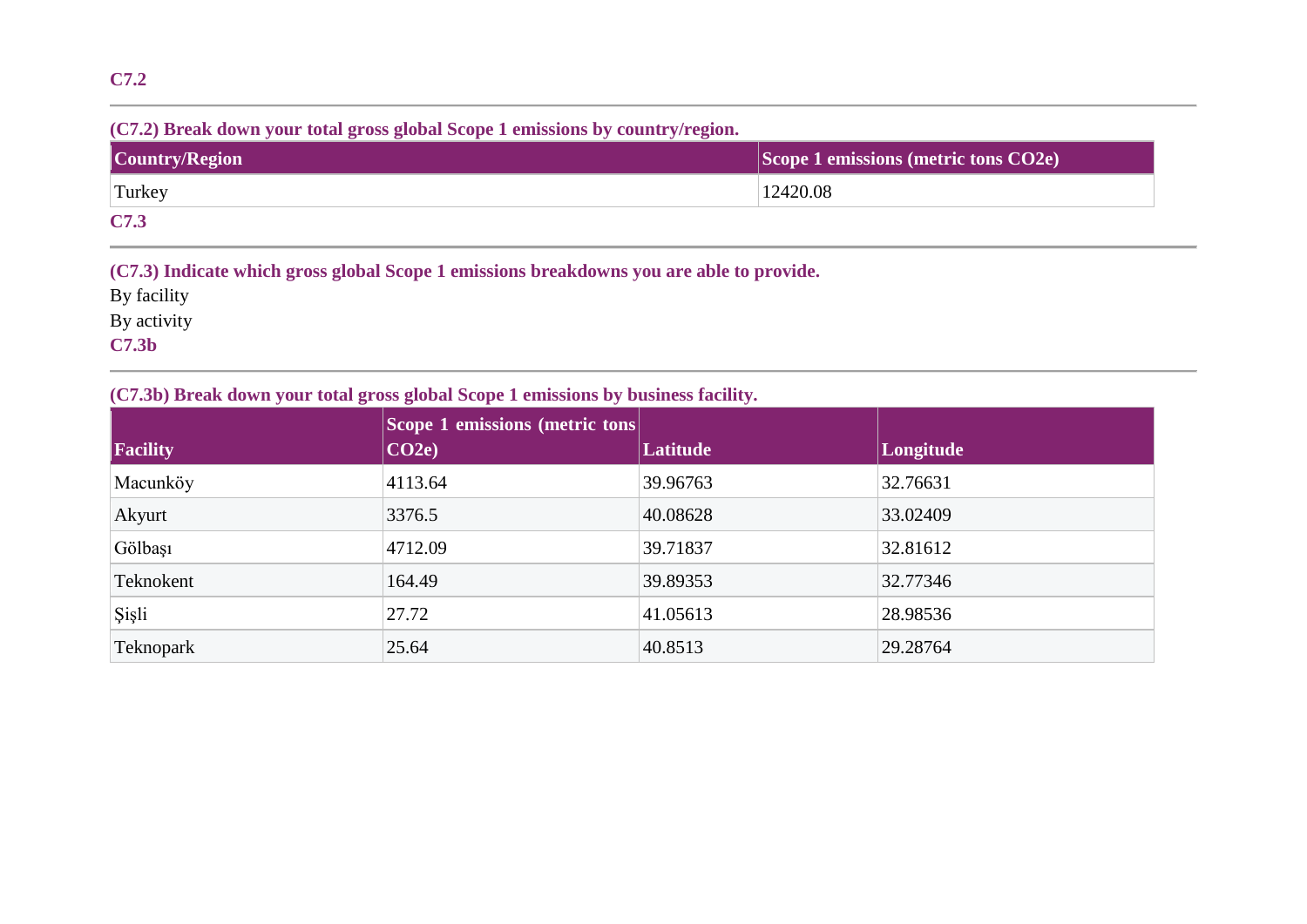### C7.2

**(C7.2) Break down your total gross global Scope 1 emissions by country/region.**

| Country/Region | Scope 1 emissions (metric tons CO2e) |
|---|---|
| Turkey | 12420.08 |

### C7.3

**(C7.3) Indicate which gross global Scope 1 emissions breakdowns you are able to provide.**

By facility
By activity

### C7.3b

**(C7.3b) Break down your total gross global Scope 1 emissions by business facility.**

| Facility | Scope 1 emissions (metric tons CO2e) | Latitude | Longitude |
|---|---|---|---|
| Macunköy | 4113.64 | 39.96763 | 32.76631 |
| Akyurt | 3376.5 | 40.08628 | 33.02409 |
| Gölbaşı | 4712.09 | 39.71837 | 32.81612 |
| Teknokent | 164.49 | 39.89353 | 32.77346 |
| Şişli | 27.72 | 41.05613 | 28.98536 |
| Teknopark | 25.64 | 40.8513 | 29.28764 |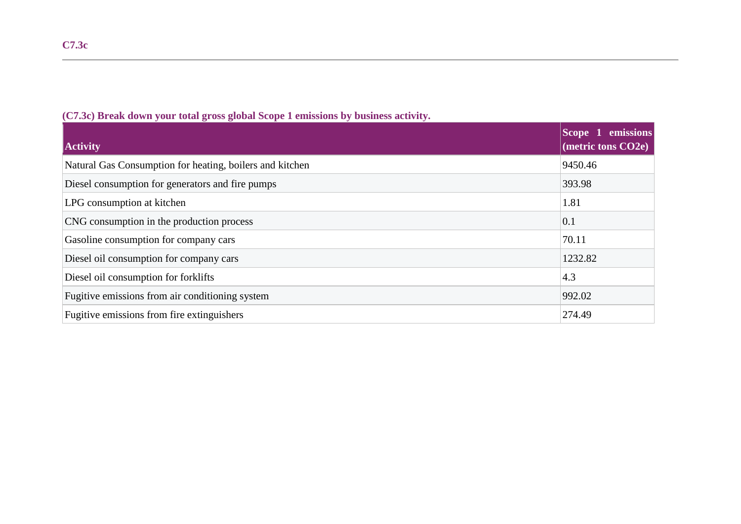## C7.3c

**(C7.3c) Break down your total gross global Scope 1 emissions by business activity.**

| Activity | Scope 1 emissions (metric tons CO2e) |
|---|---|
| Natural Gas Consumption for heating, boilers and kitchen | 9450.46 |
| Diesel consumption for generators and fire pumps | 393.98 |
| LPG consumption at kitchen | 1.81 |
| CNG consumption in the production process | 0.1 |
| Gasoline consumption for company cars | 70.11 |
| Diesel oil consumption for company cars | 1232.82 |
| Diesel oil consumption for forklifts | 4.3 |
| Fugitive emissions from air conditioning system | 992.02 |
| Fugitive emissions from fire extinguishers | 274.49 |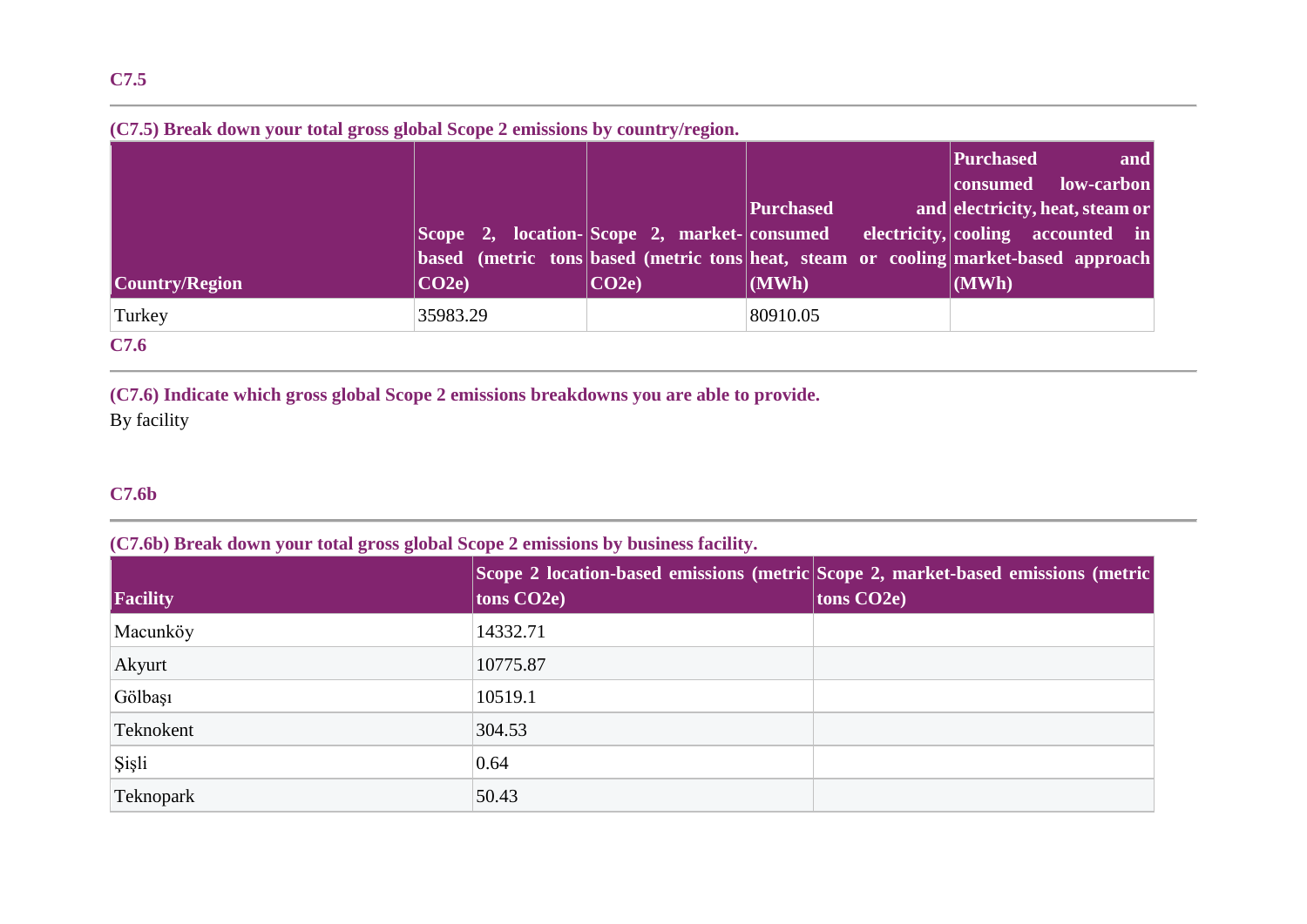### C7.5

**(C7.5) Break down your total gross global Scope 2 emissions by country/region.**

| Country/Region | Scope 2, location-based (metric tons CO2e) | Scope 2, market-based (metric tons CO2e) | Purchased and consumed electricity, heat, steam or cooling (MWh) | Purchased and consumed low-carbon electricity, heat, steam or cooling accounted in market-based approach (MWh) |
|---|---|---|---|---|
| Turkey | 35983.29 | | 80910.05 | |

### C7.6

**(C7.6) Indicate which gross global Scope 2 emissions breakdowns you are able to provide.**

By facility

### C7.6b

**(C7.6b) Break down your total gross global Scope 2 emissions by business facility.**

| Facility | Scope 2 location-based emissions (metric tons CO2e) | Scope 2, market-based emissions (metric tons CO2e) |
|---|---|---|
| Macunköy | 14332.71 | |
| Akyurt | 10775.87 | |
| Gölbaşı | 10519.1 | |
| Teknokent | 304.53 | |
| Şişli | 0.64 | |
| Teknopark | 50.43 | |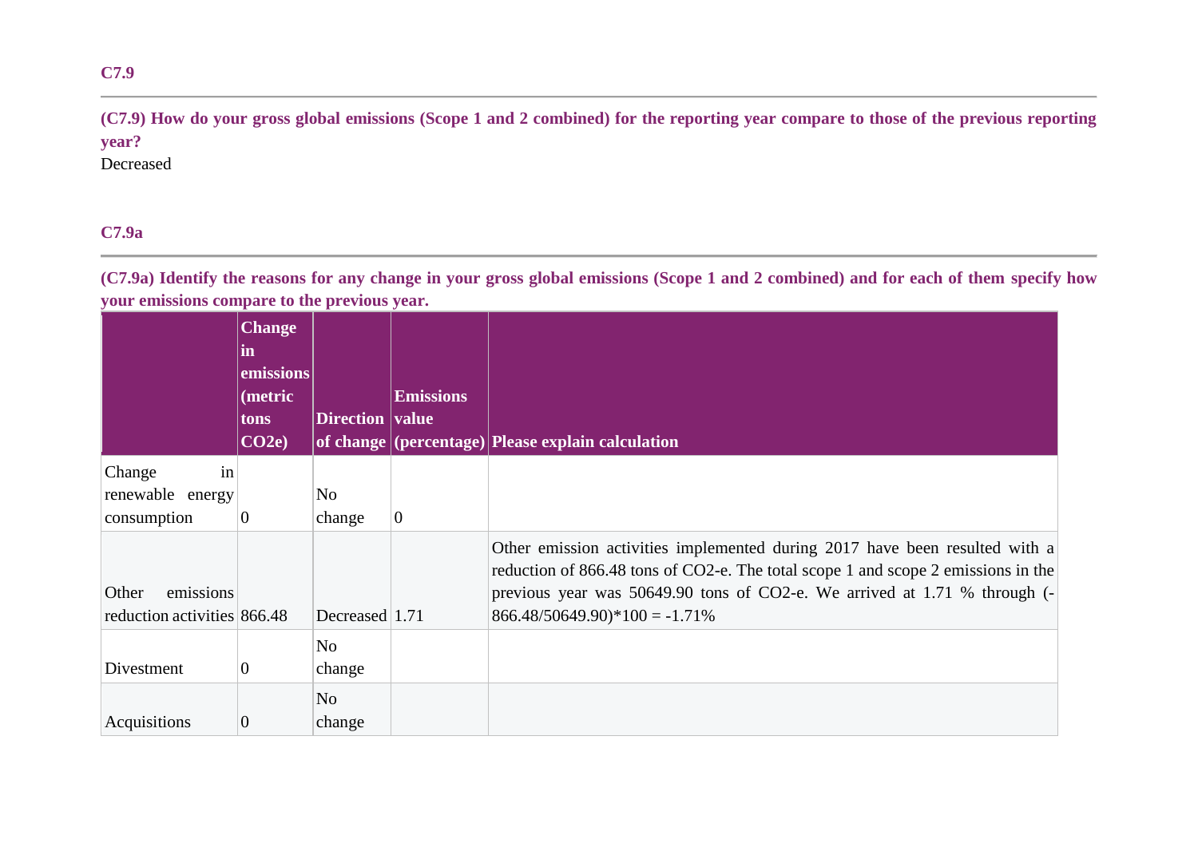### C7.9

**(C7.9) How do your gross global emissions (Scope 1 and 2 combined) for the reporting year compare to those of the previous reporting year?**

Decreased

### C7.9a

**(C7.9a) Identify the reasons for any change in your gross global emissions (Scope 1 and 2 combined) and for each of them specify how your emissions compare to the previous year.**

| | Change in emissions (metric tons CO2e) | Direction of change | Emissions value (percentage) | Please explain calculation |
|---|---|---|---|---|
| Change in renewable energy consumption | 0 | No change | 0 | |
| Other emissions reduction activities | 866.48 | Decreased | 1.71 | Other emission activities implemented during 2017 have been resulted with a reduction of 866.48 tons of CO2-e. The total scope 1 and scope 2 emissions in the previous year was 50649.90 tons of CO2-e. We arrived at 1.71 % through (-866.48/50649.90)*100 = -1.71% |
| Divestment | 0 | No change | | |
| Acquisitions | 0 | No change | | |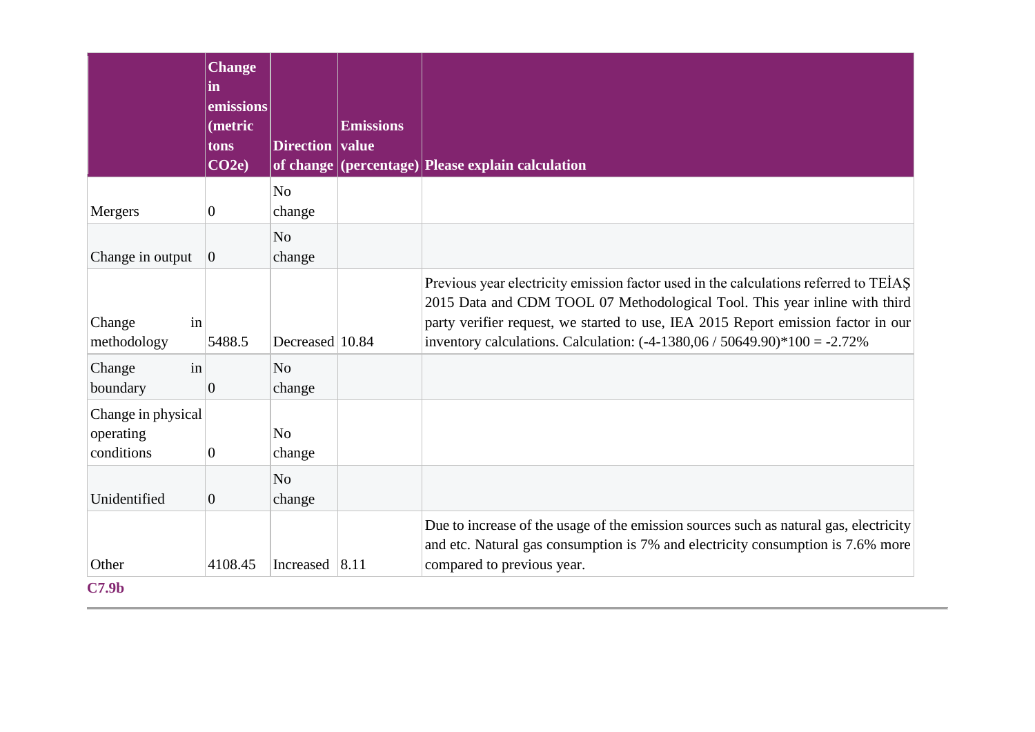|  | Change in emissions (metric tons CO2e) | Direction of change | Emissions value (percentage) | Please explain calculation |
|---|---|---|---|---|
| Mergers | 0 | No change |  |  |
| Change in output | 0 | No change |  |  |
| Change in methodology | 5488.5 | Decreased | 10.84 | Previous year electricity emission factor used in the calculations referred to TEİAŞ 2015 Data and CDM TOOL 07 Methodological Tool. This year inline with third party verifier request, we started to use, IEA 2015 Report emission factor in our inventory calculations. Calculation: (-4-1380,06 / 50649.90)*100 = -2.72% |
| Change in boundary | 0 | No change |  |  |
| Change in physical operating conditions | 0 | No change |  |  |
| Unidentified | 0 | No change |  |  |
| Other | 4108.45 | Increased | 8.11 | Due to increase of the usage of the emission sources such as natural gas, electricity and etc. Natural gas consumption is 7% and electricity consumption is 7.6% more compared to previous year. |

**C7.9b**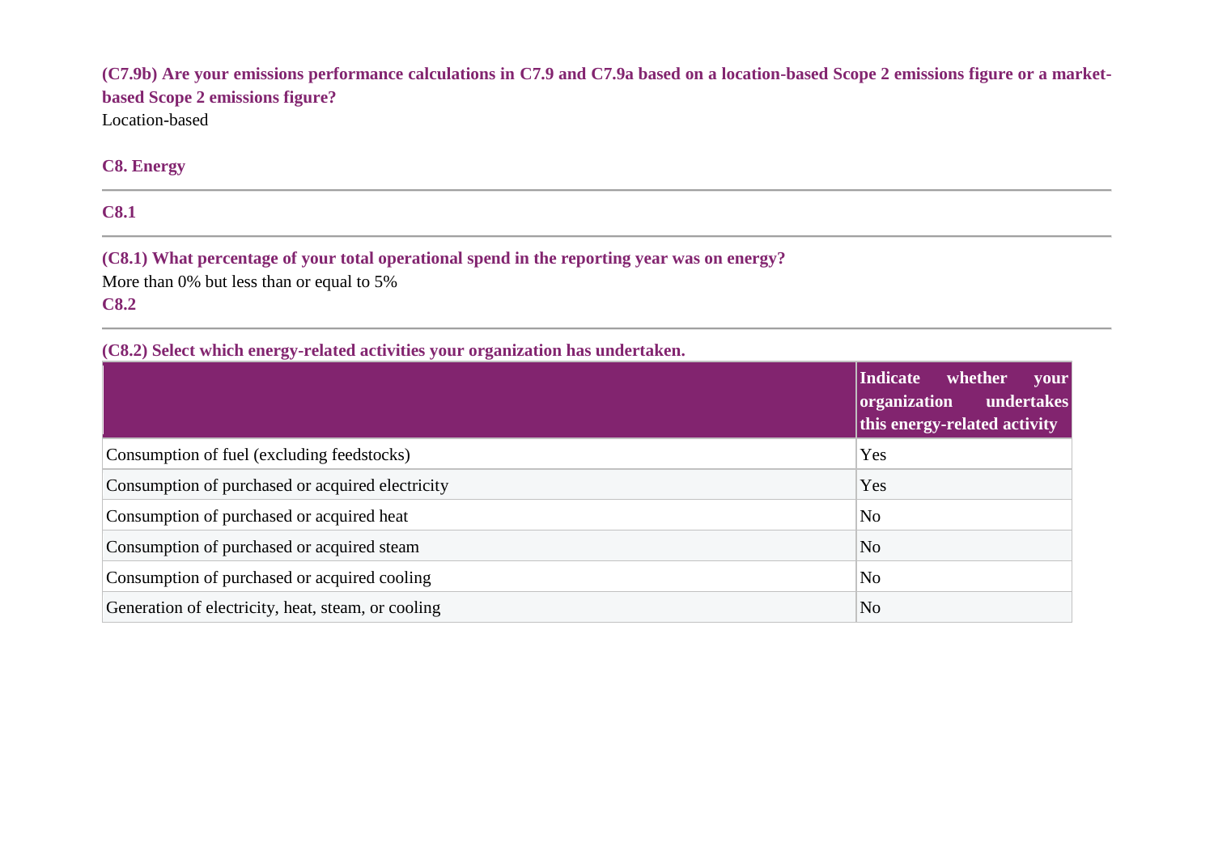**(C7.9b) Are your emissions performance calculations in C7.9 and C7.9a based on a location-based Scope 2 emissions figure or a market-based Scope 2 emissions figure?**

Location-based

## C8. Energy

### C8.1

**(C8.1) What percentage of your total operational spend in the reporting year was on energy?**

More than 0% but less than or equal to 5%

### C8.2

**(C8.2) Select which energy-related activities your organization has undertaken.**

| | Indicate whether your organization undertakes this energy-related activity |
|---|---|
| Consumption of fuel (excluding feedstocks) | Yes |
| Consumption of purchased or acquired electricity | Yes |
| Consumption of purchased or acquired heat | No |
| Consumption of purchased or acquired steam | No |
| Consumption of purchased or acquired cooling | No |
| Generation of electricity, heat, steam, or cooling | No |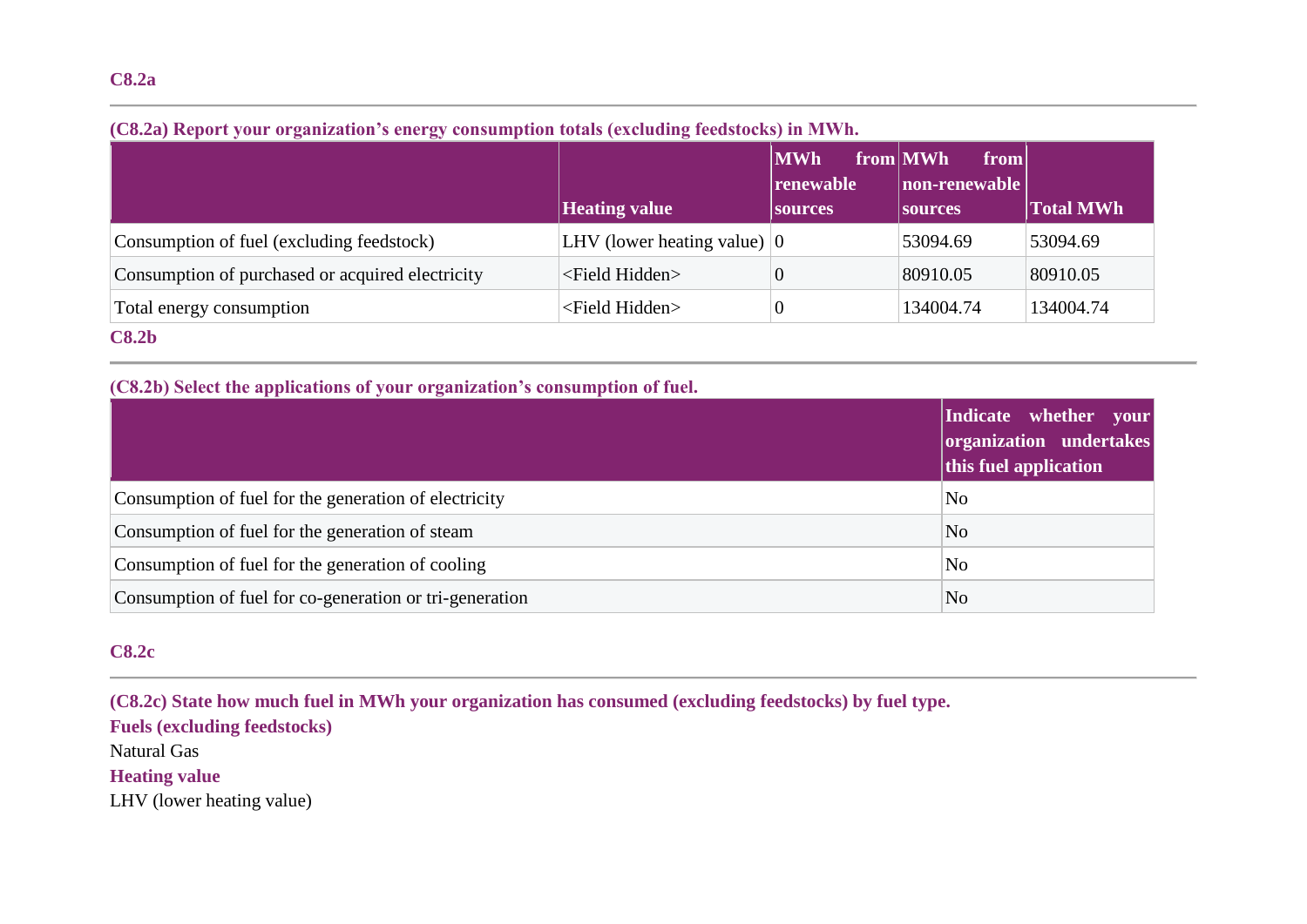### C8.2a

**(C8.2a) Report your organization's energy consumption totals (excluding feedstocks) in MWh.**

| | Heating value | MWh from renewable sources | MWh from non-renewable sources | Total MWh |
|---|---|---|---|---|
| Consumption of fuel (excluding feedstock) | LHV (lower heating value) | 0 | 53094.69 | 53094.69 |
| Consumption of purchased or acquired electricity | <Field Hidden> | 0 | 80910.05 | 80910.05 |
| Total energy consumption | <Field Hidden> | 0 | 134004.74 | 134004.74 |

### C8.2b

**(C8.2b) Select the applications of your organization's consumption of fuel.**

| | Indicate whether your organization undertakes this fuel application |
|---|---|
| Consumption of fuel for the generation of electricity | No |
| Consumption of fuel for the generation of steam | No |
| Consumption of fuel for the generation of cooling | No |
| Consumption of fuel for co-generation or tri-generation | No |

### C8.2c

**(C8.2c) State how much fuel in MWh your organization has consumed (excluding feedstocks) by fuel type.**

**Fuels (excluding feedstocks)**

Natural Gas

**Heating value**

LHV (lower heating value)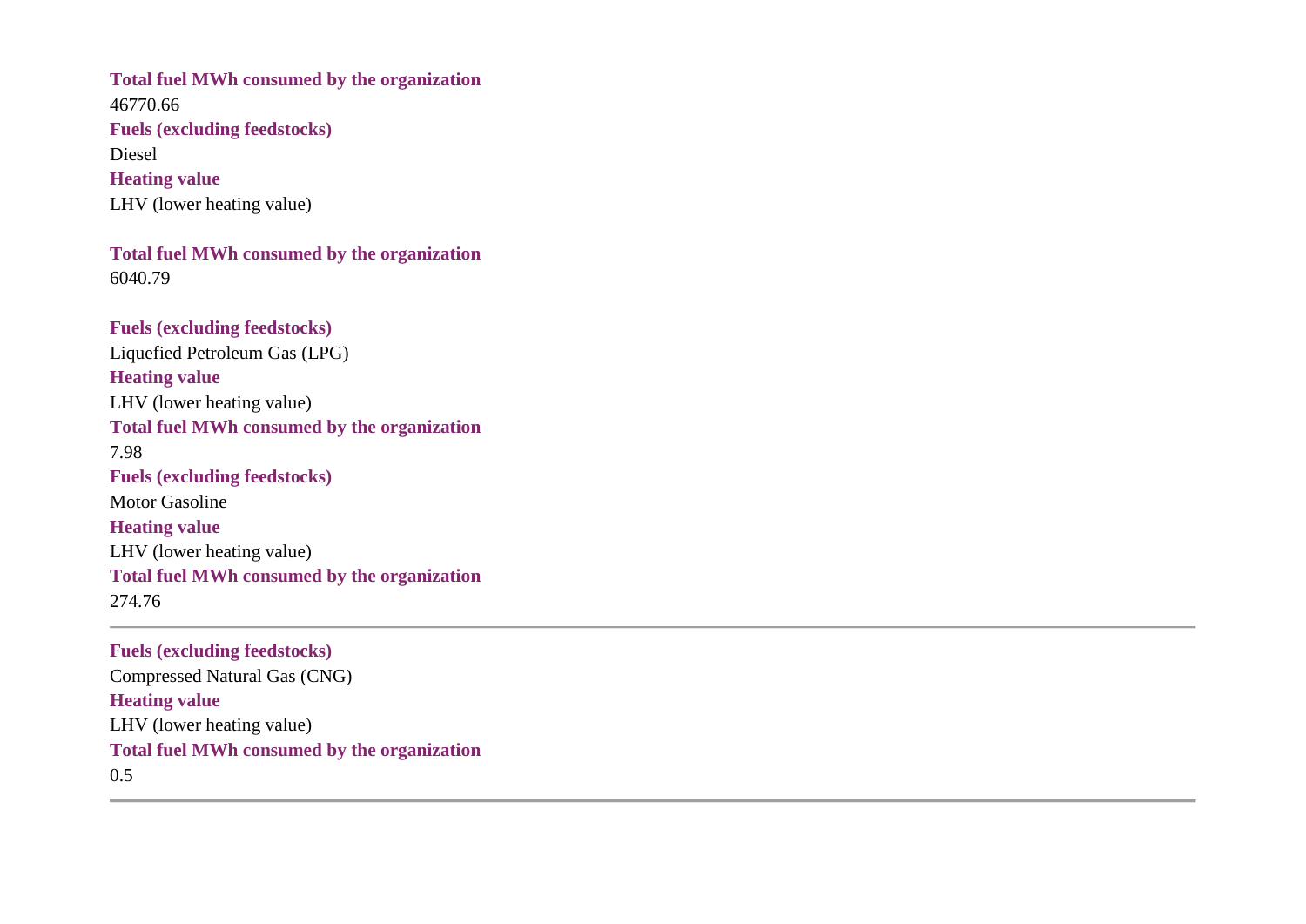**Total fuel MWh consumed by the organization**

46770.66

**Fuels (excluding feedstocks)**

Diesel

**Heating value**

LHV (lower heating value)

**Total fuel MWh consumed by the organization**

6040.79

**Fuels (excluding feedstocks)**

Liquefied Petroleum Gas (LPG)

**Heating value**

LHV (lower heating value)

**Total fuel MWh consumed by the organization**

7.98

**Fuels (excluding feedstocks)**

Motor Gasoline

**Heating value**

LHV (lower heating value)

**Total fuel MWh consumed by the organization**

274.76

---

**Fuels (excluding feedstocks)**

Compressed Natural Gas (CNG)

**Heating value**

LHV (lower heating value)

**Total fuel MWh consumed by the organization**

0.5

---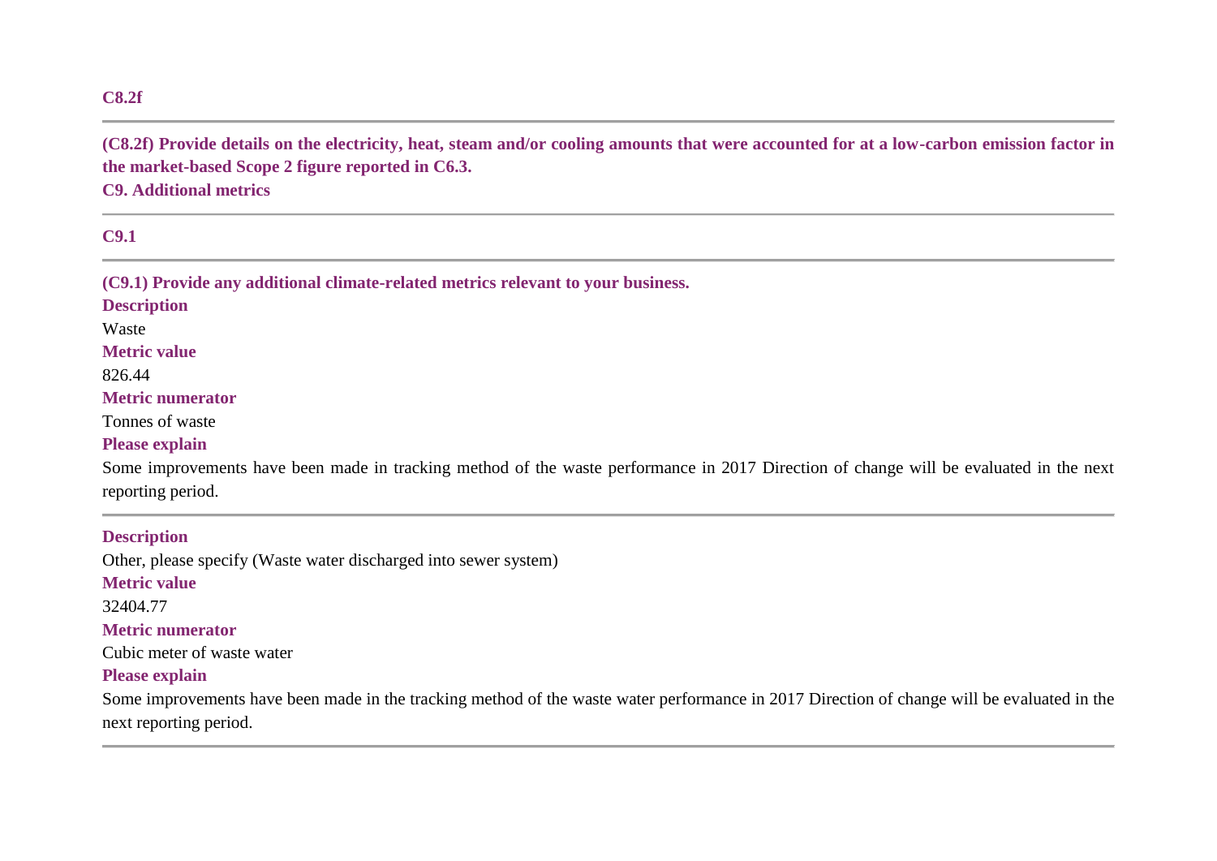### C8.2f

**(C8.2f) Provide details on the electricity, heat, steam and/or cooling amounts that were accounted for at a low-carbon emission factor in the market-based Scope 2 figure reported in C6.3.**

## C9. Additional metrics

### C9.1

**(C9.1) Provide any additional climate-related metrics relevant to your business.**

**Description**

Waste

**Metric value**

826.44

**Metric numerator**

Tonnes of waste

**Please explain**

Some improvements have been made in tracking method of the waste performance in 2017 Direction of change will be evaluated in the next reporting period.

---

**Description**

Other, please specify (Waste water discharged into sewer system)

**Metric value**

32404.77

**Metric numerator**

Cubic meter of waste water

**Please explain**

Some improvements have been made in the tracking method of the waste water performance in 2017 Direction of change will be evaluated in the next reporting period.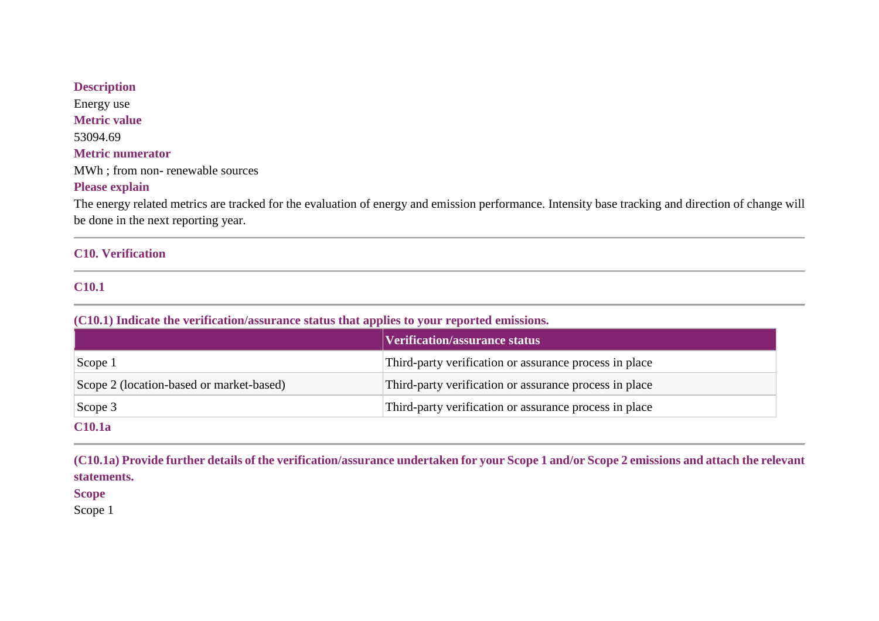**Description**

Energy use

**Metric value**

53094.69

**Metric numerator**

MWh ; from non- renewable sources

**Please explain**

The energy related metrics are tracked for the evaluation of energy and emission performance. Intensity base tracking and direction of change will be done in the next reporting year.

---

## C10. Verification

---

### C10.1

---

**(C10.1) Indicate the verification/assurance status that applies to your reported emissions.**

| | Verification/assurance status |
|---|---|
| Scope 1 | Third-party verification or assurance process in place |
| Scope 2 (location-based or market-based) | Third-party verification or assurance process in place |
| Scope 3 | Third-party verification or assurance process in place |

### C10.1a

---

**(C10.1a) Provide further details of the verification/assurance undertaken for your Scope 1 and/or Scope 2 emissions and attach the relevant statements.**

**Scope**

Scope 1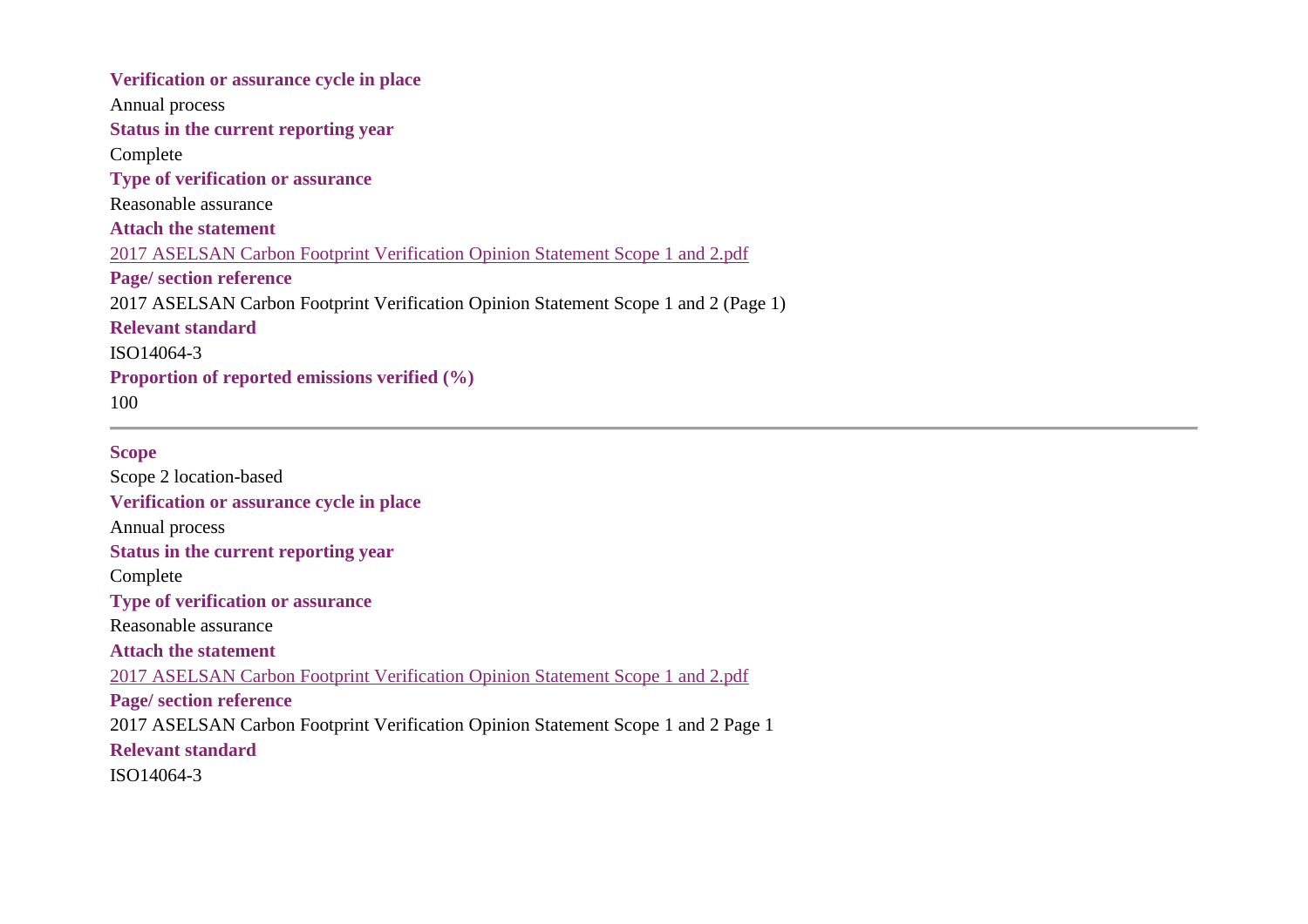**Verification or assurance cycle in place**

Annual process

**Status in the current reporting year**

Complete

**Type of verification or assurance**

Reasonable assurance

**Attach the statement**

2017 ASELSAN Carbon Footprint Verification Opinion Statement Scope 1 and 2.pdf

**Page/ section reference**

2017 ASELSAN Carbon Footprint Verification Opinion Statement Scope 1 and 2 (Page 1)

**Relevant standard**

ISO14064-3

**Proportion of reported emissions verified (%)**

100

---

**Scope**

Scope 2 location-based

**Verification or assurance cycle in place**

Annual process

**Status in the current reporting year**

Complete

**Type of verification or assurance**

Reasonable assurance

**Attach the statement**

2017 ASELSAN Carbon Footprint Verification Opinion Statement Scope 1 and 2.pdf

**Page/ section reference**

2017 ASELSAN Carbon Footprint Verification Opinion Statement Scope 1 and 2 Page 1

**Relevant standard**

ISO14064-3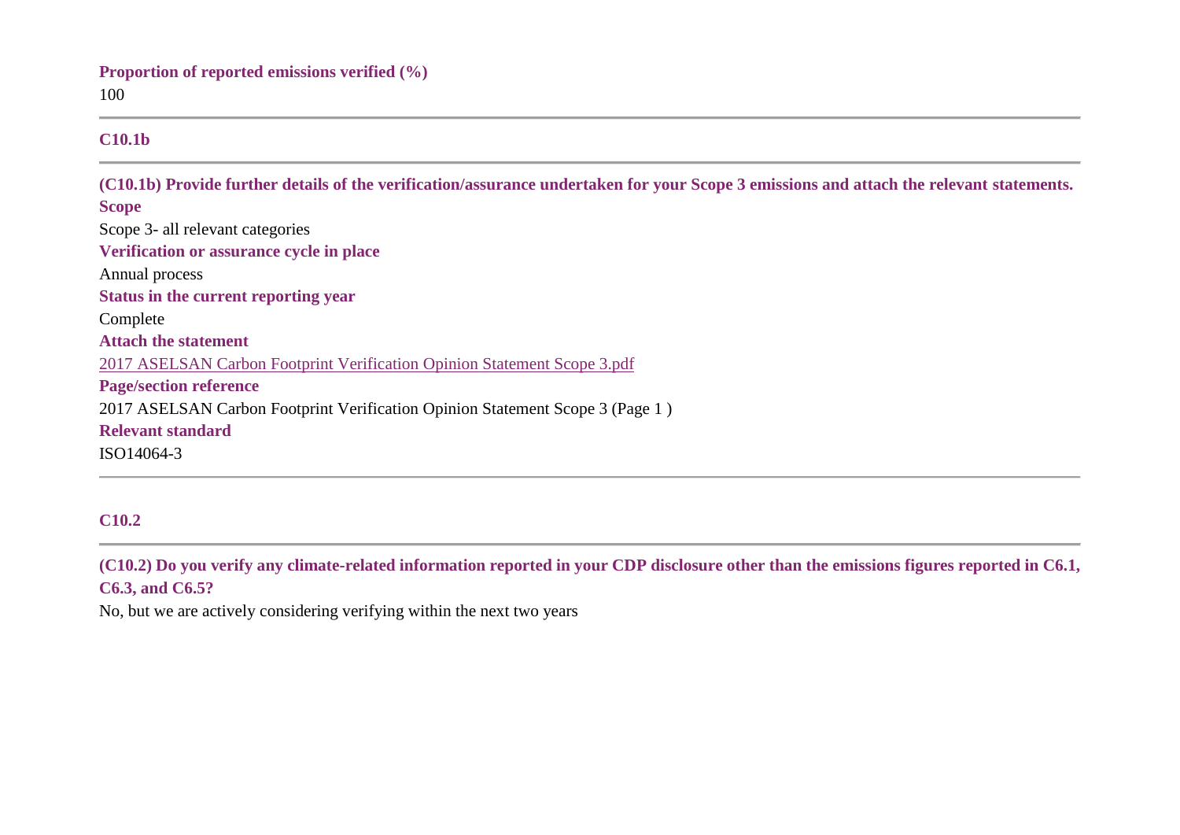**Proportion of reported emissions verified (%)**
100

---

### C10.1b

---

**(C10.1b) Provide further details of the verification/assurance undertaken for your Scope 3 emissions and attach the relevant statements.**

**Scope**
Scope 3- all relevant categories

**Verification or assurance cycle in place**
Annual process

**Status in the current reporting year**
Complete

**Attach the statement**
2017 ASELSAN Carbon Footprint Verification Opinion Statement Scope 3.pdf

**Page/section reference**
2017 ASELSAN Carbon Footprint Verification Opinion Statement Scope 3 (Page 1 )

**Relevant standard**
ISO14064-3

---

### C10.2

---

**(C10.2) Do you verify any climate-related information reported in your CDP disclosure other than the emissions figures reported in C6.1, C6.3, and C6.5?**

No, but we are actively considering verifying within the next two years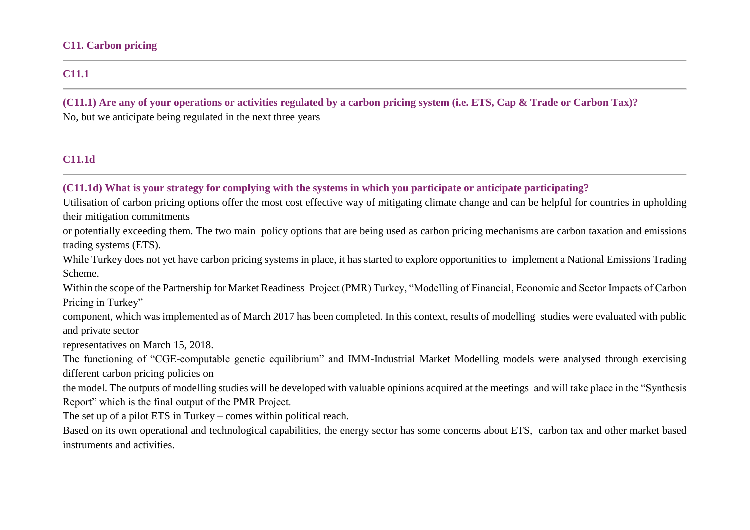### C11. Carbon pricing

#### C11.1

**(C11.1) Are any of your operations or activities regulated by a carbon pricing system (i.e. ETS, Cap & Trade or Carbon Tax)?**

No, but we anticipate being regulated in the next three years

#### C11.1d

**(C11.1d) What is your strategy for complying with the systems in which you participate or anticipate participating?**

Utilisation of carbon pricing options offer the most cost effective way of mitigating climate change and can be helpful for countries in upholding their mitigation commitments

or potentially exceeding them. The two main policy options that are being used as carbon pricing mechanisms are carbon taxation and emissions trading systems (ETS).

While Turkey does not yet have carbon pricing systems in place, it has started to explore opportunities to implement a National Emissions Trading Scheme.

Within the scope of the Partnership for Market Readiness Project (PMR) Turkey, "Modelling of Financial, Economic and Sector Impacts of Carbon Pricing in Turkey"

component, which was implemented as of March 2017 has been completed. In this context, results of modelling studies were evaluated with public and private sector

representatives on March 15, 2018.

The functioning of "CGE-computable genetic equilibrium" and IMM-Industrial Market Modelling models were analysed through exercising different carbon pricing policies on

the model. The outputs of modelling studies will be developed with valuable opinions acquired at the meetings and will take place in the "Synthesis Report" which is the final output of the PMR Project.

The set up of a pilot ETS in Turkey – comes within political reach.

Based on its own operational and technological capabilities, the energy sector has some concerns about ETS, carbon tax and other market based instruments and activities.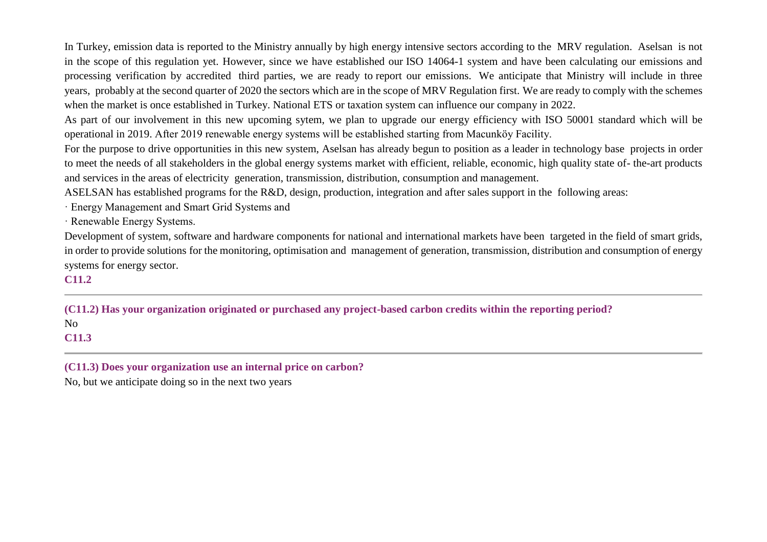In Turkey, emission data is reported to the Ministry annually by high energy intensive sectors according to the MRV regulation. Aselsan is not in the scope of this regulation yet. However, since we have established our ISO 14064-1 system and have been calculating our emissions and processing verification by accredited third parties, we are ready to report our emissions. We anticipate that Ministry will include in three years, probably at the second quarter of 2020 the sectors which are in the scope of MRV Regulation first. We are ready to comply with the schemes when the market is once established in Turkey. National ETS or taxation system can influence our company in 2022.

As part of our involvement in this new upcoming sytem, we plan to upgrade our energy efficiency with ISO 50001 standard which will be operational in 2019. After 2019 renewable energy systems will be established starting from Macunköy Facility.

For the purpose to drive opportunities in this new system, Aselsan has already begun to position as a leader in technology base projects in order to meet the needs of all stakeholders in the global energy systems market with efficient, reliable, economic, high quality state of- the-art products and services in the areas of electricity generation, transmission, distribution, consumption and management.

ASELSAN has established programs for the R&D, design, production, integration and after sales support in the following areas:

· Energy Management and Smart Grid Systems and

· Renewable Energy Systems.

Development of system, software and hardware components for national and international markets have been targeted in the field of smart grids, in order to provide solutions for the monitoring, optimisation and management of generation, transmission, distribution and consumption of energy systems for energy sector.

**C11.2**

---

**(C11.2) Has your organization originated or purchased any project-based carbon credits within the reporting period?**

No

**C11.3**

---

**(C11.3) Does your organization use an internal price on carbon?**

No, but we anticipate doing so in the next two years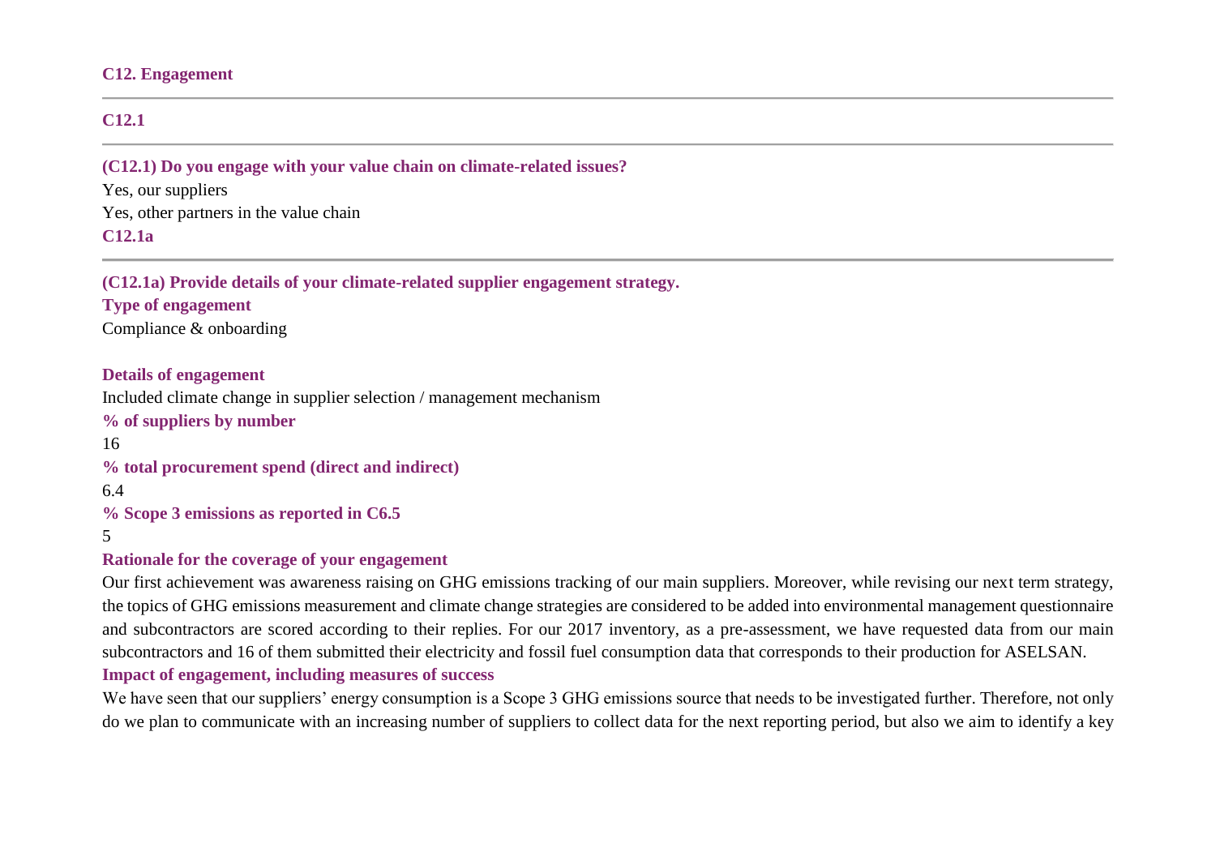## C12. Engagement

### C12.1

**(C12.1) Do you engage with your value chain on climate-related issues?**

Yes, our suppliers

Yes, other partners in the value chain

### C12.1a

**(C12.1a) Provide details of your climate-related supplier engagement strategy.**

**Type of engagement**

Compliance & onboarding

**Details of engagement**

Included climate change in supplier selection / management mechanism

**% of suppliers by number**

16

**% total procurement spend (direct and indirect)**

6.4

**% Scope 3 emissions as reported in C6.5**

5

**Rationale for the coverage of your engagement**

Our first achievement was awareness raising on GHG emissions tracking of our main suppliers. Moreover, while revising our next term strategy, the topics of GHG emissions measurement and climate change strategies are considered to be added into environmental management questionnaire and subcontractors are scored according to their replies. For our 2017 inventory, as a pre-assessment, we have requested data from our main subcontractors and 16 of them submitted their electricity and fossil fuel consumption data that corresponds to their production for ASELSAN.

**Impact of engagement, including measures of success**

We have seen that our suppliers' energy consumption is a Scope 3 GHG emissions source that needs to be investigated further. Therefore, not only do we plan to communicate with an increasing number of suppliers to collect data for the next reporting period, but also we aim to identify a key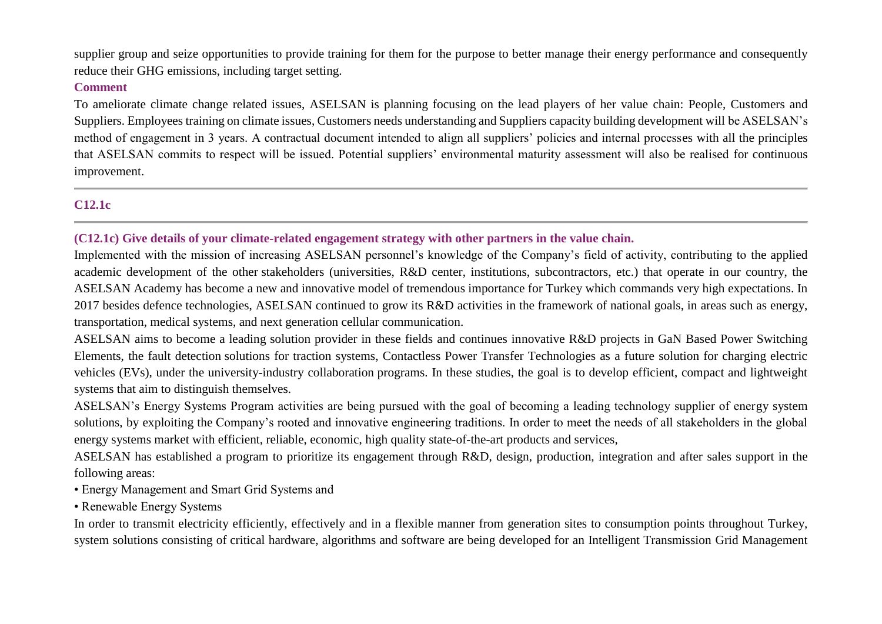supplier group and seize opportunities to provide training for them for the purpose to better manage their energy performance and consequently reduce their GHG emissions, including target setting.

**Comment**

To ameliorate climate change related issues, ASELSAN is planning focusing on the lead players of her value chain: People, Customers and Suppliers. Employees training on climate issues, Customers needs understanding and Suppliers capacity building development will be ASELSAN's method of engagement in 3 years. A contractual document intended to align all suppliers' policies and internal processes with all the principles that ASELSAN commits to respect will be issued. Potential suppliers' environmental maturity assessment will also be realised for continuous improvement.

---

### C12.1c

---

**(C12.1c) Give details of your climate-related engagement strategy with other partners in the value chain.**

Implemented with the mission of increasing ASELSAN personnel's knowledge of the Company's field of activity, contributing to the applied academic development of the other stakeholders (universities, R&D center, institutions, subcontractors, etc.) that operate in our country, the ASELSAN Academy has become a new and innovative model of tremendous importance for Turkey which commands very high expectations. In 2017 besides defence technologies, ASELSAN continued to grow its R&D activities in the framework of national goals, in areas such as energy, transportation, medical systems, and next generation cellular communication.

ASELSAN aims to become a leading solution provider in these fields and continues innovative R&D projects in GaN Based Power Switching Elements, the fault detection solutions for traction systems, Contactless Power Transfer Technologies as a future solution for charging electric vehicles (EVs), under the university-industry collaboration programs. In these studies, the goal is to develop efficient, compact and lightweight systems that aim to distinguish themselves.

ASELSAN's Energy Systems Program activities are being pursued with the goal of becoming a leading technology supplier of energy system solutions, by exploiting the Company's rooted and innovative engineering traditions. In order to meet the needs of all stakeholders in the global energy systems market with efficient, reliable, economic, high quality state-of-the-art products and services,

ASELSAN has established a program to prioritize its engagement through R&D, design, production, integration and after sales support in the following areas:

- Energy Management and Smart Grid Systems and
- Renewable Energy Systems

In order to transmit electricity efficiently, effectively and in a flexible manner from generation sites to consumption points throughout Turkey, system solutions consisting of critical hardware, algorithms and software are being developed for an Intelligent Transmission Grid Management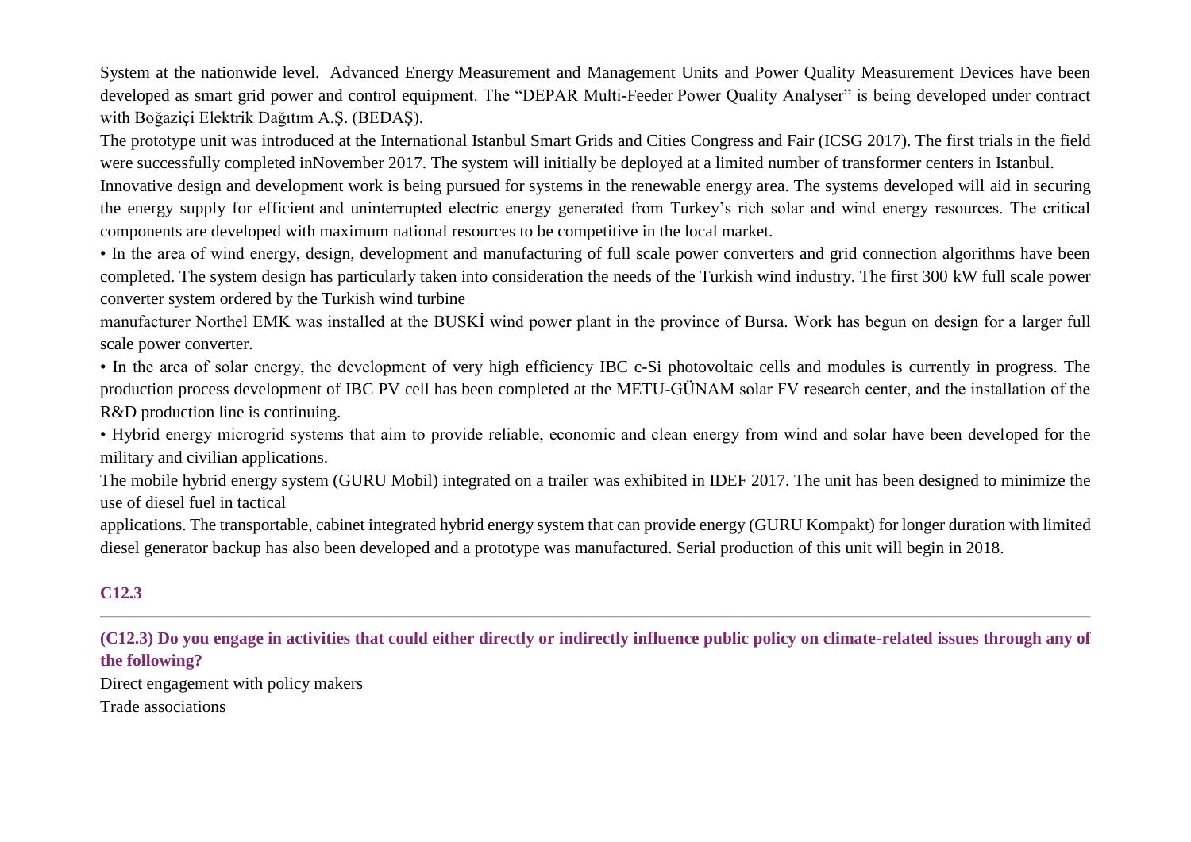System at the nationwide level. Advanced Energy Measurement and Management Units and Power Quality Measurement Devices have been developed as smart grid power and control equipment. The “DEPAR Multi-Feeder Power Quality Analyser” is being developed under contract with Boğaziçi Elektrik Dağıtım A.Ş. (BEDAŞ).

The prototype unit was introduced at the International Istanbul Smart Grids and Cities Congress and Fair (ICSG 2017). The first trials in the field were successfully completed inNovember 2017. The system will initially be deployed at a limited number of transformer centers in Istanbul.

Innovative design and development work is being pursued for systems in the renewable energy area. The systems developed will aid in securing the energy supply for efficient and uninterrupted electric energy generated from Turkey’s rich solar and wind energy resources. The critical components are developed with maximum national resources to be competitive in the local market.

• In the area of wind energy, design, development and manufacturing of full scale power converters and grid connection algorithms have been completed. The system design has particularly taken into consideration the needs of the Turkish wind industry. The first 300 kW full scale power converter system ordered by the Turkish wind turbine

manufacturer Northel EMK was installed at the BUSKİ wind power plant in the province of Bursa. Work has begun on design for a larger full scale power converter.

• In the area of solar energy, the development of very high efficiency IBC c-Si photovoltaic cells and modules is currently in progress. The production process development of IBC PV cell has been completed at the METU-GÜNAM solar FV research center, and the installation of the R&D production line is continuing.

• Hybrid energy microgrid systems that aim to provide reliable, economic and clean energy from wind and solar have been developed for the military and civilian applications.

The mobile hybrid energy system (GURU Mobil) integrated on a trailer was exhibited in IDEF 2017. The unit has been designed to minimize the use of diesel fuel in tactical

applications. The transportable, cabinet integrated hybrid energy system that can provide energy (GURU Kompakt) for longer duration with limited diesel generator backup has also been developed and a prototype was manufactured. Serial production of this unit will begin in 2018.

## C12.3

---

**(C12.3) Do you engage in activities that could either directly or indirectly influence public policy on climate-related issues through any of the following?**

Direct engagement with policy makers

Trade associations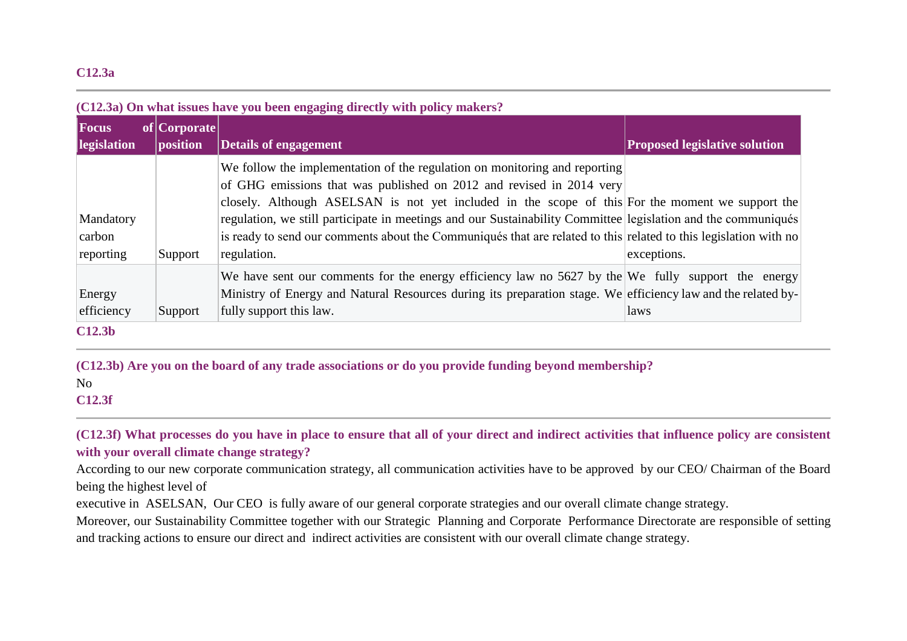### C12.3a

**(C12.3a) On what issues have you been engaging directly with policy makers?**

| Focus of legislation | Corporate position | Details of engagement | Proposed legislative solution |
|---|---|---|---|
| Mandatory carbon reporting | Support | We follow the implementation of the regulation on monitoring and reporting of GHG emissions that was published on 2012 and revised in 2014 very closely. Although ASELSAN is not yet included in the scope of this regulation, we still participate in meetings and our Sustainability Committee is ready to send our comments about the Communiqués that are related to this regulation. | For the moment we support the legislation and the communiqués related to this legislation with no exceptions. |
| Energy efficiency | Support | We have sent our comments for the energy efficiency law no 5627 by the Ministry of Energy and Natural Resources during its preparation stage. We fully support this law. | We fully support the energy efficiency law and the related by-laws |

### C12.3b

**(C12.3b) Are you on the board of any trade associations or do you provide funding beyond membership?**

No

### C12.3f

**(C12.3f) What processes do you have in place to ensure that all of your direct and indirect activities that influence policy are consistent with your overall climate change strategy?**

According to our new corporate communication strategy, all communication activities have to be approved by our CEO/ Chairman of the Board being the highest level of

executive in ASELSAN, Our CEO is fully aware of our general corporate strategies and our overall climate change strategy.

Moreover, our Sustainability Committee together with our Strategic Planning and Corporate Performance Directorate are responsible of setting and tracking actions to ensure our direct and indirect activities are consistent with our overall climate change strategy.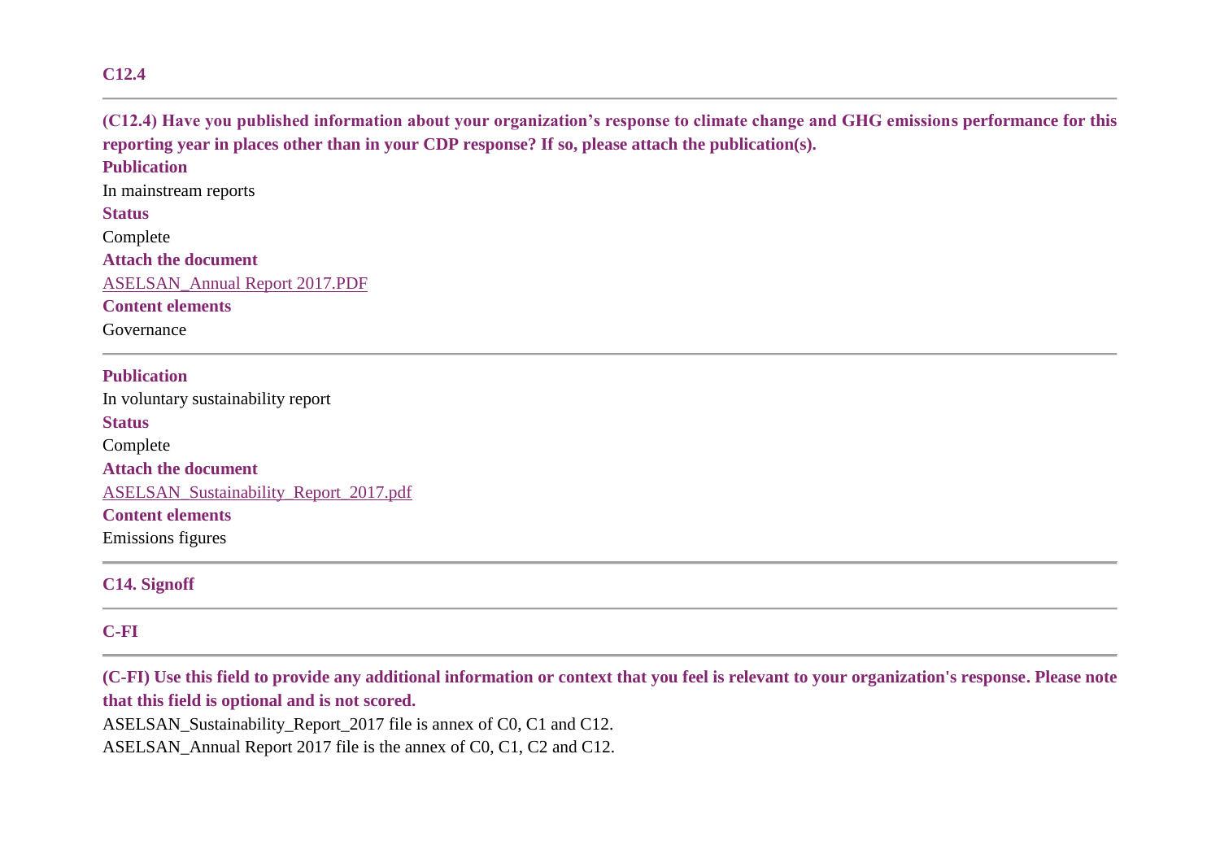## C12.4

**(C12.4) Have you published information about your organization's response to climate change and GHG emissions performance for this reporting year in places other than in your CDP response? If so, please attach the publication(s).**

**Publication**

In mainstream reports

**Status**

Complete

**Attach the document**

ASELSAN_Annual Report 2017.PDF

**Content elements**

Governance

---

**Publication**

In voluntary sustainability report

**Status**

Complete

**Attach the document**

ASELSAN_Sustainability_Report_2017.pdf

**Content elements**

Emissions figures

---

## C14. Signoff

---

## C-FI

---

**(C-FI) Use this field to provide any additional information or context that you feel is relevant to your organization's response. Please note that this field is optional and is not scored.**

ASELSAN_Sustainability_Report_2017 file is annex of C0, C1 and C12.
ASELSAN_Annual Report 2017 file is the annex of C0, C1, C2 and C12.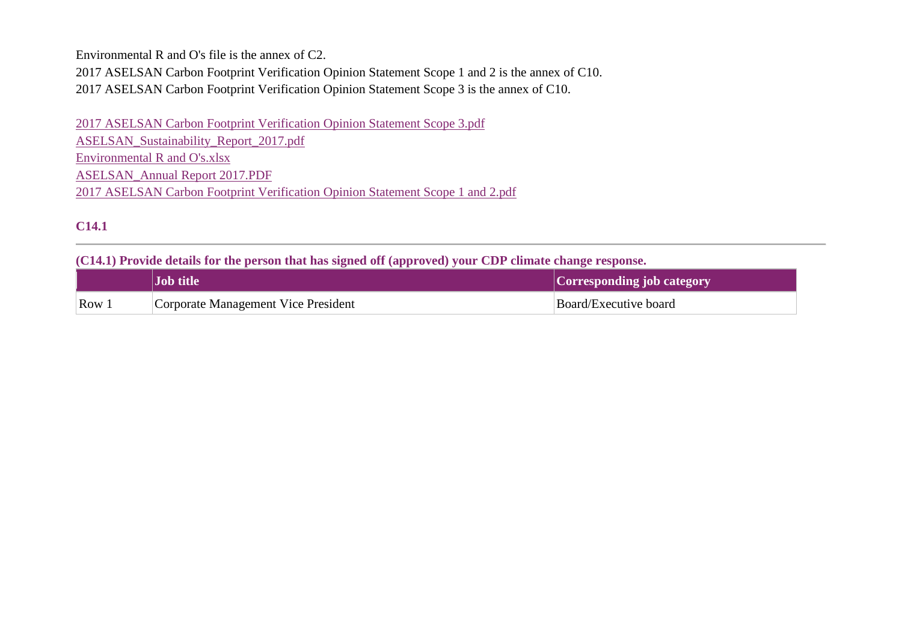Environmental R and O's file is the annex of C2.
2017 ASELSAN Carbon Footprint Verification Opinion Statement Scope 1 and 2 is the annex of C10.
2017 ASELSAN Carbon Footprint Verification Opinion Statement Scope 3 is the annex of C10.

2017 ASELSAN Carbon Footprint Verification Opinion Statement Scope 3.pdf
ASELSAN_Sustainability_Report_2017.pdf
Environmental R and O's.xlsx
ASELSAN_Annual Report 2017.PDF
2017 ASELSAN Carbon Footprint Verification Opinion Statement Scope 1 and 2.pdf

### C14.1

**(C14.1) Provide details for the person that has signed off (approved) your CDP climate change response.**

| | Job title | Corresponding job category |
|---|---|---|
| Row 1 | Corporate Management Vice President | Board/Executive board |